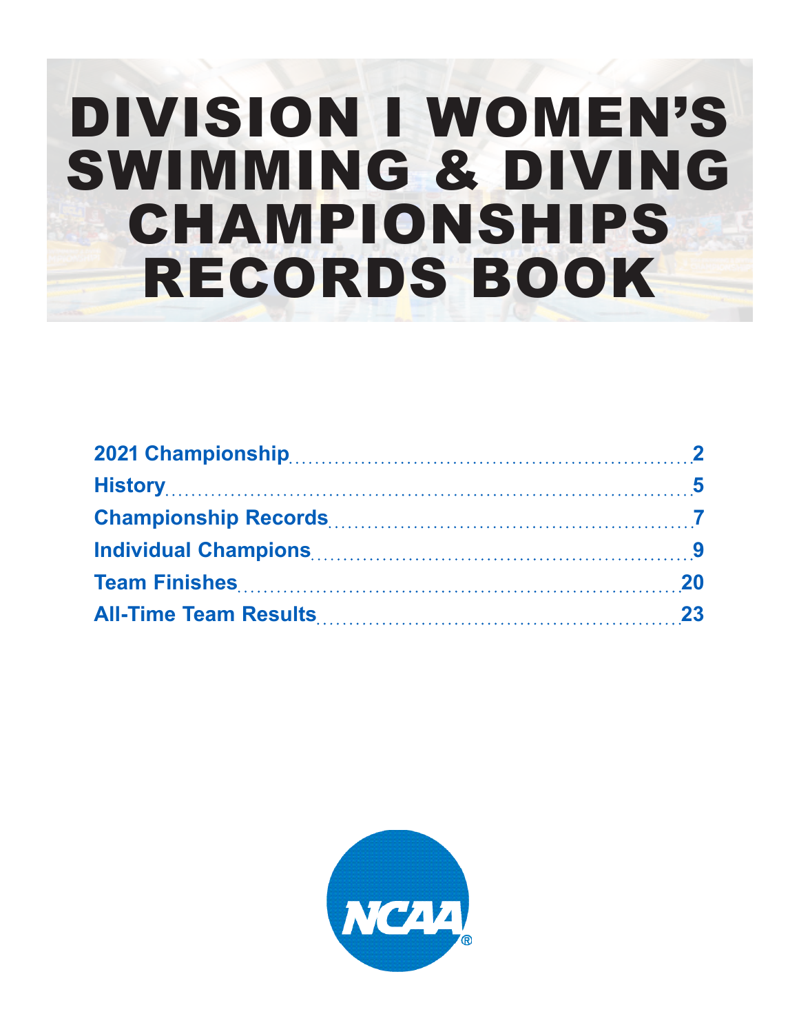# DIVISION I WOMEN'S SWIMMING & DIVING CHAMPIONSHIPS RECORDS BOOK

| | |
|---|---|
| 2021 Championship | 2 |
| History | 5 |
| Championship Records | 7 |
| Individual Champions | 9 |
| Team Finishes | 20 |
| All-Time Team Results | 23 |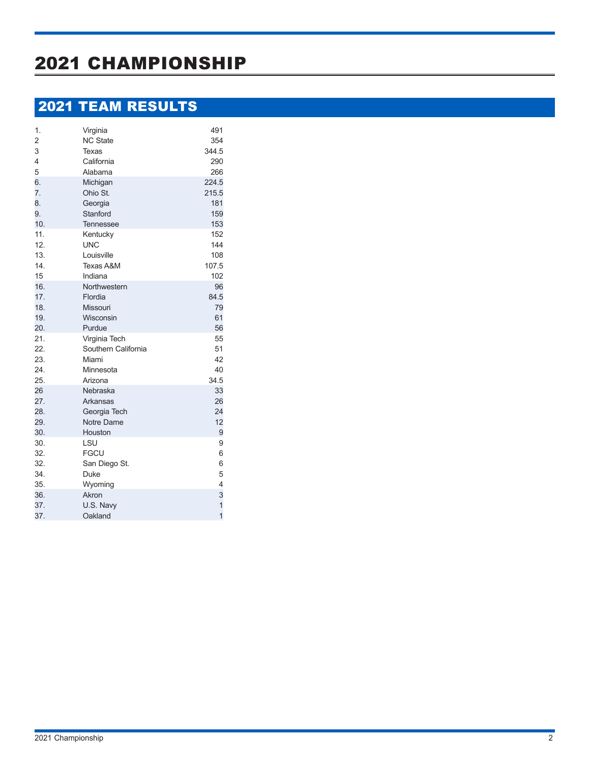# 2021 CHAMPIONSHIP

## 2021 TEAM RESULTS

| | | |
|---|---|---|
| 1. | Virginia | 491 |
| 2 | NC State | 354 |
| 3 | Texas | 344.5 |
| 4 | California | 290 |
| 5 | Alabama | 266 |
| 6. | Michigan | 224.5 |
| 7. | Ohio St. | 215.5 |
| 8. | Georgia | 181 |
| 9. | Stanford | 159 |
| 10. | Tennessee | 153 |
| 11. | Kentucky | 152 |
| 12. | UNC | 144 |
| 13. | Louisville | 108 |
| 14. | Texas A&M | 107.5 |
| 15 | Indiana | 102 |
| 16. | Northwestern | 96 |
| 17. | Flordia | 84.5 |
| 18. | Missouri | 79 |
| 19. | Wisconsin | 61 |
| 20. | Purdue | 56 |
| 21. | Virginia Tech | 55 |
| 22. | Southern California | 51 |
| 23. | Miami | 42 |
| 24. | Minnesota | 40 |
| 25. | Arizona | 34.5 |
| 26 | Nebraska | 33 |
| 27. | Arkansas | 26 |
| 28. | Georgia Tech | 24 |
| 29. | Notre Dame | 12 |
| 30. | Houston | 9 |
| 30. | LSU | 9 |
| 32. | FGCU | 6 |
| 32. | San Diego St. | 6 |
| 34. | Duke | 5 |
| 35. | Wyoming | 4 |
| 36. | Akron | 3 |
| 37. | U.S. Navy | 1 |
| 37. | Oakland | 1 |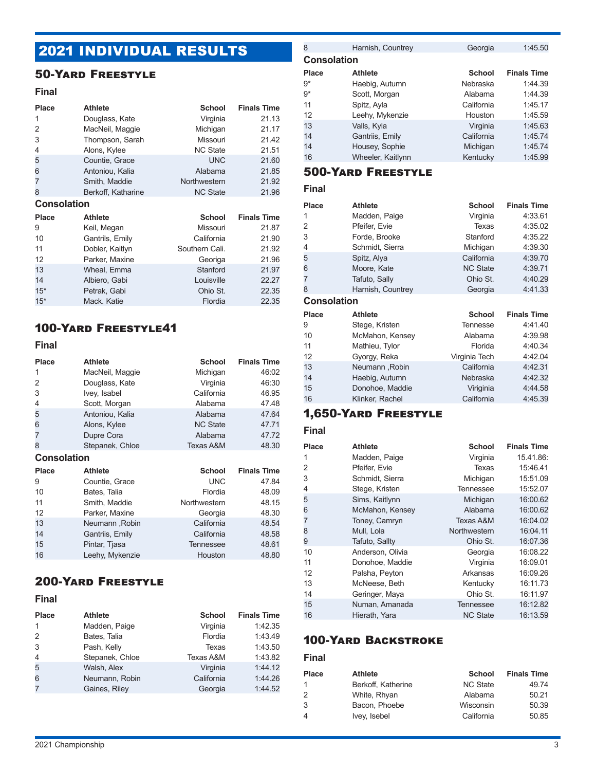# 2021 INDIVIDUAL RESULTS

## 50-Yard Freestyle

### Final

| Place | Athlete | School | Finals Time |
|---|---|---|---|
| 1 | Douglass, Kate | Virginia | 21.13 |
| 2 | MacNeil, Maggie | Michigan | 21.17 |
| 3 | Thompson, Sarah | Missouri | 21.42 |
| 4 | Alons, Kylee | NC State | 21.51 |
| 5 | Countie, Grace | UNC | 21.60 |
| 6 | Antoniou, Kalia | Alabama | 21.85 |
| 7 | Smith, Maddie | Northwestern | 21.92 |
| 8 | Berkoff, Katharine | NC State | 21.96 |

### Consolation

| Place | Athlete | School | Finals Time |
|---|---|---|---|
| 9 | Keil, Megan | Missouri | 21.87 |
| 10 | Gantrils, Emily | California | 21.90 |
| 11 | Dobler, Kaitlyn | Southern Cali. | 21.92 |
| 12 | Parker, Maxine | Georiga | 21.96 |
| 13 | Wheal, Emma | Stanford | 21.97 |
| 14 | Albiero, Gabi | Louisville | 22.27 |
| 15* | Petrak, Gabi | Ohio St. | 22.35 |
| 15* | Mack. Katie | Flordia | 22.35 |

## 100-Yard Freestyle41

### Final

| Place | Athlete | School | Finals Time |
|---|---|---|---|
| 1 | MacNeil, Maggie | Michigan | 46:02 |
| 2 | Douglass, Kate | Virginia | 46:30 |
| 3 | Ivey, Isabel | California | 46.95 |
| 4 | Scott, Morgan | Alabama | 47.48 |
| 5 | Antoniou, Kalia | Alabama | 47.64 |
| 6 | Alons, Kylee | NC State | 47.71 |
| 7 | Dupre Cora | Alabama | 47.72 |
| 8 | Stepanek, Chloe | Texas A&M | 48.30 |

### Consolation

| Place | Athlete | School | Finals Time |
|---|---|---|---|
| 9 | Countie, Grace | UNC | 47.84 |
| 10 | Bates, Talia | Flordia | 48.09 |
| 11 | Smith, Maddie | Northwestern | 48.15 |
| 12 | Parker, Maxine | Georgia | 48.30 |
| 13 | Neumann ,Robin | California | 48.54 |
| 14 | Gantriis, Emily | California | 48.58 |
| 15 | Pintar, Tjasa | Tennessee | 48.61 |
| 16 | Leehy, Mykenzie | Houston | 48.80 |

## 200-Yard Freestyle

### Final

| Place | Athlete | School | Finals Time |
|---|---|---|---|
| 1 | Madden, Paige | Virginia | 1:42.35 |
| 2 | Bates, Talia | Flordia | 1:43.49 |
| 3 | Pash, Kelly | Texas | 1:43.50 |
| 4 | Stepanek, Chloe | Texas A&M | 1:43.82 |
| 5 | Walsh, Alex | Virginia | 1:44.12 |
| 6 | Neumann, Robin | California | 1:44.26 |
| 7 | Gaines, Riley | Georgia | 1:44.52 |
| 8 | Harnish, Countrey | Georgia | 1:45.50 |

### Consolation

| Place | Athlete | School | Finals Time |
|---|---|---|---|
| 9* | Haebig, Autumn | Nebraska | 1:44.39 |
| 9* | Scott, Morgan | Alabama | 1:44.39 |
| 11 | Spitz, Ayla | California | 1:45.17 |
| 12 | Leehy, Mykenzie | Houston | 1:45.59 |
| 13 | Valls, Kyla | Virginia | 1:45.63 |
| 14 | Gantriis, Emily | California | 1:45.74 |
| 14 | Housey, Sophie | Michigan | 1:45.74 |
| 16 | Wheeler, Kaitlynn | Kentucky | 1:45.99 |

## 500-Yard Freestyle

### Final

| Place | Athlete | School | Finals Time |
|---|---|---|---|
| 1 | Madden, Paige | Virginia | 4:33.61 |
| 2 | Pfeifer, Evie | Texas | 4:35.02 |
| 3 | Forde, Brooke | Stanford | 4:35.22 |
| 4 | Schmidt, Sierra | Michigan | 4:39.30 |
| 5 | Spitz, Alya | California | 4:39.70 |
| 6 | Moore, Kate | NC State | 4:39.71 |
| 7 | Tafuto, Sally | Ohio St. | 4:40.29 |
| 8 | Harnish, Countrey | Georgia | 4:41.33 |

### Consolation

| Place | Athlete | School | Finals Time |
|---|---|---|---|
| 9 | Stege, Kristen | Tennesse | 4:41.40 |
| 10 | McMahon, Kensey | Alabama | 4:39.98 |
| 11 | Mathieu, Tylor | Florida | 4:40.34 |
| 12 | Gyorgy, Reka | Virginia Tech | 4:42.04 |
| 13 | Neumann ,Robin | California | 4:42.31 |
| 14 | Haebig, Autumn | Nebraska | 4:42.32 |
| 15 | Donohoe, Maddie | Viriginia | 4:44.58 |
| 16 | Klinker, Rachel | California | 4:45.39 |

## 1,650-Yard Freestyle

### Final

| Place | Athlete | School | Finals Time |
|---|---|---|---|
| 1 | Madden, Paige | Virginia | 15.41.86: |
| 2 | Pfeifer, Evie | Texas | 15:46.41 |
| 3 | Schmidt, Sierra | Michigan | 15:51.09 |
| 4 | Stege, Kristen | Tennessee | 15:52.07 |
| 5 | Sims, Kaitlynn | Michigan | 16:00.62 |
| 6 | McMahon, Kensey | Alabama | 16:00.62 |
| 7 | Toney, Camryn | Texas A&M | 16:04.02 |
| 8 | Mull, Lola | Northwestern | 16:04.11 |
| 9 | Tafuto, Sallty | Ohio St. | 16:07.36 |
| 10 | Anderson, Olivia | Georgia | 16:08.22 |
| 11 | Donohoe, Maddie | Virginia | 16:09.01 |
| 12 | Palsha, Peyton | Arkansas | 16:09.26 |
| 13 | McNeese, Beth | Kentucky | 16:11.73 |
| 14 | Geringer, Maya | Ohio St. | 16:11.97 |
| 15 | Numan, Amanada | Tennessee | 16:12.82 |
| 16 | Hierath, Yara | NC State | 16:13.59 |

## 100-Yard Backstroke

### Final

| Place | Athlete | School | Finals Time |
|---|---|---|---|
| 1 | Berkoff, Katherine | NC State | 49.74 |
| 2 | White, Rhyan | Alabama | 50.21 |
| 3 | Bacon, Phoebe | Wisconsin | 50.39 |
| 4 | Ivey, Isebel | California | 50.85 |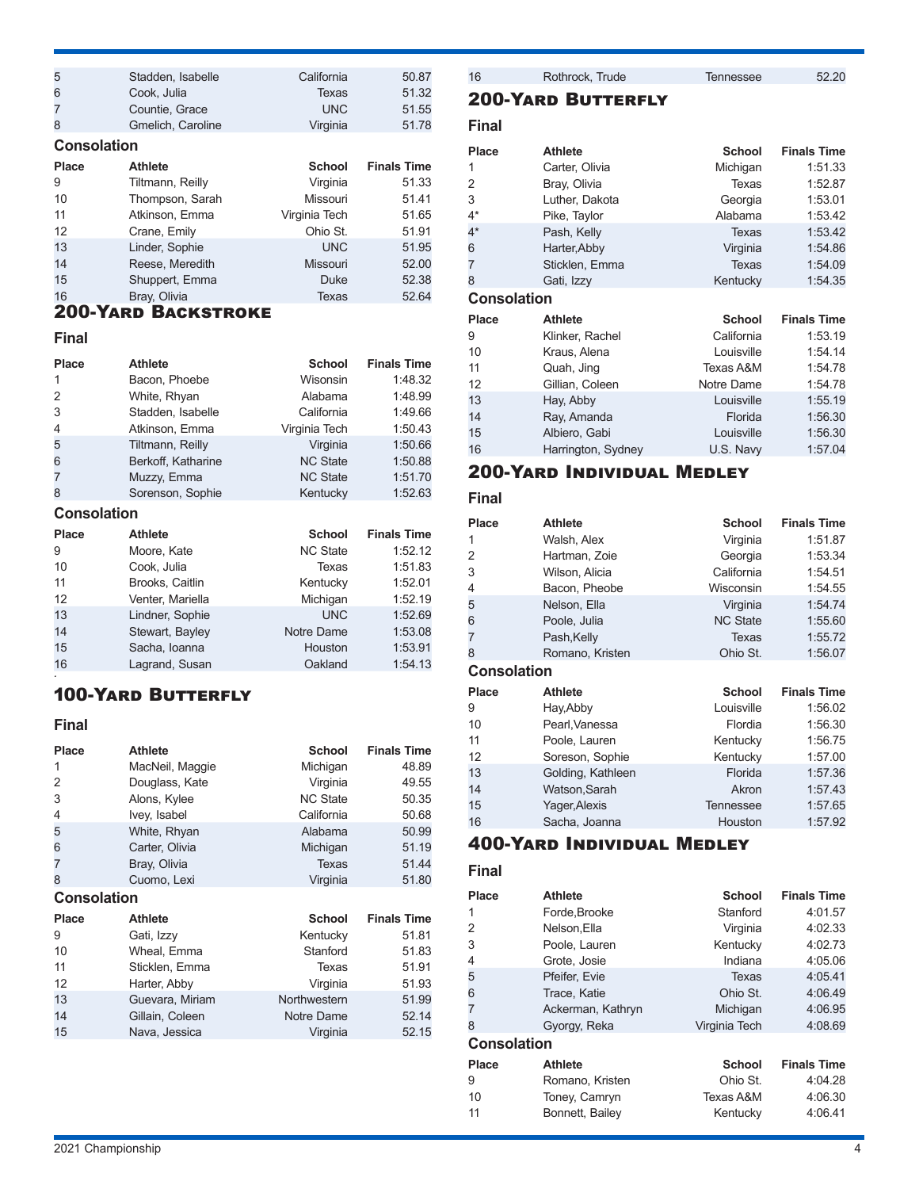| Place | Athlete | School | Finals Time |
|---|---|---|---|
| 5 | Stadden, Isabelle | California | 50.87 |
| 6 | Cook, Julia | Texas | 51.32 |
| 7 | Countie, Grace | UNC | 51.55 |
| 8 | Gmelich, Caroline | Virginia | 51.78 |

### Consolation

| Place | Athlete | School | Finals Time |
|---|---|---|---|
| 9 | Tiltmann, Reilly | Virginia | 51.33 |
| 10 | Thompson, Sarah | Missouri | 51.41 |
| 11 | Atkinson, Emma | Virginia Tech | 51.65 |
| 12 | Crane, Emily | Ohio St. | 51.91 |
| 13 | Linder, Sophie | UNC | 51.95 |
| 14 | Reese, Meredith | Missouri | 52.00 |
| 15 | Shuppert, Emma | Duke | 52.38 |
| 16 | Bray, Olivia | Texas | 52.64 |

## 200-Yard Backstroke

### Final

| Place | Athlete | School | Finals Time |
|---|---|---|---|
| 1 | Bacon, Phoebe | Wisonsin | 1:48.32 |
| 2 | White, Rhyan | Alabama | 1:48.99 |
| 3 | Stadden, Isabelle | California | 1:49.66 |
| 4 | Atkinson, Emma | Virginia Tech | 1:50.43 |
| 5 | Tiltmann, Reilly | Virginia | 1:50.66 |
| 6 | Berkoff, Katharine | NC State | 1:50.88 |
| 7 | Muzzy, Emma | NC State | 1:51.70 |
| 8 | Sorenson, Sophie | Kentucky | 1:52.63 |

### Consolation

| Place | Athlete | School | Finals Time |
|---|---|---|---|
| 9 | Moore, Kate | NC State | 1:52.12 |
| 10 | Cook, Julia | Texas | 1:51.83 |
| 11 | Brooks, Caitlin | Kentucky | 1:52.01 |
| 12 | Venter, Mariella | Michigan | 1:52.19 |
| 13 | Lindner, Sophie | UNC | 1:52.69 |
| 14 | Stewart, Bayley | Notre Dame | 1:53.08 |
| 15 | Sacha, Ioanna | Houston | 1:53.91 |
| 16 | Lagrand, Susan | Oakland | 1:54.13 |

## 100-Yard Butterfly

### Final

| Place | Athlete | School | Finals Time |
|---|---|---|---|
| 1 | MacNeil, Maggie | Michigan | 48.89 |
| 2 | Douglass, Kate | Virginia | 49.55 |
| 3 | Alons, Kylee | NC State | 50.35 |
| 4 | Ivey, Isabel | California | 50.68 |
| 5 | White, Rhyan | Alabama | 50.99 |
| 6 | Carter, Olivia | Michigan | 51.19 |
| 7 | Bray, Olivia | Texas | 51.44 |
| 8 | Cuomo, Lexi | Virginia | 51.80 |

### Consolation

| Place | Athlete | School | Finals Time |
|---|---|---|---|
| 9 | Gati, Izzy | Kentucky | 51.81 |
| 10 | Wheal, Emma | Stanford | 51.83 |
| 11 | Sticklen, Emma | Texas | 51.91 |
| 12 | Harter, Abby | Virginia | 51.93 |
| 13 | Guevara, Miriam | Northwestern | 51.99 |
| 14 | Gillain, Coleen | Notre Dame | 52.14 |
| 15 | Nava, Jessica | Virginia | 52.15 |
| 16 | Rothrock, Trude | Tennessee | 52.20 |

## 200-Yard Butterfly

### Final

| Place | Athlete | School | Finals Time |
|---|---|---|---|
| 1 | Carter, Olivia | Michigan | 1:51.33 |
| 2 | Bray, Olivia | Texas | 1:52.87 |
| 3 | Luther, Dakota | Georgia | 1:53.01 |
| 4* | Pike, Taylor | Alabama | 1:53.42 |
| 4* | Pash, Kelly | Texas | 1:53.42 |
| 6 | Harter,Abby | Virginia | 1:54.86 |
| 7 | Sticklen, Emma | Texas | 1:54.09 |
| 8 | Gati, Izzy | Kentucky | 1:54.35 |

### Consolation

| Place | Athlete | School | Finals Time |
|---|---|---|---|
| 9 | Klinker, Rachel | California | 1:53.19 |
| 10 | Kraus, Alena | Louisville | 1:54.14 |
| 11 | Quah, Jing | Texas A&M | 1:54.78 |
| 12 | Gillian, Coleen | Notre Dame | 1:54.78 |
| 13 | Hay, Abby | Louisville | 1:55.19 |
| 14 | Ray, Amanda | Florida | 1:56.30 |
| 15 | Albiero, Gabi | Louisville | 1:56.30 |
| 16 | Harrington, Sydney | U.S. Navy | 1:57.04 |

## 200-Yard Individual Medley

### Final

| Place | Athlete | School | Finals Time |
|---|---|---|---|
| 1 | Walsh, Alex | Virginia | 1:51.87 |
| 2 | Hartman, Zoie | Georgia | 1:53.34 |
| 3 | Wilson, Alicia | California | 1:54.51 |
| 4 | Bacon, Phoebe | Wisconsin | 1:54.55 |
| 5 | Nelson, Ella | Virginia | 1:54.74 |
| 6 | Poole, Julia | NC State | 1:55.60 |
| 7 | Pash,Kelly | Texas | 1:55.72 |
| 8 | Romano, Kristen | Ohio St. | 1:56.07 |

### Consolation

| Place | Athlete | School | Finals Time |
|---|---|---|---|
| 9 | Hay,Abby | Louisville | 1:56.02 |
| 10 | Pearl,Vanessa | Flordia | 1:56.30 |
| 11 | Poole, Lauren | Kentucky | 1:56.75 |
| 12 | Soreson, Sophie | Kentucky | 1:57.00 |
| 13 | Golding, Kathleen | Florida | 1:57.36 |
| 14 | Watson,Sarah | Akron | 1:57.43 |
| 15 | Yager,Alexis | Tennessee | 1:57.65 |
| 16 | Sacha, Joanna | Houston | 1:57.92 |

## 400-Yard Individual Medley

### Final

| Place | Athlete | School | Finals Time |
|---|---|---|---|
| 1 | Forde,Brooke | Stanford | 4:01.57 |
| 2 | Nelson,Ella | Virginia | 4:02.33 |
| 3 | Poole, Lauren | Kentucky | 4:02.73 |
| 4 | Grote, Josie | Indiana | 4:05.06 |
| 5 | Pfeifer, Evie | Texas | 4:05.41 |
| 6 | Trace, Katie | Ohio St. | 4:06.49 |
| 7 | Ackerman, Kathryn | Michigan | 4:06.95 |
| 8 | Gyorgy, Reka | Virginia Tech | 4:08.69 |

### Consolation

| Place | Athlete | School | Finals Time |
|---|---|---|---|
| 9 | Romano, Kristen | Ohio St. | 4:04.28 |
| 10 | Toney, Camryn | Texas A&M | 4:06.30 |
| 11 | Bonnett, Bailey | Kentucky | 4:06.41 |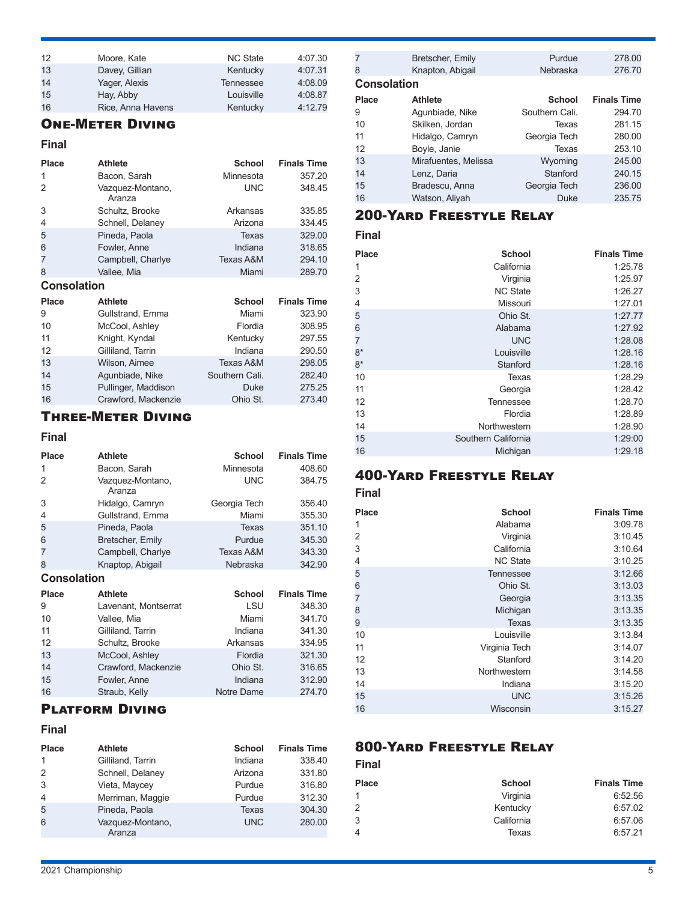| Place | Athlete | School | Finals Time |
|---|---|---|---|
| 12 | Moore, Kate | NC State | 4:07.30 |
| 13 | Davey, Gillian | Kentucky | 4:07.31 |
| 14 | Yager, Alexis | Tennessee | 4:08.09 |
| 15 | Hay, Abby | Louisville | 4:08.87 |
| 16 | Rice, Anna Havens | Kentucky | 4:12.79 |

## One-Meter Diving

### Final

| Place | Athlete | School | Finals Time |
|---|---|---|---|
| 1 | Bacon, Sarah | Minnesota | 357.20 |
| 2 | Vazquez-Montano, Aranza | UNC | 348.45 |
| 3 | Schultz, Brooke | Arkansas | 335.85 |
| 4 | Schnell, Delaney | Arizona | 334.45 |
| 5 | Pineda, Paola | Texas | 329.00 |
| 6 | Fowler, Anne | Indiana | 318.65 |
| 7 | Campbell, Charlye | Texas A&M | 294.10 |
| 8 | Vallee, Mia | Miami | 289.70 |

### Consolation

| Place | Athlete | School | Finals Time |
|---|---|---|---|
| 9 | Gullstrand, Emma | Miami | 323.90 |
| 10 | McCool, Ashley | Flordia | 308.95 |
| 11 | Knight, Kyndal | Kentucky | 297.55 |
| 12 | Gilliland, Tarrin | Indiana | 290.50 |
| 13 | Wilson, Aimee | Texas A&M | 298.05 |
| 14 | Agunbiade, Nike | Southern Cali. | 282.40 |
| 15 | Pullinger, Maddison | Duke | 275.25 |
| 16 | Crawford, Mackenzie | Ohio St. | 273.40 |

## Three-Meter Diving

### Final

| Place | Athlete | School | Finals Time |
|---|---|---|---|
| 1 | Bacon, Sarah | Minnesota | 408.60 |
| 2 | Vazquez-Montano, Aranza | UNC | 384.75 |
| 3 | Hidalgo, Camryn | Georgia Tech | 356.40 |
| 4 | Gullstrand, Emma | Miami | 355.30 |
| 5 | Pineda, Paola | Texas | 351.10 |
| 6 | Bretscher, Emily | Purdue | 345.30 |
| 7 | Campbell, Charlye | Texas A&M | 343.30 |
| 8 | Knaptop, Abigail | Nebraska | 342.90 |

### Consolation

| Place | Athlete | School | Finals Time |
|---|---|---|---|
| 9 | Lavenant, Montserrat | LSU | 348.30 |
| 10 | Vallee, Mia | Miami | 341.70 |
| 11 | Gilliland, Tarrin | Indiana | 341.30 |
| 12 | Schultz, Brooke | Arkansas | 334.95 |
| 13 | McCool, Ashley | Flordia | 321.30 |
| 14 | Crawford, Mackenzie | Ohio St. | 316.65 |
| 15 | Fowler, Anne | Indiana | 312.90 |
| 16 | Straub, Kelly | Notre Dame | 274.70 |

## Platform Diving

### Final

| Place | Athlete | School | Finals Time |
|---|---|---|---|
| 1 | Gilliland, Tarrin | Indiana | 338.40 |
| 2 | Schnell, Delaney | Arizona | 331.80 |
| 3 | Vieta, Maycey | Purdue | 316.80 |
| 4 | Merriman, Maggie | Purdue | 312.30 |
| 5 | Pineda, Paola | Texas | 304.30 |
| 6 | Vazquez-Montano, Aranza | UNC | 280.00 |
| 7 | Bretscher, Emily | Purdue | 278.00 |
| 8 | Knapton, Abigail | Nebraska | 276.70 |

### Consolation

| Place | Athlete | School | Finals Time |
|---|---|---|---|
| 9 | Agunbiade, Nike | Southern Cali. | 294.70 |
| 10 | Skilken, Jordan | Texas | 281.15 |
| 11 | Hidalgo, Camryn | Georgia Tech | 280.00 |
| 12 | Boyle, Janie | Texas | 253.10 |
| 13 | Mirafuentes, Melissa | Wyoming | 245.00 |
| 14 | Lenz, Daria | Stanford | 240.15 |
| 15 | Bradescu, Anna | Georgia Tech | 236.00 |
| 16 | Watson, Aliyah | Duke | 235.75 |

## 200-Yard Freestyle Relay

### Final

| Place | School | Finals Time |
|---|---|---|
| 1 | California | 1:25.78 |
| 2 | Virginia | 1:25.97 |
| 3 | NC State | 1:26.27 |
| 4 | Missouri | 1:27.01 |
| 5 | Ohio St. | 1:27.77 |
| 6 | Alabama | 1:27.92 |
| 7 | UNC | 1:28.08 |
| 8* | Louisville | 1:28.16 |
| 8* | Stanford | 1:28.16 |
| 10 | Texas | 1:28.29 |
| 11 | Georgia | 1:28.42 |
| 12 | Tennessee | 1:28.70 |
| 13 | Flordia | 1:28.89 |
| 14 | Northwestern | 1:28.90 |
| 15 | Southern California | 1:29:00 |
| 16 | Michigan | 1:29.18 |

## 400-Yard Freestyle Relay

### Final

| Place | School | Finals Time |
|---|---|---|
| 1 | Alabama | 3:09.78 |
| 2 | Virginia | 3:10.45 |
| 3 | California | 3:10.64 |
| 4 | NC State | 3:10.25 |
| 5 | Tennessee | 3:12.66 |
| 6 | Ohio St. | 3:13.03 |
| 7 | Georgia | 3:13.35 |
| 8 | Michigan | 3:13.35 |
| 9 | Texas | 3:13.35 |
| 10 | Louisville | 3:13.84 |
| 11 | Virginia Tech | 3:14.07 |
| 12 | Stanford | 3:14.20 |
| 13 | Northwestern | 3:14.58 |
| 14 | Indiana | 3:15.20 |
| 15 | UNC | 3:15.26 |
| 16 | Wisconsin | 3:15.27 |

## 800-Yard Freestyle Relay

### Final

| Place | School | Finals Time |
|---|---|---|
| 1 | Virginia | 6:52.56 |
| 2 | Kentucky | 6:57.02 |
| 3 | California | 6:57.06 |
| 4 | Texas | 6:57.21 |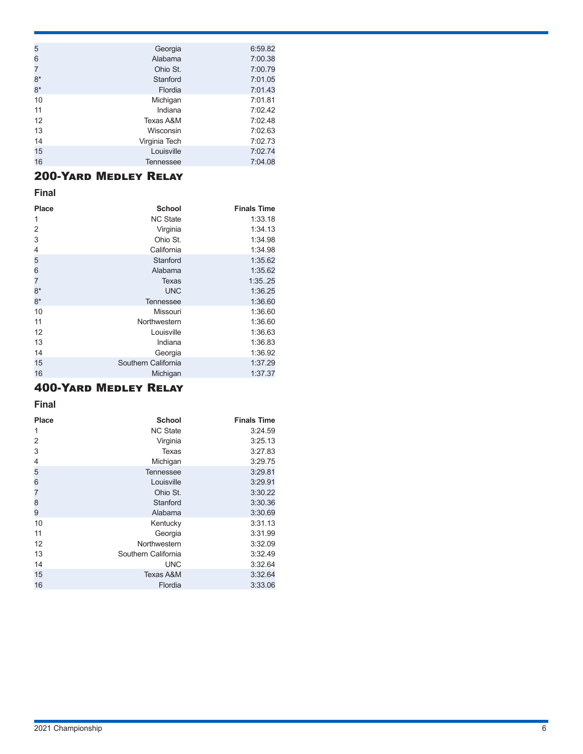| | | |
|---|---|---|
| 5 | Georgia | 6:59.82 |
| 6 | Alabama | 7:00.38 |
| 7 | Ohio St. | 7:00.79 |
| 8* | Stanford | 7:01.05 |
| 8* | Flordia | 7:01.43 |
| 10 | Michigan | 7:01.81 |
| 11 | Indiana | 7:02.42 |
| 12 | Texas A&M | 7:02.48 |
| 13 | Wisconsin | 7:02.63 |
| 14 | Virginia Tech | 7:02.73 |
| 15 | Louisville | 7:02.74 |
| 16 | Tennessee | 7:04.08 |

## 200-Yard Medley Relay

### Final

| Place | School | Finals Time |
|---|---|---|
| 1 | NC State | 1:33.18 |
| 2 | Virginia | 1:34.13 |
| 3 | Ohio St. | 1:34.98 |
| 4 | California | 1:34.98 |
| 5 | Stanford | 1:35.62 |
| 6 | Alabama | 1:35.62 |
| 7 | Texas | 1:35..25 |
| 8* | UNC | 1:36.25 |
| 8* | Tennessee | 1:36.60 |
| 10 | Missouri | 1:36.60 |
| 11 | Northwestern | 1:36.60 |
| 12 | Louisville | 1:36.63 |
| 13 | Indiana | 1:36.83 |
| 14 | Georgia | 1:36.92 |
| 15 | Southern California | 1:37.29 |
| 16 | Michigan | 1:37.37 |

## 400-Yard Medley Relay

### Final

| Place | School | Finals Time |
|---|---|---|
| 1 | NC State | 3:24.59 |
| 2 | Virginia | 3:25.13 |
| 3 | Texas | 3:27.83 |
| 4 | Michigan | 3:29.75 |
| 5 | Tennessee | 3:29.81 |
| 6 | Louisville | 3:29.91 |
| 7 | Ohio St. | 3:30.22 |
| 8 | Stanford | 3:30.36 |
| 9 | Alabama | 3:30.69 |
| 10 | Kentucky | 3:31.13 |
| 11 | Georgia | 3:31.99 |
| 12 | Northwestern | 3:32.09 |
| 13 | Southern California | 3:32.49 |
| 14 | UNC | 3:32.64 |
| 15 | Texas A&M | 3:32.64 |
| 16 | Flordia | 3:33.06 |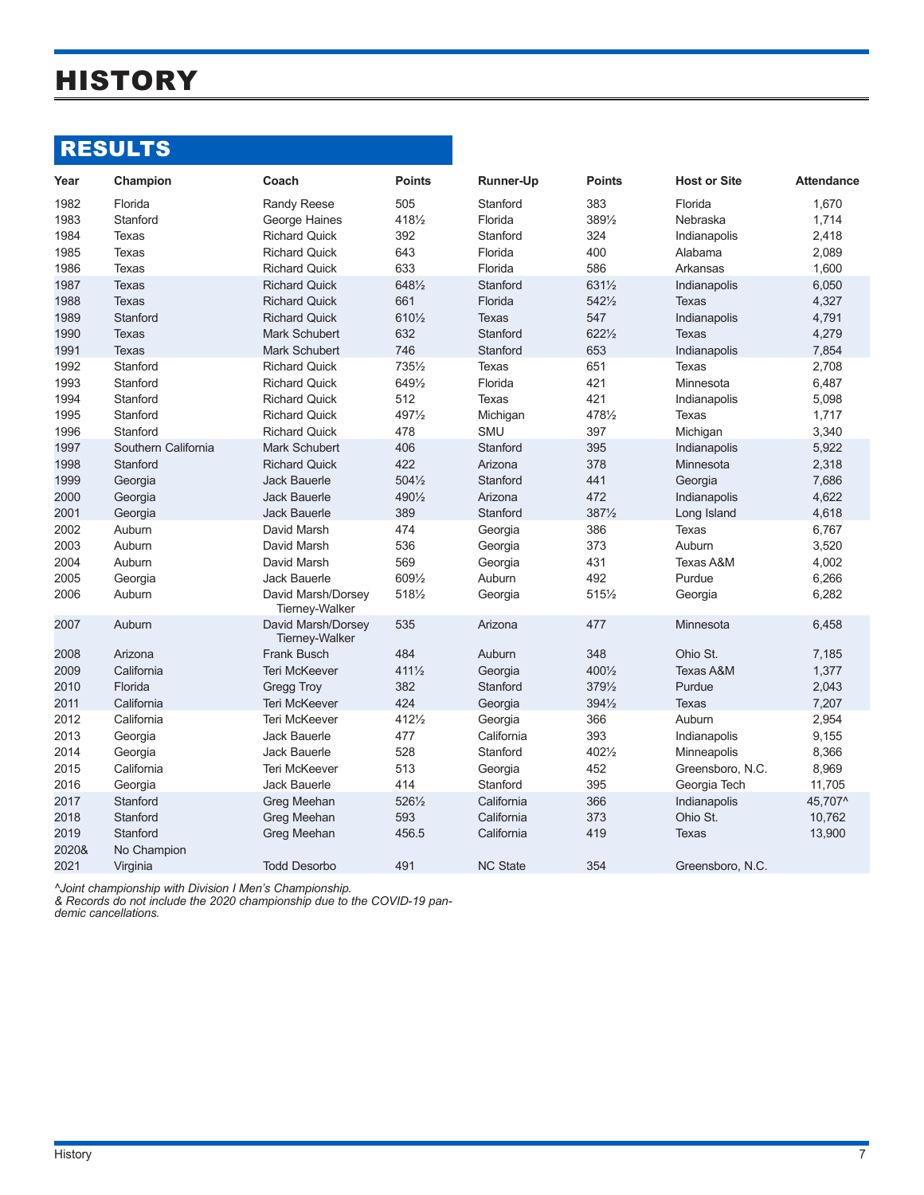# HISTORY

## RESULTS

| Year | Champion | Coach | Points | Runner-Up | Points | Host or Site | Attendance |
|---|---|---|---|---|---|---|---|
| 1982 | Florida | Randy Reese | 505 | Stanford | 383 | Florida | 1,670 |
| 1983 | Stanford | George Haines | 418½ | Florida | 389½ | Nebraska | 1,714 |
| 1984 | Texas | Richard Quick | 392 | Stanford | 324 | Indianapolis | 2,418 |
| 1985 | Texas | Richard Quick | 643 | Florida | 400 | Alabama | 2,089 |
| 1986 | Texas | Richard Quick | 633 | Florida | 586 | Arkansas | 1,600 |
| 1987 | Texas | Richard Quick | 648½ | Stanford | 631½ | Indianapolis | 6,050 |
| 1988 | Texas | Richard Quick | 661 | Florida | 542½ | Texas | 4,327 |
| 1989 | Stanford | Richard Quick | 610½ | Texas | 547 | Indianapolis | 4,791 |
| 1990 | Texas | Mark Schubert | 632 | Stanford | 622½ | Texas | 4,279 |
| 1991 | Texas | Mark Schubert | 746 | Stanford | 653 | Indianapolis | 7,854 |
| 1992 | Stanford | Richard Quick | 735½ | Texas | 651 | Texas | 2,708 |
| 1993 | Stanford | Richard Quick | 649½ | Florida | 421 | Minnesota | 6,487 |
| 1994 | Stanford | Richard Quick | 512 | Texas | 421 | Indianapolis | 5,098 |
| 1995 | Stanford | Richard Quick | 497½ | Michigan | 478½ | Texas | 1,717 |
| 1996 | Stanford | Richard Quick | 478 | SMU | 397 | Michigan | 3,340 |
| 1997 | Southern California | Mark Schubert | 406 | Stanford | 395 | Indianapolis | 5,922 |
| 1998 | Stanford | Richard Quick | 422 | Arizona | 378 | Minnesota | 2,318 |
| 1999 | Georgia | Jack Bauerle | 504½ | Stanford | 441 | Georgia | 7,686 |
| 2000 | Georgia | Jack Bauerle | 490½ | Arizona | 472 | Indianapolis | 4,622 |
| 2001 | Georgia | Jack Bauerle | 389 | Stanford | 387½ | Long Island | 4,618 |
| 2002 | Auburn | David Marsh | 474 | Georgia | 386 | Texas | 6,767 |
| 2003 | Auburn | David Marsh | 536 | Georgia | 373 | Auburn | 3,520 |
| 2004 | Auburn | David Marsh | 569 | Georgia | 431 | Texas A&M | 4,002 |
| 2005 | Georgia | Jack Bauerle | 609½ | Auburn | 492 | Purdue | 6,266 |
| 2006 | Auburn | David Marsh/Dorsey Tierney-Walker | 518½ | Georgia | 515½ | Georgia | 6,282 |
| 2007 | Auburn | David Marsh/Dorsey Tierney-Walker | 535 | Arizona | 477 | Minnesota | 6,458 |
| 2008 | Arizona | Frank Busch | 484 | Auburn | 348 | Ohio St. | 7,185 |
| 2009 | California | Teri McKeever | 411½ | Georgia | 400½ | Texas A&M | 1,377 |
| 2010 | Florida | Gregg Troy | 382 | Stanford | 379½ | Purdue | 2,043 |
| 2011 | California | Teri McKeever | 424 | Georgia | 394½ | Texas | 7,207 |
| 2012 | California | Teri McKeever | 412½ | Georgia | 366 | Auburn | 2,954 |
| 2013 | Georgia | Jack Bauerle | 477 | California | 393 | Indianapolis | 9,155 |
| 2014 | Georgia | Jack Bauerle | 528 | Stanford | 402½ | Minneapolis | 8,366 |
| 2015 | California | Teri McKeever | 513 | Georgia | 452 | Greensboro, N.C. | 8,969 |
| 2016 | Georgia | Jack Bauerle | 414 | Stanford | 395 | Georgia Tech | 11,705 |
| 2017 | Stanford | Greg Meehan | 526½ | California | 366 | Indianapolis | 45,707^ |
| 2018 | Stanford | Greg Meehan | 593 | California | 373 | Ohio St. | 10,762 |
| 2019 | Stanford | Greg Meehan | 456.5 | California | 419 | Texas | 13,900 |
| 2020& | No Champion | | | | | | |
| 2021 | Virginia | Todd Desorbo | 491 | NC State | 354 | Greensboro, N.C. | |

*^Joint championship with Division I Men's Championship.*
*& Records do not include the 2020 championship due to the COVID-19 pandemic cancellations.*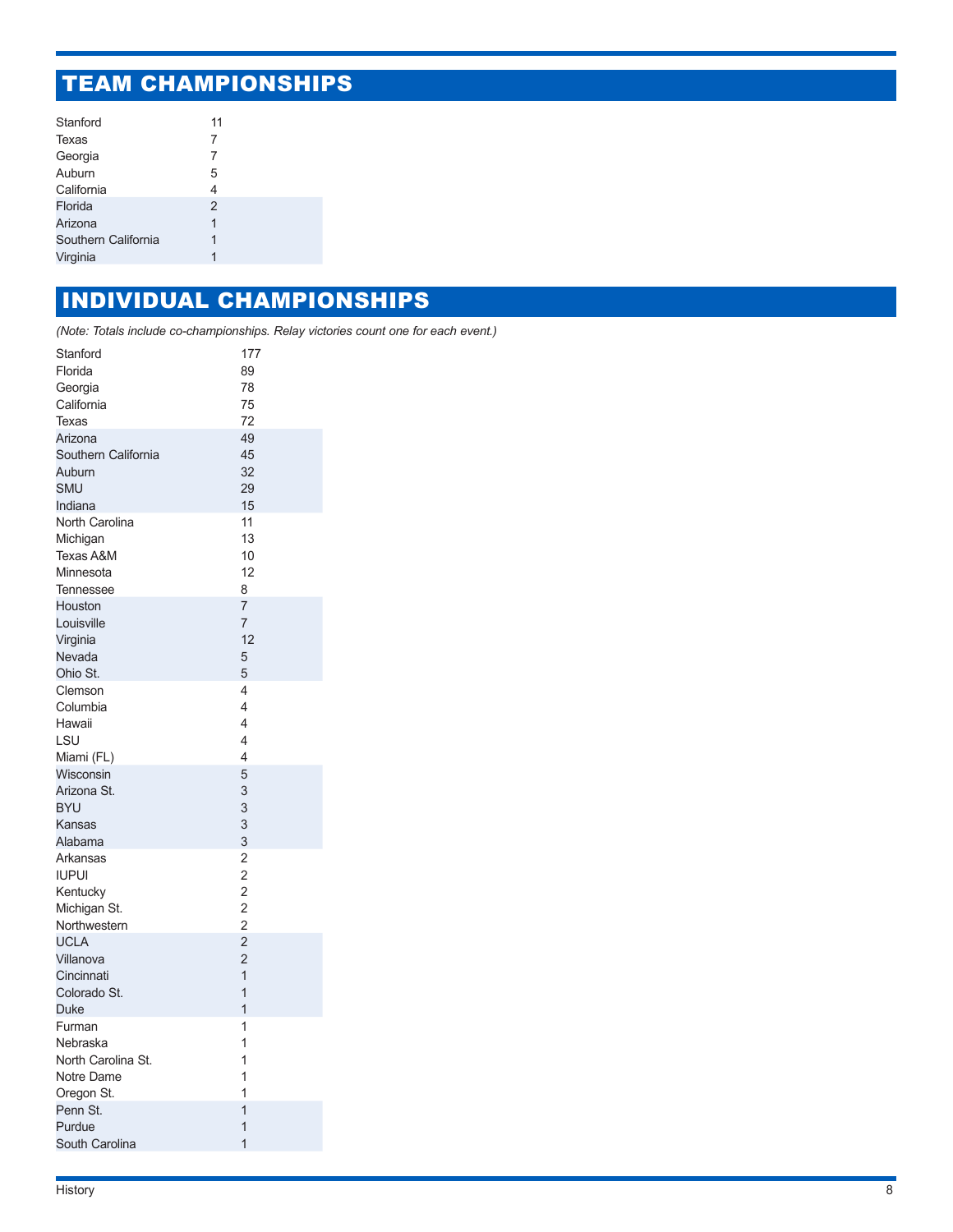# TEAM CHAMPIONSHIPS

| | |
|---|---|
| Stanford | 11 |
| Texas | 7 |
| Georgia | 7 |
| Auburn | 5 |
| California | 4 |
| Florida | 2 |
| Arizona | 1 |
| Southern California | 1 |
| Virginia | 1 |

# INDIVIDUAL CHAMPIONSHIPS

*(Note: Totals include co-championships. Relay victories count one for each event.)*

| | |
|---|---|
| Stanford | 177 |
| Florida | 89 |
| Georgia | 78 |
| California | 75 |
| Texas | 72 |
| Arizona | 49 |
| Southern California | 45 |
| Auburn | 32 |
| SMU | 29 |
| Indiana | 15 |
| North Carolina | 11 |
| Michigan | 13 |
| Texas A&M | 10 |
| Minnesota | 12 |
| Tennessee | 8 |
| Houston | 7 |
| Louisville | 7 |
| Virginia | 12 |
| Nevada | 5 |
| Ohio St. | 5 |
| Clemson | 4 |
| Columbia | 4 |
| Hawaii | 4 |
| LSU | 4 |
| Miami (FL) | 4 |
| Wisconsin | 5 |
| Arizona St. | 3 |
| BYU | 3 |
| Kansas | 3 |
| Alabama | 3 |
| Arkansas | 2 |
| IUPUI | 2 |
| Kentucky | 2 |
| Michigan St. | 2 |
| Northwestern | 2 |
| UCLA | 2 |
| Villanova | 2 |
| Cincinnati | 1 |
| Colorado St. | 1 |
| Duke | 1 |
| Furman | 1 |
| Nebraska | 1 |
| North Carolina St. | 1 |
| Notre Dame | 1 |
| Oregon St. | 1 |
| Penn St. | 1 |
| Purdue | 1 |
| South Carolina | 1 |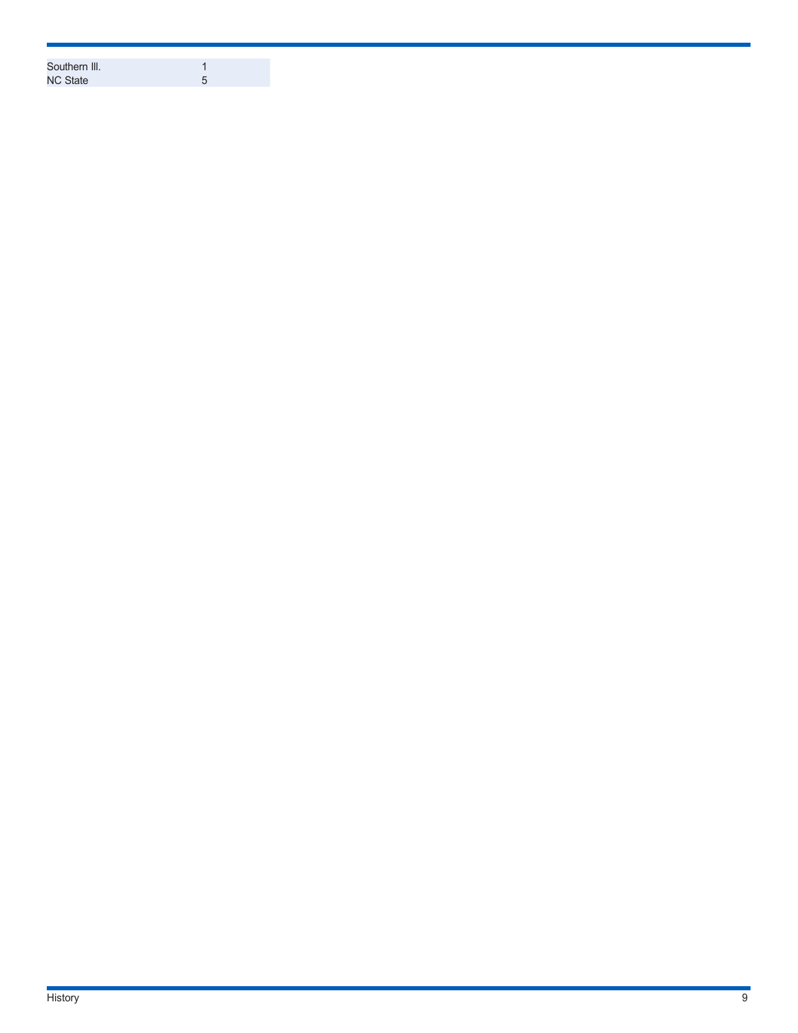| | |
|---|---|
| Southern Ill. | 1 |
| NC State | 5 |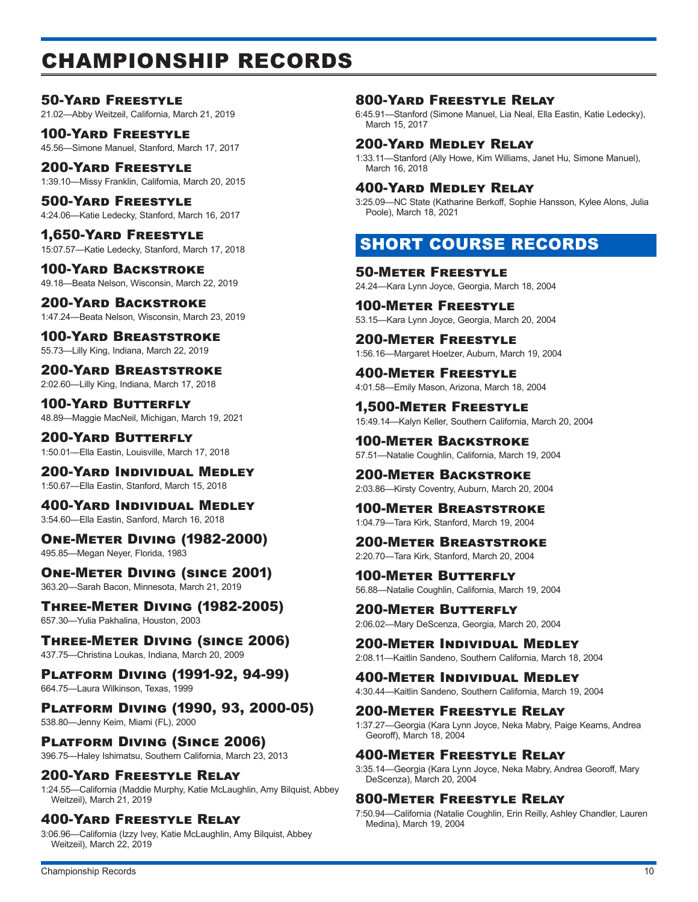# CHAMPIONSHIP RECORDS

### 50-Yard Freestyle
21.02—Abby Weitzeil, California, March 21, 2019

### 100-Yard Freestyle
45.56—Simone Manuel, Stanford, March 17, 2017

### 200-Yard Freestyle
1:39.10—Missy Franklin, California, March 20, 2015

### 500-Yard Freestyle
4:24.06—Katie Ledecky, Stanford, March 16, 2017

### 1,650-Yard Freestyle
15:07.57—Katie Ledecky, Stanford, March 17, 2018

### 100-Yard Backstroke
49.18—Beata Nelson, Wisconsin, March 22, 2019

### 200-Yard Backstroke
1:47.24—Beata Nelson, Wisconsin, March 23, 2019

### 100-Yard Breaststroke
55.73—Lilly King, Indiana, March 22, 2019

### 200-Yard Breaststroke
2:02.60—Lilly King, Indiana, March 17, 2018

### 100-Yard Butterfly
48.89—Maggie MacNeil, Michigan, March 19, 2021

### 200-Yard Butterfly
1:50.01—Ella Eastin, Louisville, March 17, 2018

### 200-Yard Individual Medley
1:50.67—Ella Eastin, Stanford, March 15, 2018

### 400-Yard Individual Medley
3:54.60—Ella Eastin, Sanford, March 16, 2018

### One-Meter Diving (1982-2000)
495.85—Megan Neyer, Florida, 1983

### One-Meter Diving (since 2001)
363.20—Sarah Bacon, Minnesota, March 21, 2019

### Three-Meter Diving (1982-2005)
657.30—Yulia Pakhalina, Houston, 2003

### Three-Meter Diving (since 2006)
437.75—Christina Loukas, Indiana, March 20, 2009

### Platform Diving (1991-92, 94-99)
664.75—Laura Wilkinson, Texas, 1999

### Platform Diving (1990, 93, 2000-05)
538.80—Jenny Keim, Miami (FL), 2000

### Platform Diving (Since 2006)
396.75—Haley Ishimatsu, Southern California, March 23, 2013

### 200-Yard Freestyle Relay
1:24.55—California (Maddie Murphy, Katie McLaughlin, Amy Bilquist, Abbey Weitzeil), March 21, 2019

### 400-Yard Freestyle Relay
3:06.96—California (Izzy Ivey, Katie McLaughlin, Amy Bilquist, Abbey Weitzeil), March 22, 2019

### 800-Yard Freestyle Relay
6:45.91—Stanford (Simone Manuel, Lia Neal, Ella Eastin, Katie Ledecky), March 15, 2017

### 200-Yard Medley Relay
1:33.11—Stanford (Ally Howe, Kim Williams, Janet Hu, Simone Manuel), March 16, 2018

### 400-Yard Medley Relay
3:25.09—NC State (Katharine Berkoff, Sophie Hansson, Kylee Alons, Julia Poole), March 18, 2021

## SHORT COURSE RECORDS

### 50-Meter Freestyle
24.24—Kara Lynn Joyce, Georgia, March 18, 2004

### 100-Meter Freestyle
53.15—Kara Lynn Joyce, Georgia, March 20, 2004

### 200-Meter Freestyle
1:56.16—Margaret Hoelzer, Auburn, March 19, 2004

### 400-Meter Freestyle
4:01.58—Emily Mason, Arizona, March 18, 2004

### 1,500-Meter Freestyle
15:49.14—Kalyn Keller, Southern California, March 20, 2004

### 100-Meter Backstroke
57.51—Natalie Coughlin, California, March 19, 2004

### 200-Meter Backstroke
2:03.86—Kirsty Coventry, Auburn, March 20, 2004

### 100-Meter Breaststroke
1:04.79—Tara Kirk, Stanford, March 19, 2004

### 200-Meter Breaststroke
2:20.70—Tara Kirk, Stanford, March 20, 2004

### 100-Meter Butterfly
56.88—Natalie Coughlin, California, March 19, 2004

### 200-Meter Butterfly
2:06.02—Mary DeScenza, Georgia, March 20, 2004

### 200-Meter Individual Medley
2:08.11—Kaitlin Sandeno, Southern California, March 18, 2004

### 400-Meter Individual Medley
4:30.44—Kaitlin Sandeno, Southern California, March 19, 2004

### 200-Meter Freestyle Relay
1:37.27—Georgia (Kara Lynn Joyce, Neka Mabry, Paige Kearns, Andrea Georoff), March 18, 2004

### 400-Meter Freestyle Relay
3:35.14—Georgia (Kara Lynn Joyce, Neka Mabry, Andrea Georoff, Mary DeScenza), March 20, 2004

### 800-Meter Freestyle Relay
7:50.94—California (Natalie Coughlin, Erin Reilly, Ashley Chandler, Lauren Medina), March 19, 2004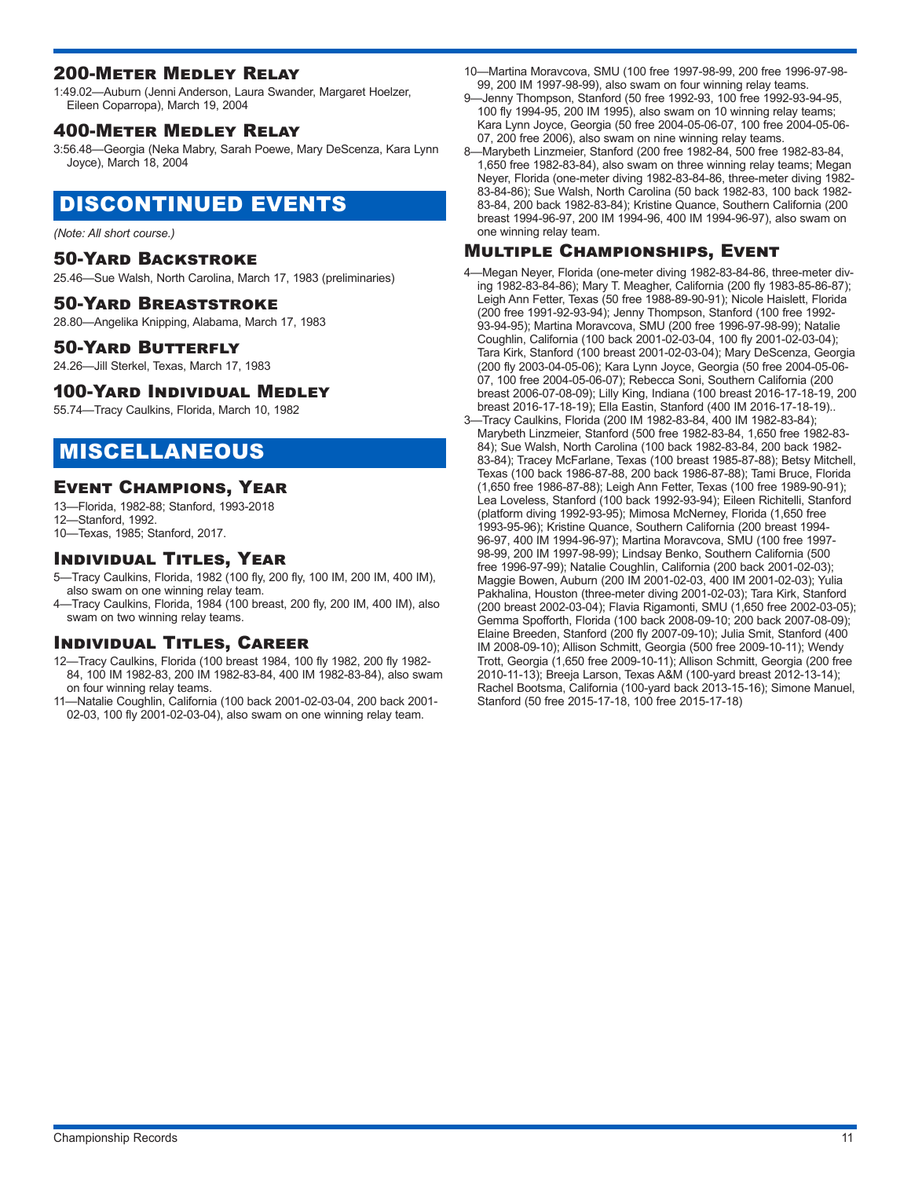### 200-Meter Medley Relay

1:49.02—Auburn (Jenni Anderson, Laura Swander, Margaret Hoelzer, Eileen Coparropa), March 19, 2004

### 400-Meter Medley Relay

3:56.48—Georgia (Neka Mabry, Sarah Poewe, Mary DeScenza, Kara Lynn Joyce), March 18, 2004

## DISCONTINUED EVENTS

*(Note: All short course.)*

### 50-Yard Backstroke

25.46—Sue Walsh, North Carolina, March 17, 1983 (preliminaries)

### 50-Yard Breaststroke

28.80—Angelika Knipping, Alabama, March 17, 1983

### 50-Yard Butterfly

24.26—Jill Sterkel, Texas, March 17, 1983

### 100-Yard Individual Medley

55.74—Tracy Caulkins, Florida, March 10, 1982

## MISCELLANEOUS

### Event Champions, Year

13—Florida, 1982-88; Stanford, 1993-2018

12—Stanford, 1992.

10—Texas, 1985; Stanford, 2017.

### Individual Titles, Year

5—Tracy Caulkins, Florida, 1982 (100 fly, 200 fly, 100 IM, 200 IM, 400 IM), also swam on one winning relay team.

4—Tracy Caulkins, Florida, 1984 (100 breast, 200 fly, 200 IM, 400 IM), also swam on two winning relay teams.

### Individual Titles, Career

12—Tracy Caulkins, Florida (100 breast 1984, 100 fly 1982, 200 fly 1982-84, 100 IM 1982-83, 200 IM 1982-83-84, 400 IM 1982-83-84), also swam on four winning relay teams.

11—Natalie Coughlin, California (100 back 2001-02-03-04, 200 back 2001-02-03, 100 fly 2001-02-03-04), also swam on one winning relay team.

10—Martina Moravcova, SMU (100 free 1997-98-99, 200 free 1996-97-98-99, 200 IM 1997-98-99), also swam on four winning relay teams.

9—Jenny Thompson, Stanford (50 free 1992-93, 100 free 1992-93-94-95, 100 fly 1994-95, 200 IM 1995), also swam on 10 winning relay teams; Kara Lynn Joyce, Georgia (50 free 2004-05-06-07, 100 free 2004-05-06-07, 200 free 2006), also swam on nine winning relay teams.

8—Marybeth Linzmeier, Stanford (200 free 1982-84, 500 free 1982-83-84, 1,650 free 1982-83-84), also swam on three winning relay teams; Megan Neyer, Florida (one-meter diving 1982-83-84-86, three-meter diving 1982-83-84-86); Sue Walsh, North Carolina (50 back 1982-83, 100 back 1982-83-84, 200 back 1982-83-84); Kristine Quance, Southern California (200 breast 1994-96-97, 200 IM 1994-96, 400 IM 1994-96-97), also swam on one winning relay team.

### Multiple Championships, Event

4—Megan Neyer, Florida (one-meter diving 1982-83-84-86, three-meter diving 1982-83-84-86); Mary T. Meagher, California (200 fly 1983-85-86-87); Leigh Ann Fetter, Texas (50 free 1988-89-90-91); Nicole Haislett, Florida (200 free 1991-92-93-94); Jenny Thompson, Stanford (100 free 1992-93-94-95); Martina Moravcova, SMU (200 free 1996-97-98-99); Natalie Coughlin, California (100 back 2001-02-03-04, 100 fly 2001-02-03-04); Tara Kirk, Stanford (100 breast 2001-02-03-04); Mary DeScenza, Georgia (200 fly 2003-04-05-06); Kara Lynn Joyce, Georgia (50 free 2004-05-06-07, 100 free 2004-05-06-07); Rebecca Soni, Southern California (200 breast 2006-07-08-09); Lilly King, Indiana (100 breast 2016-17-18-19, 200 breast 2016-17-18-19); Ella Eastin, Stanford (400 IM 2016-17-18-19)..

3—Tracy Caulkins, Florida (200 IM 1982-83-84, 400 IM 1982-83-84); Marybeth Linzmeier, Stanford (500 free 1982-83-84, 1,650 free 1982-83-84); Sue Walsh, North Carolina (100 back 1982-83-84, 200 back 1982-83-84); Tracey McFarlane, Texas (100 breast 1985-87-88); Betsy Mitchell, Texas (100 back 1986-87-88, 200 back 1986-87-88); Tami Bruce, Florida (1,650 free 1986-87-88); Leigh Ann Fetter, Texas (100 free 1989-90-91); Lea Loveless, Stanford (100 back 1992-93-94); Eileen Richitelli, Stanford (platform diving 1992-93-95); Mimosa McNerney, Florida (1,650 free 1993-95-96); Kristine Quance, Southern California (200 breast 1994-96-97, 400 IM 1994-96-97); Martina Moravcova, SMU (100 free 1997-98-99, 200 IM 1997-98-99); Lindsay Benko, Southern California (500 free 1996-97-99); Natalie Coughlin, California (200 back 2001-02-03); Maggie Bowen, Auburn (200 IM 2001-02-03, 400 IM 2001-02-03); Yulia Pakhalina, Houston (three-meter diving 2001-02-03); Tara Kirk, Stanford (200 breast 2002-03-04); Flavia Rigamonti, SMU (1,650 free 2002-03-05); Gemma Spofforth, Florida (100 back 2008-09-10; 200 back 2007-08-09); Elaine Breeden, Stanford (200 fly 2007-09-10); Julia Smit, Stanford (400 IM 2008-09-10); Allison Schmitt, Georgia (500 free 2009-10-11); Wendy Trott, Georgia (1,650 free 2009-10-11); Allison Schmitt, Georgia (200 free 2010-11-13); Breeja Larson, Texas A&M (100-yard breast 2012-13-14); Rachel Bootsma, California (100-yard back 2013-15-16); Simone Manuel, Stanford (50 free 2015-17-18, 100 free 2015-17-18)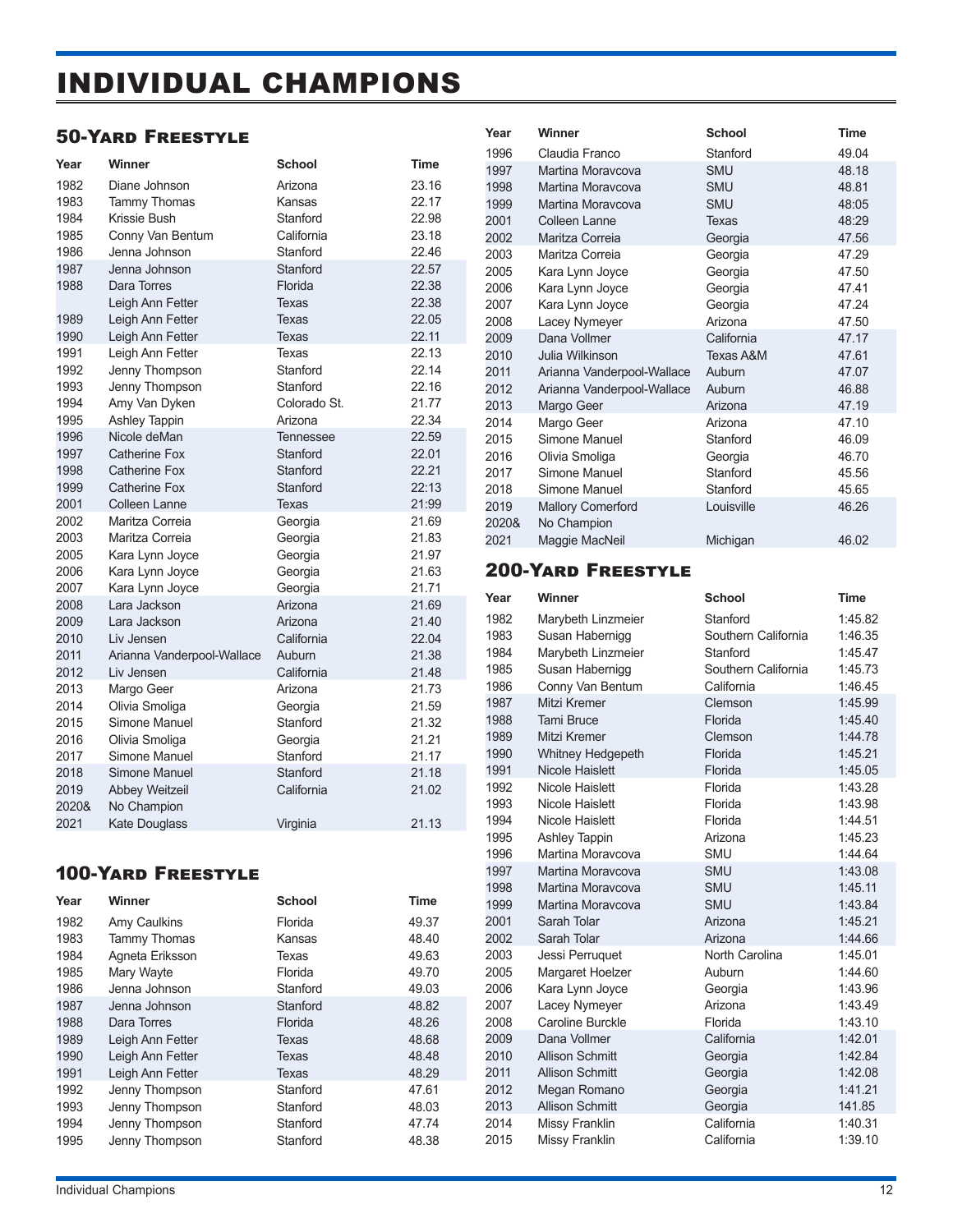# INDIVIDUAL CHAMPIONS

## 50-Yard Freestyle

| Year | Winner | School | Time |
|---|---|---|---|
| 1982 | Diane Johnson | Arizona | 23.16 |
| 1983 | Tammy Thomas | Kansas | 22.17 |
| 1984 | Krissie Bush | Stanford | 22.98 |
| 1985 | Conny Van Bentum | California | 23.18 |
| 1986 | Jenna Johnson | Stanford | 22.46 |
| 1987 | Jenna Johnson | Stanford | 22.57 |
| 1988 | Dara Torres | Florida | 22.38 |
| | Leigh Ann Fetter | Texas | 22.38 |
| 1989 | Leigh Ann Fetter | Texas | 22.05 |
| 1990 | Leigh Ann Fetter | Texas | 22.11 |
| 1991 | Leigh Ann Fetter | Texas | 22.13 |
| 1992 | Jenny Thompson | Stanford | 22.14 |
| 1993 | Jenny Thompson | Stanford | 22.16 |
| 1994 | Amy Van Dyken | Colorado St. | 21.77 |
| 1995 | Ashley Tappin | Arizona | 22.34 |
| 1996 | Nicole deMan | Tennessee | 22.59 |
| 1997 | Catherine Fox | Stanford | 22.01 |
| 1998 | Catherine Fox | Stanford | 22.21 |
| 1999 | Catherine Fox | Stanford | 22:13 |
| 2001 | Colleen Lanne | Texas | 21:99 |
| 2002 | Maritza Correia | Georgia | 21.69 |
| 2003 | Maritza Correia | Georgia | 21.83 |
| 2005 | Kara Lynn Joyce | Georgia | 21.97 |
| 2006 | Kara Lynn Joyce | Georgia | 21.63 |
| 2007 | Kara Lynn Joyce | Georgia | 21.71 |
| 2008 | Lara Jackson | Arizona | 21.69 |
| 2009 | Lara Jackson | Arizona | 21.40 |
| 2010 | Liv Jensen | California | 22.04 |
| 2011 | Arianna Vanderpool-Wallace | Auburn | 21.38 |
| 2012 | Liv Jensen | California | 21.48 |
| 2013 | Margo Geer | Arizona | 21.73 |
| 2014 | Olivia Smoliga | Georgia | 21.59 |
| 2015 | Simone Manuel | Stanford | 21.32 |
| 2016 | Olivia Smoliga | Georgia | 21.21 |
| 2017 | Simone Manuel | Stanford | 21.17 |
| 2018 | Simone Manuel | Stanford | 21.18 |
| 2019 | Abbey Weitzeil | California | 21.02 |
| 2020& | No Champion | | |
| 2021 | Kate Douglass | Virginia | 21.13 |

## 100-Yard Freestyle

| Year | Winner | School | Time |
|---|---|---|---|
| 1982 | Amy Caulkins | Florida | 49.37 |
| 1983 | Tammy Thomas | Kansas | 48.40 |
| 1984 | Agneta Eriksson | Texas | 49.63 |
| 1985 | Mary Wayte | Florida | 49.70 |
| 1986 | Jenna Johnson | Stanford | 49.03 |
| 1987 | Jenna Johnson | Stanford | 48.82 |
| 1988 | Dara Torres | Florida | 48.26 |
| 1989 | Leigh Ann Fetter | Texas | 48.68 |
| 1990 | Leigh Ann Fetter | Texas | 48.48 |
| 1991 | Leigh Ann Fetter | Texas | 48.29 |
| 1992 | Jenny Thompson | Stanford | 47.61 |
| 1993 | Jenny Thompson | Stanford | 48.03 |
| 1994 | Jenny Thompson | Stanford | 47.74 |
| 1995 | Jenny Thompson | Stanford | 48.38 |
| 1996 | Claudia Franco | Stanford | 49.04 |
| 1997 | Martina Moravcova | SMU | 48.18 |
| 1998 | Martina Moravcova | SMU | 48.81 |
| 1999 | Martina Moravcova | SMU | 48:05 |
| 2001 | Colleen Lanne | Texas | 48:29 |
| 2002 | Maritza Correia | Georgia | 47.56 |
| 2003 | Maritza Correia | Georgia | 47.29 |
| 2005 | Kara Lynn Joyce | Georgia | 47.50 |
| 2006 | Kara Lynn Joyce | Georgia | 47.41 |
| 2007 | Kara Lynn Joyce | Georgia | 47.24 |
| 2008 | Lacey Nymeyer | Arizona | 47.50 |
| 2009 | Dana Vollmer | California | 47.17 |
| 2010 | Julia Wilkinson | Texas A&M | 47.61 |
| 2011 | Arianna Vanderpool-Wallace | Auburn | 47.07 |
| 2012 | Arianna Vanderpool-Wallace | Auburn | 46.88 |
| 2013 | Margo Geer | Arizona | 47.19 |
| 2014 | Margo Geer | Arizona | 47.10 |
| 2015 | Simone Manuel | Stanford | 46.09 |
| 2016 | Olivia Smoliga | Georgia | 46.70 |
| 2017 | Simone Manuel | Stanford | 45.56 |
| 2018 | Simone Manuel | Stanford | 45.65 |
| 2019 | Mallory Comerford | Louisville | 46.26 |
| 2020& | No Champion | | |
| 2021 | Maggie MacNeil | Michigan | 46.02 |

## 200-Yard Freestyle

| Year | Winner | School | Time |
|---|---|---|---|
| 1982 | Marybeth Linzmeier | Stanford | 1:45.82 |
| 1983 | Susan Habernigg | Southern California | 1:46.35 |
| 1984 | Marybeth Linzmeier | Stanford | 1:45.47 |
| 1985 | Susan Habernigg | Southern California | 1:45.73 |
| 1986 | Conny Van Bentum | California | 1:46.45 |
| 1987 | Mitzi Kremer | Clemson | 1:45.99 |
| 1988 | Tami Bruce | Florida | 1:45.40 |
| 1989 | Mitzi Kremer | Clemson | 1:44.78 |
| 1990 | Whitney Hedgepeth | Florida | 1:45.21 |
| 1991 | Nicole Haislett | Florida | 1:45.05 |
| 1992 | Nicole Haislett | Florida | 1:43.28 |
| 1993 | Nicole Haislett | Florida | 1:43.98 |
| 1994 | Nicole Haislett | Florida | 1:44.51 |
| 1995 | Ashley Tappin | Arizona | 1:45.23 |
| 1996 | Martina Moravcova | SMU | 1:44.64 |
| 1997 | Martina Moravcova | SMU | 1:43.08 |
| 1998 | Martina Moravcova | SMU | 1:45.11 |
| 1999 | Martina Moravcova | SMU | 1:43.84 |
| 2001 | Sarah Tolar | Arizona | 1:45.21 |
| 2002 | Sarah Tolar | Arizona | 1:44.66 |
| 2003 | Jessi Perruquet | North Carolina | 1:45.01 |
| 2005 | Margaret Hoelzer | Auburn | 1:44.60 |
| 2006 | Kara Lynn Joyce | Georgia | 1:43.96 |
| 2007 | Lacey Nymeyer | Arizona | 1:43.49 |
| 2008 | Caroline Burckle | Florida | 1:43.10 |
| 2009 | Dana Vollmer | California | 1:42.01 |
| 2010 | Allison Schmitt | Georgia | 1:42.84 |
| 2011 | Allison Schmitt | Georgia | 1:42.08 |
| 2012 | Megan Romano | Georgia | 1:41.21 |
| 2013 | Allison Schmitt | Georgia | 141.85 |
| 2014 | Missy Franklin | California | 1:40.31 |
| 2015 | Missy Franklin | California | 1:39.10 |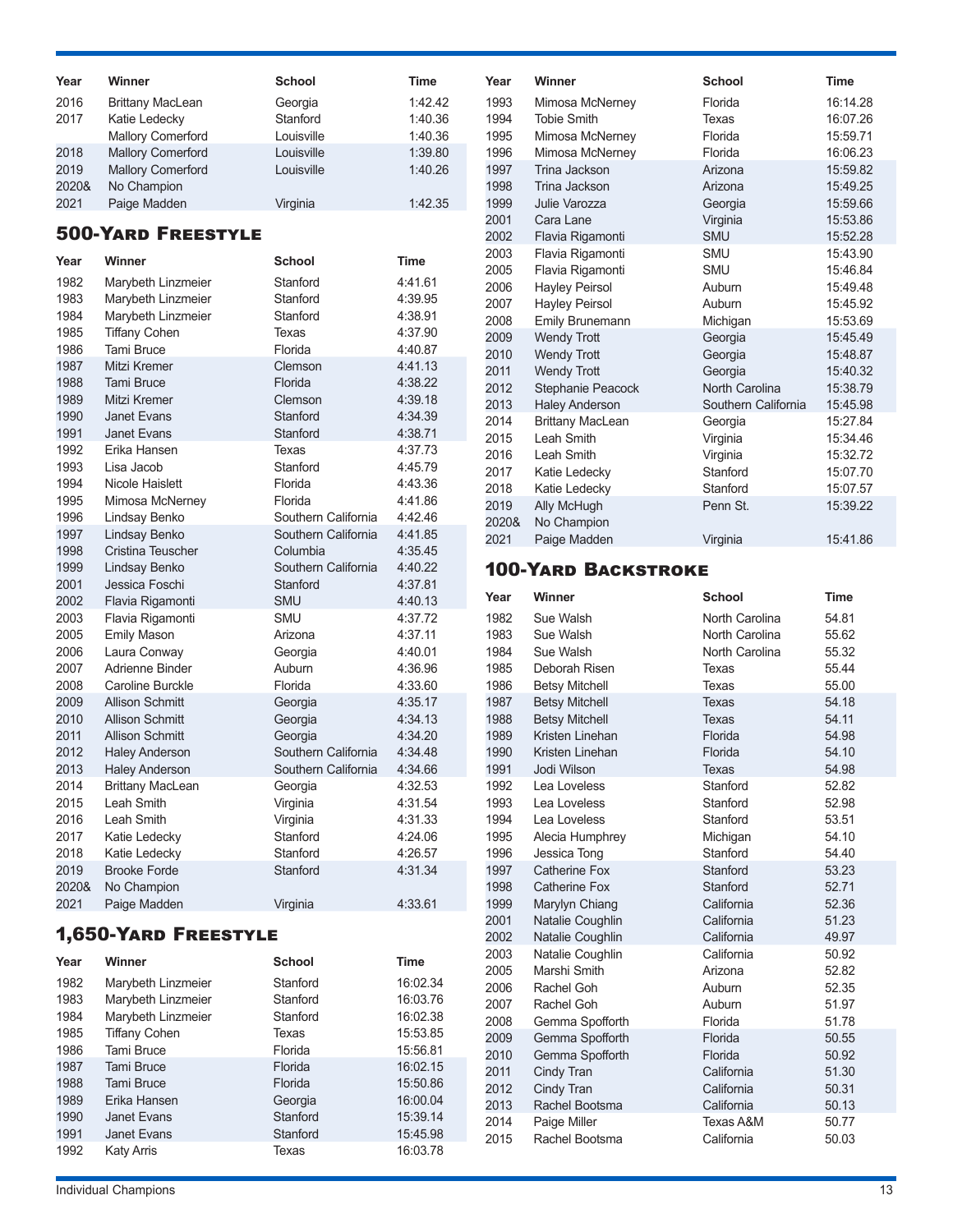| Year | Winner | School | Time |
|---|---|---|---|
| 2016 | Brittany MacLean | Georgia | 1:42.42 |
| 2017 | Katie Ledecky | Stanford | 1:40.36 |
| | Mallory Comerford | Louisville | 1:40.36 |
| 2018 | Mallory Comerford | Louisville | 1:39.80 |
| 2019 | Mallory Comerford | Louisville | 1:40.26 |
| 2020& | No Champion | | |
| 2021 | Paige Madden | Virginia | 1:42.35 |

## 500-Yard Freestyle

| Year | Winner | School | Time |
|---|---|---|---|
| 1982 | Marybeth Linzmeier | Stanford | 4:41.61 |
| 1983 | Marybeth Linzmeier | Stanford | 4:39.95 |
| 1984 | Marybeth Linzmeier | Stanford | 4:38.91 |
| 1985 | Tiffany Cohen | Texas | 4:37.90 |
| 1986 | Tami Bruce | Florida | 4:40.87 |
| 1987 | Mitzi Kremer | Clemson | 4:41.13 |
| 1988 | Tami Bruce | Florida | 4:38.22 |
| 1989 | Mitzi Kremer | Clemson | 4:39.18 |
| 1990 | Janet Evans | Stanford | 4:34.39 |
| 1991 | Janet Evans | Stanford | 4:38.71 |
| 1992 | Erika Hansen | Texas | 4:37.73 |
| 1993 | Lisa Jacob | Stanford | 4:45.79 |
| 1994 | Nicole Haislett | Florida | 4:43.36 |
| 1995 | Mimosa McNerney | Florida | 4:41.86 |
| 1996 | Lindsay Benko | Southern California | 4:42.46 |
| 1997 | Lindsay Benko | Southern California | 4:41.85 |
| 1998 | Cristina Teuscher | Columbia | 4:35.45 |
| 1999 | Lindsay Benko | Southern California | 4:40.22 |
| 2001 | Jessica Foschi | Stanford | 4:37.81 |
| 2002 | Flavia Rigamonti | SMU | 4:40.13 |
| 2003 | Flavia Rigamonti | SMU | 4:37.72 |
| 2005 | Emily Mason | Arizona | 4:37.11 |
| 2006 | Laura Conway | Georgia | 4:40.01 |
| 2007 | Adrienne Binder | Auburn | 4:36.96 |
| 2008 | Caroline Burckle | Florida | 4:33.60 |
| 2009 | Allison Schmitt | Georgia | 4:35.17 |
| 2010 | Allison Schmitt | Georgia | 4:34.13 |
| 2011 | Allison Schmitt | Georgia | 4:34.20 |
| 2012 | Haley Anderson | Southern California | 4:34.48 |
| 2013 | Haley Anderson | Southern California | 4:34.66 |
| 2014 | Brittany MacLean | Georgia | 4:32.53 |
| 2015 | Leah Smith | Virginia | 4:31.54 |
| 2016 | Leah Smith | Virginia | 4:31.33 |
| 2017 | Katie Ledecky | Stanford | 4:24.06 |
| 2018 | Katie Ledecky | Stanford | 4:26.57 |
| 2019 | Brooke Forde | Stanford | 4:31.34 |
| 2020& | No Champion | | |
| 2021 | Paige Madden | Virginia | 4:33.61 |

## 1,650-Yard Freestyle

| Year | Winner | School | Time |
|---|---|---|---|
| 1982 | Marybeth Linzmeier | Stanford | 16:02.34 |
| 1983 | Marybeth Linzmeier | Stanford | 16:03.76 |
| 1984 | Marybeth Linzmeier | Stanford | 16:02.38 |
| 1985 | Tiffany Cohen | Texas | 15:53.85 |
| 1986 | Tami Bruce | Florida | 15:56.81 |
| 1987 | Tami Bruce | Florida | 16:02.15 |
| 1988 | Tami Bruce | Florida | 15:50.86 |
| 1989 | Erika Hansen | Georgia | 16:00.04 |
| 1990 | Janet Evans | Stanford | 15:39.14 |
| 1991 | Janet Evans | Stanford | 15:45.98 |
| 1992 | Katy Arris | Texas | 16:03.78 |
| 1993 | Mimosa McNerney | Florida | 16:14.28 |
| 1994 | Tobie Smith | Texas | 16:07.26 |
| 1995 | Mimosa McNerney | Florida | 15:59.71 |
| 1996 | Mimosa McNerney | Florida | 16:06.23 |
| 1997 | Trina Jackson | Arizona | 15:59.82 |
| 1998 | Trina Jackson | Arizona | 15:49.25 |
| 1999 | Julie Varozza | Georgia | 15:59.66 |
| 2001 | Cara Lane | Virginia | 15:53.86 |
| 2002 | Flavia Rigamonti | SMU | 15:52.28 |
| 2003 | Flavia Rigamonti | SMU | 15:43.90 |
| 2005 | Flavia Rigamonti | SMU | 15:46.84 |
| 2006 | Hayley Peirsol | Auburn | 15:49.48 |
| 2007 | Hayley Peirsol | Auburn | 15:45.92 |
| 2008 | Emily Brunemann | Michigan | 15:53.69 |
| 2009 | Wendy Trott | Georgia | 15:45.49 |
| 2010 | Wendy Trott | Georgia | 15:48.87 |
| 2011 | Wendy Trott | Georgia | 15:40.32 |
| 2012 | Stephanie Peacock | North Carolina | 15:38.79 |
| 2013 | Haley Anderson | Southern California | 15:45.98 |
| 2014 | Brittany MacLean | Georgia | 15:27.84 |
| 2015 | Leah Smith | Virginia | 15:34.46 |
| 2016 | Leah Smith | Virginia | 15:32.72 |
| 2017 | Katie Ledecky | Stanford | 15:07.70 |
| 2018 | Katie Ledecky | Stanford | 15:07.57 |
| 2019 | Ally McHugh | Penn St. | 15:39.22 |
| 2020& | No Champion | | |
| 2021 | Paige Madden | Virginia | 15:41.86 |

## 100-Yard Backstroke

| Year | Winner | School | Time |
|---|---|---|---|
| 1982 | Sue Walsh | North Carolina | 54.81 |
| 1983 | Sue Walsh | North Carolina | 55.62 |
| 1984 | Sue Walsh | North Carolina | 55.32 |
| 1985 | Deborah Risen | Texas | 55.44 |
| 1986 | Betsy Mitchell | Texas | 55.00 |
| 1987 | Betsy Mitchell | Texas | 54.18 |
| 1988 | Betsy Mitchell | Texas | 54.11 |
| 1989 | Kristen Linehan | Florida | 54.98 |
| 1990 | Kristen Linehan | Florida | 54.10 |
| 1991 | Jodi Wilson | Texas | 54.98 |
| 1992 | Lea Loveless | Stanford | 52.82 |
| 1993 | Lea Loveless | Stanford | 52.98 |
| 1994 | Lea Loveless | Stanford | 53.51 |
| 1995 | Alecia Humphrey | Michigan | 54.10 |
| 1996 | Jessica Tong | Stanford | 54.40 |
| 1997 | Catherine Fox | Stanford | 53.23 |
| 1998 | Catherine Fox | Stanford | 52.71 |
| 1999 | Marylyn Chiang | California | 52.36 |
| 2001 | Natalie Coughlin | California | 51.23 |
| 2002 | Natalie Coughlin | California | 49.97 |
| 2003 | Natalie Coughlin | California | 50.92 |
| 2005 | Marshi Smith | Arizona | 52.82 |
| 2006 | Rachel Goh | Auburn | 52.35 |
| 2007 | Rachel Goh | Auburn | 51.97 |
| 2008 | Gemma Spofforth | Florida | 51.78 |
| 2009 | Gemma Spofforth | Florida | 50.55 |
| 2010 | Gemma Spofforth | Florida | 50.92 |
| 2011 | Cindy Tran | California | 51.30 |
| 2012 | Cindy Tran | California | 50.31 |
| 2013 | Rachel Bootsma | California | 50.13 |
| 2014 | Paige Miller | Texas A&M | 50.77 |
| 2015 | Rachel Bootsma | California | 50.03 |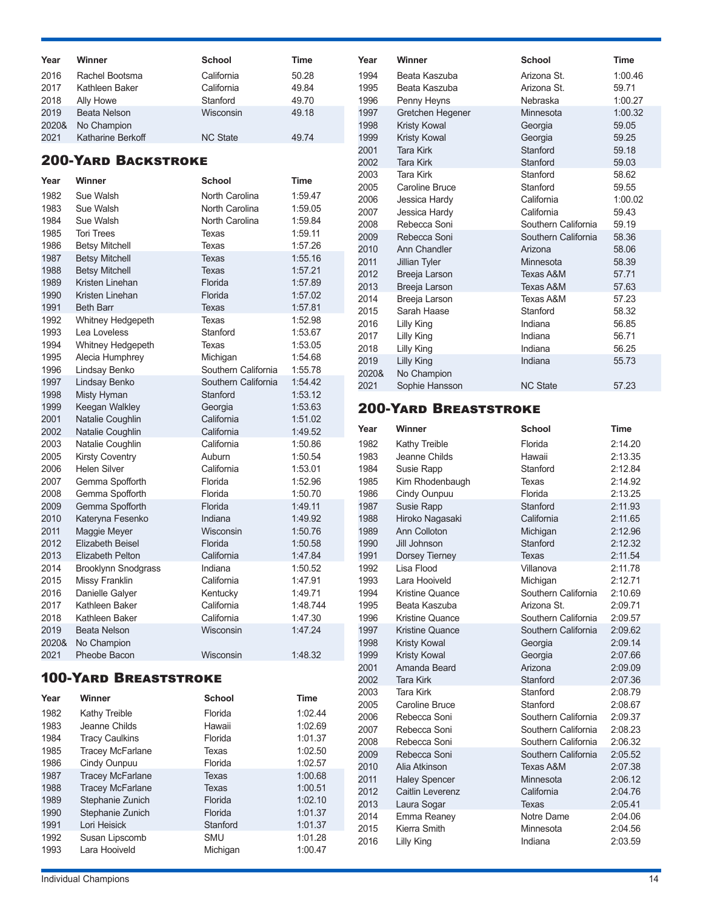| Year | Winner | School | Time |
|---|---|---|---|
| 2016 | Rachel Bootsma | California | 50.28 |
| 2017 | Kathleen Baker | California | 49.84 |
| 2018 | Ally Howe | Stanford | 49.70 |
| 2019 | Beata Nelson | Wisconsin | 49.18 |
| 2020& | No Champion | | |
| 2021 | Katharine Berkoff | NC State | 49.74 |

## 200-Yard Backstroke

| Year | Winner | School | Time |
|---|---|---|---|
| 1982 | Sue Walsh | North Carolina | 1:59.47 |
| 1983 | Sue Walsh | North Carolina | 1:59.05 |
| 1984 | Sue Walsh | North Carolina | 1:59.84 |
| 1985 | Tori Trees | Texas | 1:59.11 |
| 1986 | Betsy Mitchell | Texas | 1:57.26 |
| 1987 | Betsy Mitchell | Texas | 1:55.16 |
| 1988 | Betsy Mitchell | Texas | 1:57.21 |
| 1989 | Kristen Linehan | Florida | 1:57.89 |
| 1990 | Kristen Linehan | Florida | 1:57.02 |
| 1991 | Beth Barr | Texas | 1:57.81 |
| 1992 | Whitney Hedgepeth | Texas | 1:52.98 |
| 1993 | Lea Loveless | Stanford | 1:53.67 |
| 1994 | Whitney Hedgepeth | Texas | 1:53.05 |
| 1995 | Alecia Humphrey | Michigan | 1:54.68 |
| 1996 | Lindsay Benko | Southern California | 1:55.78 |
| 1997 | Lindsay Benko | Southern California | 1:54.42 |
| 1998 | Misty Hyman | Stanford | 1:53.12 |
| 1999 | Keegan Walkley | Georgia | 1:53.63 |
| 2001 | Natalie Coughlin | California | 1:51.02 |
| 2002 | Natalie Coughlin | California | 1:49.52 |
| 2003 | Natalie Coughlin | California | 1:50.86 |
| 2005 | Kirsty Coventry | Auburn | 1:50.54 |
| 2006 | Helen Silver | California | 1:53.01 |
| 2007 | Gemma Spofforth | Florida | 1:52.96 |
| 2008 | Gemma Spofforth | Florida | 1:50.70 |
| 2009 | Gemma Spofforth | Florida | 1:49.11 |
| 2010 | Kateryna Fesenko | Indiana | 1:49.92 |
| 2011 | Maggie Meyer | Wisconsin | 1:50.76 |
| 2012 | Elizabeth Beisel | Florida | 1:50.58 |
| 2013 | Elizabeth Pelton | California | 1:47.84 |
| 2014 | Brooklynn Snodgrass | Indiana | 1:50.52 |
| 2015 | Missy Franklin | California | 1:47.91 |
| 2016 | Danielle Galyer | Kentucky | 1:49.71 |
| 2017 | Kathleen Baker | California | 1:48.744 |
| 2018 | Kathleen Baker | California | 1:47.30 |
| 2019 | Beata Nelson | Wisconsin | 1:47.24 |
| 2020& | No Champion | | |
| 2021 | Pheobe Bacon | Wisconsin | 1:48.32 |

## 100-Yard Breaststroke

| Year | Winner | School | Time |
|---|---|---|---|
| 1982 | Kathy Treible | Florida | 1:02.44 |
| 1983 | Jeanne Childs | Hawaii | 1:02.69 |
| 1984 | Tracy Caulkins | Florida | 1:01.37 |
| 1985 | Tracey McFarlane | Texas | 1:02.50 |
| 1986 | Cindy Ounpuu | Florida | 1:02.57 |
| 1987 | Tracey McFarlane | Texas | 1:00.68 |
| 1988 | Tracey McFarlane | Texas | 1:00.51 |
| 1989 | Stephanie Zunich | Florida | 1:02.10 |
| 1990 | Stephanie Zunich | Florida | 1:01.37 |
| 1991 | Lori Heisick | Stanford | 1:01.37 |
| 1992 | Susan Lipscomb | SMU | 1:01.28 |
| 1993 | Lara Hooiveld | Michigan | 1:00.47 |
| 1994 | Beata Kaszuba | Arizona St. | 1:00.46 |
| 1995 | Beata Kaszuba | Arizona St. | 59.71 |
| 1996 | Penny Heyns | Nebraska | 1:00.27 |
| 1997 | Gretchen Hegener | Minnesota | 1:00.32 |
| 1998 | Kristy Kowal | Georgia | 59.05 |
| 1999 | Kristy Kowal | Georgia | 59.25 |
| 2001 | Tara Kirk | Stanford | 59.18 |
| 2002 | Tara Kirk | Stanford | 59.03 |
| 2003 | Tara Kirk | Stanford | 58.62 |
| 2005 | Caroline Bruce | Stanford | 59.55 |
| 2006 | Jessica Hardy | California | 1:00.02 |
| 2007 | Jessica Hardy | California | 59.43 |
| 2008 | Rebecca Soni | Southern California | 59.19 |
| 2009 | Rebecca Soni | Southern California | 58.36 |
| 2010 | Ann Chandler | Arizona | 58.06 |
| 2011 | Jillian Tyler | Minnesota | 58.39 |
| 2012 | Breeja Larson | Texas A&M | 57.71 |
| 2013 | Breeja Larson | Texas A&M | 57.63 |
| 2014 | Breeja Larson | Texas A&M | 57.23 |
| 2015 | Sarah Haase | Stanford | 58.32 |
| 2016 | Lilly King | Indiana | 56.85 |
| 2017 | Lilly King | Indiana | 56.71 |
| 2018 | Lilly King | Indiana | 56.25 |
| 2019 | Lilly King | Indiana | 55.73 |
| 2020& | No Champion | | |
| 2021 | Sophie Hansson | NC State | 57.23 |

## 200-Yard Breaststroke

| Year | Winner | School | Time |
|---|---|---|---|
| 1982 | Kathy Treible | Florida | 2:14.20 |
| 1983 | Jeanne Childs | Hawaii | 2:13.35 |
| 1984 | Susie Rapp | Stanford | 2:12.84 |
| 1985 | Kim Rhodenbaugh | Texas | 2:14.92 |
| 1986 | Cindy Ounpuu | Florida | 2:13.25 |
| 1987 | Susie Rapp | Stanford | 2:11.93 |
| 1988 | Hiroko Nagasaki | California | 2:11.65 |
| 1989 | Ann Colloton | Michigan | 2:12.96 |
| 1990 | Jill Johnson | Stanford | 2:12.32 |
| 1991 | Dorsey Tierney | Texas | 2:11.54 |
| 1992 | Lisa Flood | Villanova | 2:11.78 |
| 1993 | Lara Hooiveld | Michigan | 2:12.71 |
| 1994 | Kristine Quance | Southern California | 2:10.69 |
| 1995 | Beata Kaszuba | Arizona St. | 2:09.71 |
| 1996 | Kristine Quance | Southern California | 2:09.57 |
| 1997 | Kristine Quance | Southern California | 2:09.62 |
| 1998 | Kristy Kowal | Georgia | 2:09.14 |
| 1999 | Kristy Kowal | Georgia | 2:07.66 |
| 2001 | Amanda Beard | Arizona | 2:09.09 |
| 2002 | Tara Kirk | Stanford | 2:07.36 |
| 2003 | Tara Kirk | Stanford | 2:08.79 |
| 2005 | Caroline Bruce | Stanford | 2:08.67 |
| 2006 | Rebecca Soni | Southern California | 2:09.37 |
| 2007 | Rebecca Soni | Southern California | 2:08.23 |
| 2008 | Rebecca Soni | Southern California | 2:06.32 |
| 2009 | Rebecca Soni | Southern California | 2:05.52 |
| 2010 | Alia Atkinson | Texas A&M | 2:07.38 |
| 2011 | Haley Spencer | Minnesota | 2:06.12 |
| 2012 | Caitlin Leverenz | California | 2:04.76 |
| 2013 | Laura Sogar | Texas | 2:05.41 |
| 2014 | Emma Reaney | Notre Dame | 2:04.06 |
| 2015 | Kierra Smith | Minnesota | 2:04.56 |
| 2016 | Lilly King | Indiana | 2:03.59 |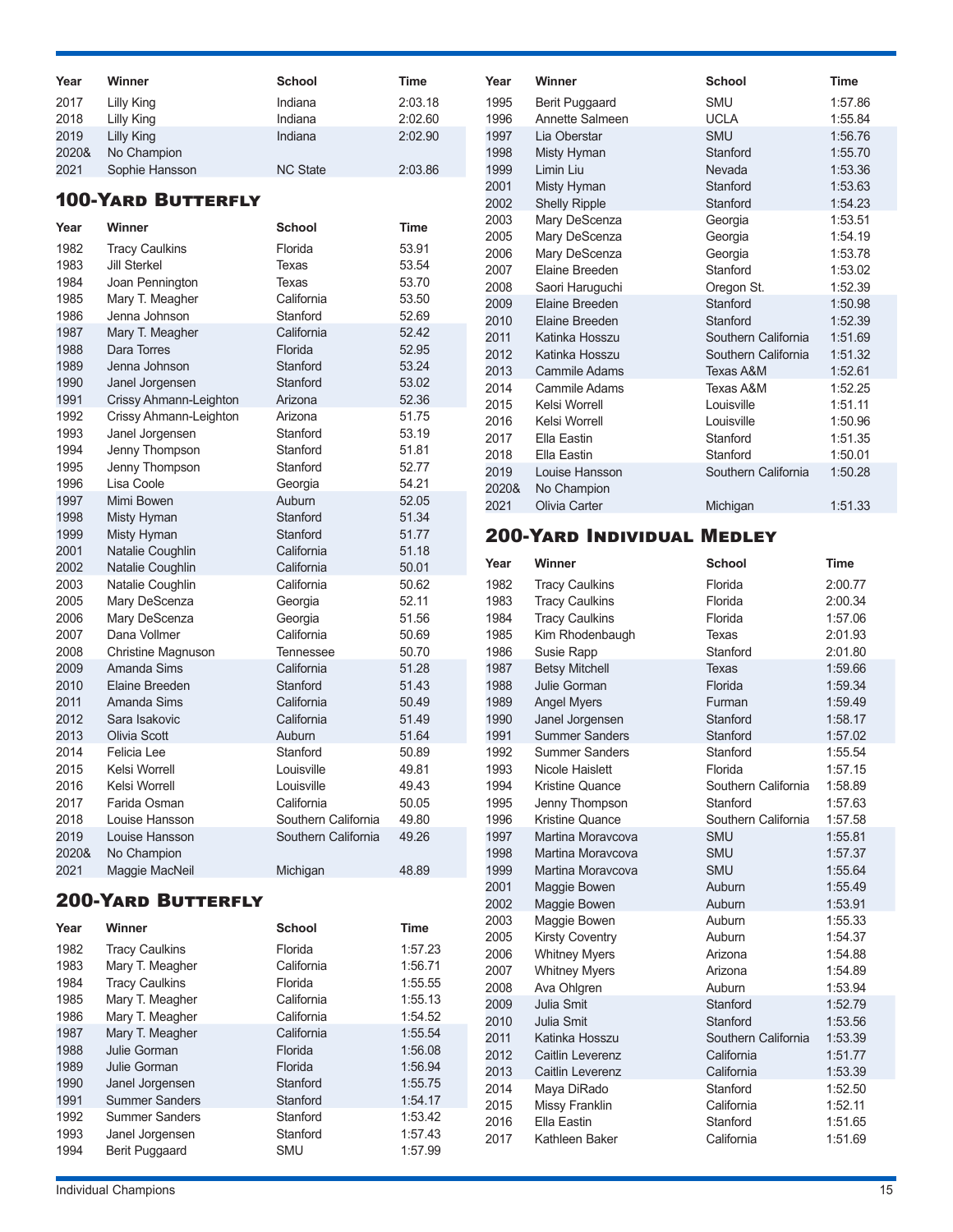| Year | Winner | School | Time |
|---|---|---|---|
| 2017 | Lilly King | Indiana | 2:03.18 |
| 2018 | Lilly King | Indiana | 2:02.60 |
| 2019 | Lilly King | Indiana | 2:02.90 |
| 2020& | No Champion | | |
| 2021 | Sophie Hansson | NC State | 2:03.86 |

## 100-Yard Butterfly

| Year | Winner | School | Time |
|---|---|---|---|
| 1982 | Tracy Caulkins | Florida | 53.91 |
| 1983 | Jill Sterkel | Texas | 53.54 |
| 1984 | Joan Pennington | Texas | 53.70 |
| 1985 | Mary T. Meagher | California | 53.50 |
| 1986 | Jenna Johnson | Stanford | 52.69 |
| 1987 | Mary T. Meagher | California | 52.42 |
| 1988 | Dara Torres | Florida | 52.95 |
| 1989 | Jenna Johnson | Stanford | 53.24 |
| 1990 | Janel Jorgensen | Stanford | 53.02 |
| 1991 | Crissy Ahmann-Leighton | Arizona | 52.36 |
| 1992 | Crissy Ahmann-Leighton | Arizona | 51.75 |
| 1993 | Janel Jorgensen | Stanford | 53.19 |
| 1994 | Jenny Thompson | Stanford | 51.81 |
| 1995 | Jenny Thompson | Stanford | 52.77 |
| 1996 | Lisa Coole | Georgia | 54.21 |
| 1997 | Mimi Bowen | Auburn | 52.05 |
| 1998 | Misty Hyman | Stanford | 51.34 |
| 1999 | Misty Hyman | Stanford | 51.77 |
| 2001 | Natalie Coughlin | California | 51.18 |
| 2002 | Natalie Coughlin | California | 50.01 |
| 2003 | Natalie Coughlin | California | 50.62 |
| 2005 | Mary DeScenza | Georgia | 52.11 |
| 2006 | Mary DeScenza | Georgia | 51.56 |
| 2007 | Dana Vollmer | California | 50.69 |
| 2008 | Christine Magnuson | Tennessee | 50.70 |
| 2009 | Amanda Sims | California | 51.28 |
| 2010 | Elaine Breeden | Stanford | 51.43 |
| 2011 | Amanda Sims | California | 50.49 |
| 2012 | Sara Isakovic | California | 51.49 |
| 2013 | Olivia Scott | Auburn | 51.64 |
| 2014 | Felicia Lee | Stanford | 50.89 |
| 2015 | Kelsi Worrell | Louisville | 49.81 |
| 2016 | Kelsi Worrell | Louisville | 49.43 |
| 2017 | Farida Osman | California | 50.05 |
| 2018 | Louise Hansson | Southern California | 49.80 |
| 2019 | Louise Hansson | Southern California | 49.26 |
| 2020& | No Champion | | |
| 2021 | Maggie MacNeil | Michigan | 48.89 |

## 200-Yard Butterfly

| Year | Winner | School | Time |
|---|---|---|---|
| 1982 | Tracy Caulkins | Florida | 1:57.23 |
| 1983 | Mary T. Meagher | California | 1:56.71 |
| 1984 | Tracy Caulkins | Florida | 1:55.55 |
| 1985 | Mary T. Meagher | California | 1:55.13 |
| 1986 | Mary T. Meagher | California | 1:54.52 |
| 1987 | Mary T. Meagher | California | 1:55.54 |
| 1988 | Julie Gorman | Florida | 1:56.08 |
| 1989 | Julie Gorman | Florida | 1:56.94 |
| 1990 | Janel Jorgensen | Stanford | 1:55.75 |
| 1991 | Summer Sanders | Stanford | 1:54.17 |
| 1992 | Summer Sanders | Stanford | 1:53.42 |
| 1993 | Janel Jorgensen | Stanford | 1:57.43 |
| 1994 | Berit Puggaard | SMU | 1:57.99 |
| 1995 | Berit Puggaard | SMU | 1:57.86 |
| 1996 | Annette Salmeen | UCLA | 1:55.84 |
| 1997 | Lia Oberstar | SMU | 1:56.76 |
| 1998 | Misty Hyman | Stanford | 1:55.70 |
| 1999 | Limin Liu | Nevada | 1:53.36 |
| 2001 | Misty Hyman | Stanford | 1:53.63 |
| 2002 | Shelly Ripple | Stanford | 1:54.23 |
| 2003 | Mary DeScenza | Georgia | 1:53.51 |
| 2005 | Mary DeScenza | Georgia | 1:54.19 |
| 2006 | Mary DeScenza | Georgia | 1:53.78 |
| 2007 | Elaine Breeden | Stanford | 1:53.02 |
| 2008 | Saori Haruguchi | Oregon St. | 1:52.39 |
| 2009 | Elaine Breeden | Stanford | 1:50.98 |
| 2010 | Elaine Breeden | Stanford | 1:52.39 |
| 2011 | Katinka Hosszu | Southern California | 1:51.69 |
| 2012 | Katinka Hosszu | Southern California | 1:51.32 |
| 2013 | Cammile Adams | Texas A&M | 1:52.61 |
| 2014 | Cammile Adams | Texas A&M | 1:52.25 |
| 2015 | Kelsi Worrell | Louisville | 1:51.11 |
| 2016 | Kelsi Worrell | Louisville | 1:50.96 |
| 2017 | Ella Eastin | Stanford | 1:51.35 |
| 2018 | Ella Eastin | Stanford | 1:50.01 |
| 2019 | Louise Hansson | Southern California | 1:50.28 |
| 2020& | No Champion | | |
| 2021 | Olivia Carter | Michigan | 1:51.33 |

## 200-Yard Individual Medley

| Year | Winner | School | Time |
|---|---|---|---|
| 1982 | Tracy Caulkins | Florida | 2:00.77 |
| 1983 | Tracy Caulkins | Florida | 2:00.34 |
| 1984 | Tracy Caulkins | Florida | 1:57.06 |
| 1985 | Kim Rhodenbaugh | Texas | 2:01.93 |
| 1986 | Susie Rapp | Stanford | 2:01.80 |
| 1987 | Betsy Mitchell | Texas | 1:59.66 |
| 1988 | Julie Gorman | Florida | 1:59.34 |
| 1989 | Angel Myers | Furman | 1:59.49 |
| 1990 | Janel Jorgensen | Stanford | 1:58.17 |
| 1991 | Summer Sanders | Stanford | 1:57.02 |
| 1992 | Summer Sanders | Stanford | 1:55.54 |
| 1993 | Nicole Haislett | Florida | 1:57.15 |
| 1994 | Kristine Quance | Southern California | 1:58.89 |
| 1995 | Jenny Thompson | Stanford | 1:57.63 |
| 1996 | Kristine Quance | Southern California | 1:57.58 |
| 1997 | Martina Moravcova | SMU | 1:55.81 |
| 1998 | Martina Moravcova | SMU | 1:57.37 |
| 1999 | Martina Moravcova | SMU | 1:55.64 |
| 2001 | Maggie Bowen | Auburn | 1:55.49 |
| 2002 | Maggie Bowen | Auburn | 1:53.91 |
| 2003 | Maggie Bowen | Auburn | 1:55.33 |
| 2005 | Kirsty Coventry | Auburn | 1:54.37 |
| 2006 | Whitney Myers | Arizona | 1:54.88 |
| 2007 | Whitney Myers | Arizona | 1:54.89 |
| 2008 | Ava Ohlgren | Auburn | 1:53.94 |
| 2009 | Julia Smit | Stanford | 1:52.79 |
| 2010 | Julia Smit | Stanford | 1:53.56 |
| 2011 | Katinka Hosszu | Southern California | 1:53.39 |
| 2012 | Caitlin Leverenz | California | 1:51.77 |
| 2013 | Caitlin Leverenz | California | 1:53.39 |
| 2014 | Maya DiRado | Stanford | 1:52.50 |
| 2015 | Missy Franklin | California | 1:52.11 |
| 2016 | Ella Eastin | Stanford | 1:51.65 |
| 2017 | Kathleen Baker | California | 1:51.69 |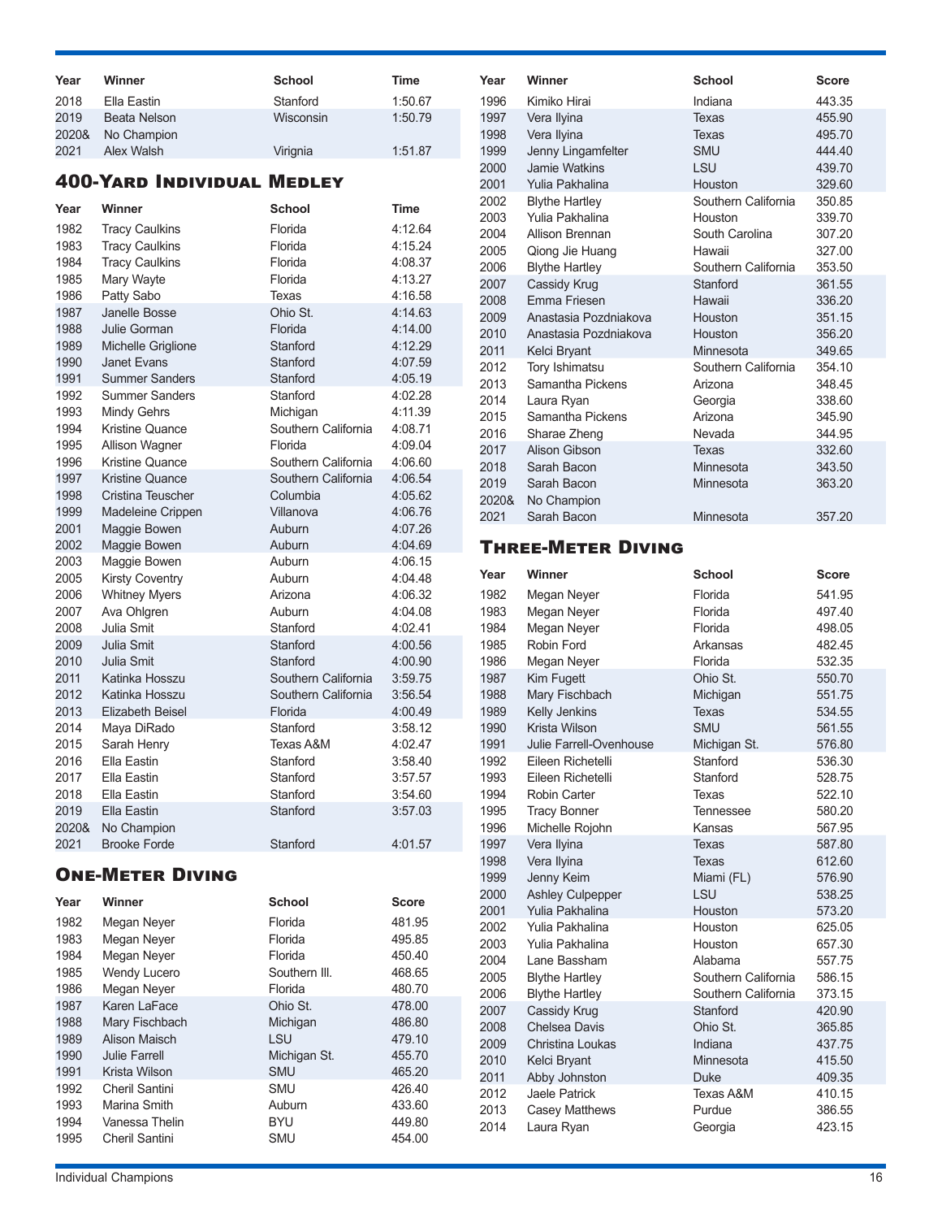| Year | Winner | School | Time |
|---|---|---|---|
| 2018 | Ella Eastin | Stanford | 1:50.67 |
| 2019 | Beata Nelson | Wisconsin | 1:50.79 |
| 2020& | No Champion | | |
| 2021 | Alex Walsh | Virignia | 1:51.87 |

## 400-Yard Individual Medley

| Year | Winner | School | Time |
|---|---|---|---|
| 1982 | Tracy Caulkins | Florida | 4:12.64 |
| 1983 | Tracy Caulkins | Florida | 4:15.24 |
| 1984 | Tracy Caulkins | Florida | 4:08.37 |
| 1985 | Mary Wayte | Florida | 4:13.27 |
| 1986 | Patty Sabo | Texas | 4:16.58 |
| 1987 | Janelle Bosse | Ohio St. | 4:14.63 |
| 1988 | Julie Gorman | Florida | 4:14.00 |
| 1989 | Michelle Griglione | Stanford | 4:12.29 |
| 1990 | Janet Evans | Stanford | 4:07.59 |
| 1991 | Summer Sanders | Stanford | 4:05.19 |
| 1992 | Summer Sanders | Stanford | 4:02.28 |
| 1993 | Mindy Gehrs | Michigan | 4:11.39 |
| 1994 | Kristine Quance | Southern California | 4:08.71 |
| 1995 | Allison Wagner | Florida | 4:09.04 |
| 1996 | Kristine Quance | Southern California | 4:06.60 |
| 1997 | Kristine Quance | Southern California | 4:06.54 |
| 1998 | Cristina Teuscher | Columbia | 4:05.62 |
| 1999 | Madeleine Crippen | Villanova | 4:06.76 |
| 2001 | Maggie Bowen | Auburn | 4:07.26 |
| 2002 | Maggie Bowen | Auburn | 4:04.69 |
| 2003 | Maggie Bowen | Auburn | 4:06.15 |
| 2005 | Kirsty Coventry | Auburn | 4:04.48 |
| 2006 | Whitney Myers | Arizona | 4:06.32 |
| 2007 | Ava Ohlgren | Auburn | 4:04.08 |
| 2008 | Julia Smit | Stanford | 4:02.41 |
| 2009 | Julia Smit | Stanford | 4:00.56 |
| 2010 | Julia Smit | Stanford | 4:00.90 |
| 2011 | Katinka Hosszu | Southern California | 3:59.75 |
| 2012 | Katinka Hosszu | Southern California | 3:56.54 |
| 2013 | Elizabeth Beisel | Florida | 4:00.49 |
| 2014 | Maya DiRado | Stanford | 3:58.12 |
| 2015 | Sarah Henry | Texas A&M | 4:02.47 |
| 2016 | Ella Eastin | Stanford | 3:58.40 |
| 2017 | Ella Eastin | Stanford | 3:57.57 |
| 2018 | Ella Eastin | Stanford | 3:54.60 |
| 2019 | Ella Eastin | Stanford | 3:57.03 |
| 2020& | No Champion | | |
| 2021 | Brooke Forde | Stanford | 4:01.57 |

## One-Meter Diving

| Year | Winner | School | Score |
|---|---|---|---|
| 1982 | Megan Neyer | Florida | 481.95 |
| 1983 | Megan Neyer | Florida | 495.85 |
| 1984 | Megan Neyer | Florida | 450.40 |
| 1985 | Wendy Lucero | Southern Ill. | 468.65 |
| 1986 | Megan Neyer | Florida | 480.70 |
| 1987 | Karen LaFace | Ohio St. | 478.00 |
| 1988 | Mary Fischbach | Michigan | 486.80 |
| 1989 | Alison Maisch | LSU | 479.10 |
| 1990 | Julie Farrell | Michigan St. | 455.70 |
| 1991 | Krista Wilson | SMU | 465.20 |
| 1992 | Cheril Santini | SMU | 426.40 |
| 1993 | Marina Smith | Auburn | 433.60 |
| 1994 | Vanessa Thelin | BYU | 449.80 |
| 1995 | Cheril Santini | SMU | 454.00 |
| 1996 | Kimiko Hirai | Indiana | 443.35 |
| 1997 | Vera Ilyina | Texas | 455.90 |
| 1998 | Vera Ilyina | Texas | 495.70 |
| 1999 | Jenny Lingamfelter | SMU | 444.40 |
| 2000 | Jamie Watkins | LSU | 439.70 |
| 2001 | Yulia Pakhalina | Houston | 329.60 |
| 2002 | Blythe Hartley | Southern California | 350.85 |
| 2003 | Yulia Pakhalina | Houston | 339.70 |
| 2004 | Allison Brennan | South Carolina | 307.20 |
| 2005 | Qiong Jie Huang | Hawaii | 327.00 |
| 2006 | Blythe Hartley | Southern California | 353.50 |
| 2007 | Cassidy Krug | Stanford | 361.55 |
| 2008 | Emma Friesen | Hawaii | 336.20 |
| 2009 | Anastasia Pozdniakova | Houston | 351.15 |
| 2010 | Anastasia Pozdniakova | Houston | 356.20 |
| 2011 | Kelci Bryant | Minnesota | 349.65 |
| 2012 | Tory Ishimatsu | Southern California | 354.10 |
| 2013 | Samantha Pickens | Arizona | 348.45 |
| 2014 | Laura Ryan | Georgia | 338.60 |
| 2015 | Samantha Pickens | Arizona | 345.90 |
| 2016 | Sharae Zheng | Nevada | 344.95 |
| 2017 | Alison Gibson | Texas | 332.60 |
| 2018 | Sarah Bacon | Minnesota | 343.50 |
| 2019 | Sarah Bacon | Minnesota | 363.20 |
| 2020& | No Champion | | |
| 2021 | Sarah Bacon | Minnesota | 357.20 |

## Three-Meter Diving

| Year | Winner | School | Score |
|---|---|---|---|
| 1982 | Megan Neyer | Florida | 541.95 |
| 1983 | Megan Neyer | Florida | 497.40 |
| 1984 | Megan Neyer | Florida | 498.05 |
| 1985 | Robin Ford | Arkansas | 482.45 |
| 1986 | Megan Neyer | Florida | 532.35 |
| 1987 | Kim Fugett | Ohio St. | 550.70 |
| 1988 | Mary Fischbach | Michigan | 551.75 |
| 1989 | Kelly Jenkins | Texas | 534.55 |
| 1990 | Krista Wilson | SMU | 561.55 |
| 1991 | Julie Farrell-Ovenhouse | Michigan St. | 576.80 |
| 1992 | Eileen Richetelli | Stanford | 536.30 |
| 1993 | Eileen Richetelli | Stanford | 528.75 |
| 1994 | Robin Carter | Texas | 522.10 |
| 1995 | Tracy Bonner | Tennessee | 580.20 |
| 1996 | Michelle Rojohn | Kansas | 567.95 |
| 1997 | Vera Ilyina | Texas | 587.80 |
| 1998 | Vera Ilyina | Texas | 612.60 |
| 1999 | Jenny Keim | Miami (FL) | 576.90 |
| 2000 | Ashley Culpepper | LSU | 538.25 |
| 2001 | Yulia Pakhalina | Houston | 573.20 |
| 2002 | Yulia Pakhalina | Houston | 625.05 |
| 2003 | Yulia Pakhalina | Houston | 657.30 |
| 2004 | Lane Bassham | Alabama | 557.75 |
| 2005 | Blythe Hartley | Southern California | 586.15 |
| 2006 | Blythe Hartley | Southern California | 373.15 |
| 2007 | Cassidy Krug | Stanford | 420.90 |
| 2008 | Chelsea Davis | Ohio St. | 365.85 |
| 2009 | Christina Loukas | Indiana | 437.75 |
| 2010 | Kelci Bryant | Minnesota | 415.50 |
| 2011 | Abby Johnston | Duke | 409.35 |
| 2012 | Jaele Patrick | Texas A&M | 410.15 |
| 2013 | Casey Matthews | Purdue | 386.55 |
| 2014 | Laura Ryan | Georgia | 423.15 |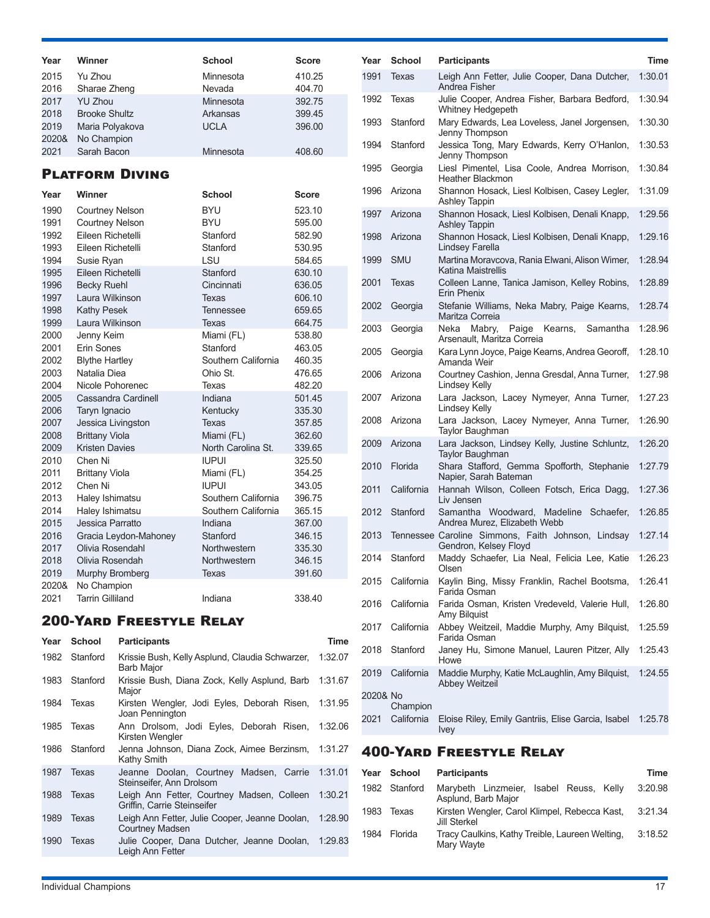| Year | Winner | School | Score |
|---|---|---|---|
| 2015 | Yu Zhou | Minnesota | 410.25 |
| 2016 | Sharae Zheng | Nevada | 404.70 |
| 2017 | YU Zhou | Minnesota | 392.75 |
| 2018 | Brooke Shultz | Arkansas | 399.45 |
| 2019 | Maria Polyakova | UCLA | 396.00 |
| 2020& | No Champion | | |
| 2021 | Sarah Bacon | Minnesota | 408.60 |

## Platform Diving

| Year | Winner | School | Score |
|---|---|---|---|
| 1990 | Courtney Nelson | BYU | 523.10 |
| 1991 | Courtney Nelson | BYU | 595.00 |
| 1992 | Eileen Richetelli | Stanford | 582.90 |
| 1993 | Eileen Richetelli | Stanford | 530.95 |
| 1994 | Susie Ryan | LSU | 584.65 |
| 1995 | Eileen Richetelli | Stanford | 630.10 |
| 1996 | Becky Ruehl | Cincinnati | 636.05 |
| 1997 | Laura Wilkinson | Texas | 606.10 |
| 1998 | Kathy Pesek | Tennessee | 659.65 |
| 1999 | Laura Wilkinson | Texas | 664.75 |
| 2000 | Jenny Keim | Miami (FL) | 538.80 |
| 2001 | Erin Sones | Stanford | 463.05 |
| 2002 | Blythe Hartley | Southern California | 460.35 |
| 2003 | Natalia Diea | Ohio St. | 476.65 |
| 2004 | Nicole Pohorenec | Texas | 482.20 |
| 2005 | Cassandra Cardinell | Indiana | 501.45 |
| 2006 | Taryn Ignacio | Kentucky | 335.30 |
| 2007 | Jessica Livingston | Texas | 357.85 |
| 2008 | Brittany Viola | Miami (FL) | 362.60 |
| 2009 | Kristen Davies | North Carolina St. | 339.65 |
| 2010 | Chen Ni | IUPUI | 325.50 |
| 2011 | Brittany Viola | Miami (FL) | 354.25 |
| 2012 | Chen Ni | IUPUI | 343.05 |
| 2013 | Haley Ishimatsu | Southern California | 396.75 |
| 2014 | Haley Ishimatsu | Southern California | 365.15 |
| 2015 | Jessica Parratto | Indiana | 367.00 |
| 2016 | Gracia Leydon-Mahoney | Stanford | 346.15 |
| 2017 | Olivia Rosendahl | Northwestern | 335.30 |
| 2018 | Olivia Rosendah | Northwestern | 346.15 |
| 2019 | Murphy Bromberg | Texas | 391.60 |
| 2020& | No Champion | | |
| 2021 | Tarrin Gilliland | Indiana | 338.40 |

## 200-Yard Freestyle Relay

| Year | School | Participants | Time |
|---|---|---|---|
| 1982 | Stanford | Krissie Bush, Kelly Asplund, Claudia Schwarzer, Barb Major | 1:32.07 |
| 1983 | Stanford | Krissie Bush, Diana Zock, Kelly Asplund, Barb Major | 1:31.67 |
| 1984 | Texas | Kirsten Wengler, Jodi Eyles, Deborah Risen, Joan Pennington | 1:31.95 |
| 1985 | Texas | Ann Drolsom, Jodi Eyles, Deborah Risen, Kirsten Wengler | 1:32.06 |
| 1986 | Stanford | Jenna Johnson, Diana Zock, Aimee Berzinsm, Kathy Smith | 1:31.27 |
| 1987 | Texas | Jeanne Doolan, Courtney Madsen, Carrie Steinseifer, Ann Drolsom | 1:31.01 |
| 1988 | Texas | Leigh Ann Fetter, Courtney Madsen, Colleen Griffin, Carrie Steinseifer | 1:30.21 |
| 1989 | Texas | Leigh Ann Fetter, Julie Cooper, Jeanne Doolan, Courtney Madsen | 1:28.90 |
| 1990 | Texas | Julie Cooper, Dana Dutcher, Jeanne Doolan, Leigh Ann Fetter | 1:29.83 |
| 1991 | Texas | Leigh Ann Fetter, Julie Cooper, Dana Dutcher, Andrea Fisher | 1:30.01 |
| 1992 | Texas | Julie Cooper, Andrea Fisher, Barbara Bedford, Whitney Hedgepeth | 1:30.94 |
| 1993 | Stanford | Mary Edwards, Lea Loveless, Janel Jorgensen, Jenny Thompson | 1:30.30 |
| 1994 | Stanford | Jessica Tong, Mary Edwards, Kerry O'Hanlon, Jenny Thompson | 1:30.53 |
| 1995 | Georgia | Liesl Pimentel, Lisa Coole, Andrea Morrison, Heather Blackmon | 1:30.84 |
| 1996 | Arizona | Shannon Hosack, Liesl Kolbisen, Casey Legler, Ashley Tappin | 1:31.09 |
| 1997 | Arizona | Shannon Hosack, Liesl Kolbisen, Denali Knapp, Ashley Tappin | 1:29.56 |
| 1998 | Arizona | Shannon Hosack, Liesl Kolbisen, Denali Knapp, Lindsey Farella | 1:29.16 |
| 1999 | SMU | Martina Moravcova, Rania Elwani, Alison Wimer, Katina Maistrellis | 1:28.94 |
| 2001 | Texas | Colleen Lanne, Tanica Jamison, Kelley Robins, Erin Phenix | 1:28.89 |
| 2002 | Georgia | Stefanie Williams, Neka Mabry, Paige Kearns, Maritza Correia | 1:28.74 |
| 2003 | Georgia | Neka Mabry, Paige Kearns, Samantha Arsenault, Maritza Correia | 1:28.96 |
| 2005 | Georgia | Kara Lynn Joyce, Paige Kearns, Andrea Georoff, Amanda Weir | 1:28.10 |
| 2006 | Arizona | Courtney Cashion, Jenna Gresdal, Anna Turner, Lindsey Kelly | 1:27.98 |
| 2007 | Arizona | Lara Jackson, Lacey Nymeyer, Anna Turner, Lindsey Kelly | 1:27.23 |
| 2008 | Arizona | Lara Jackson, Lacey Nymeyer, Anna Turner, Taylor Baughman | 1:26.90 |
| 2009 | Arizona | Lara Jackson, Lindsey Kelly, Justine Schluntz, Taylor Baughman | 1:26.20 |
| 2010 | Florida | Shara Stafford, Gemma Spofforth, Stephanie Napier, Sarah Bateman | 1:27.79 |
| 2011 | California | Hannah Wilson, Colleen Fotsch, Erica Dagg, Liv Jensen | 1:27.36 |
| 2012 | Stanford | Samantha Woodward, Madeline Schaefer, Andrea Murez, Elizabeth Webb | 1:26.85 |
| 2013 | Tennessee | Caroline Simmons, Faith Johnson, Lindsay Gendron, Kelsey Floyd | 1:27.14 |
| 2014 | Stanford | Maddy Schaefer, Lia Neal, Felicia Lee, Katie Olsen | 1:26.23 |
| 2015 | California | Kaylin Bing, Missy Franklin, Rachel Bootsma, Farida Osman | 1:26.41 |
| 2016 | California | Farida Osman, Kristen Vredeveld, Valerie Hull, Amy Bilquist | 1:26.80 |
| 2017 | California | Abbey Weitzeil, Maddie Murphy, Amy Bilquist, Farida Osman | 1:25.59 |
| 2018 | Stanford | Janey Hu, Simone Manuel, Lauren Pitzer, Ally Howe | 1:25.43 |
| 2019 | California | Maddie Murphy, Katie McLaughlin, Amy Bilquist, Abbey Weitzeil | 1:24.55 |
| 2020& | No Champion | | |
| 2021 | California | Eloise Riley, Emily Gantriis, Elise Garcia, Isabel Ivey | 1:25.78 |

## 400-Yard Freestyle Relay

| Year | School | Participants | Time |
|---|---|---|---|
| 1982 | Stanford | Marybeth Linzmeier, Isabel Reuss, Kelly Asplund, Barb Major | 3:20.98 |
| 1983 | Texas | Kirsten Wengler, Carol Klimpel, Rebecca Kast, Jill Sterkel | 3:21.34 |
| 1984 | Florida | Tracy Caulkins, Kathy Treible, Laureen Welting, Mary Wayte | 3:18.52 |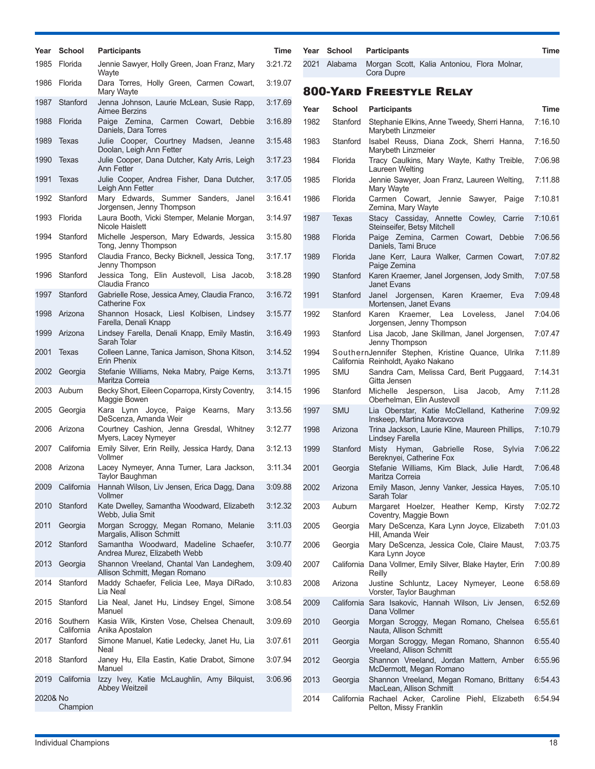| Year | School | Participants | Time |
|---|---|---|---|
| 1985 | Florida | Jennie Sawyer, Holly Green, Joan Franz, Mary Wayte | 3:21.72 |
| 1986 | Florida | Dara Torres, Holly Green, Carmen Cowart, Mary Wayte | 3:19.07 |
| 1987 | Stanford | Jenna Johnson, Laurie McLean, Susie Rapp, Aimee Berzins | 3:17.69 |
| 1988 | Florida | Paige Zemina, Carmen Cowart, Debbie Daniels, Dara Torres | 3:16.89 |
| 1989 | Texas | Julie Cooper, Courtney Madsen, Jeanne Doolan, Leigh Ann Fetter | 3:15.48 |
| 1990 | Texas | Julie Cooper, Dana Dutcher, Katy Arris, Leigh Ann Fetter | 3:17.23 |
| 1991 | Texas | Julie Cooper, Andrea Fisher, Dana Dutcher, Leigh Ann Fetter | 3:17.05 |
| 1992 | Stanford | Mary Edwards, Summer Sanders, Janel Jorgensen, Jenny Thompson | 3:16.41 |
| 1993 | Florida | Laura Booth, Vicki Stemper, Melanie Morgan, Nicole Haislett | 3:14.97 |
| 1994 | Stanford | Michelle Jesperson, Mary Edwards, Jessica Tong, Jenny Thompson | 3:15.80 |
| 1995 | Stanford | Claudia Franco, Becky Bicknell, Jessica Tong, Jenny Thompson | 3:17.17 |
| 1996 | Stanford | Jessica Tong, Elin Austevoll, Lisa Jacob, Claudia Franco | 3:18.28 |
| 1997 | Stanford | Gabrielle Rose, Jessica Amey, Claudia Franco, Catherine Fox | 3:16.72 |
| 1998 | Arizona | Shannon Hosack, Liesl Kolbisen, Lindsey Farella, Denali Knapp | 3:15.77 |
| 1999 | Arizona | Lindsey Farella, Denali Knapp, Emily Mastin, Sarah Tolar | 3:16.49 |
| 2001 | Texas | Colleen Lanne, Tanica Jamison, Shona Kitson, Erin Phenix | 3:14.52 |
| 2002 | Georgia | Stefanie Williams, Neka Mabry, Paige Kerns, Maritza Correia | 3:13.71 |
| 2003 | Auburn | Becky Short, Eileen Coparropa, Kirsty Coventry, Maggie Bowen | 3:14.15 |
| 2005 | Georgia | Kara Lynn Joyce, Paige Kearns, Mary DeScenza, Amanda Weir | 3:13.56 |
| 2006 | Arizona | Courtney Cashion, Jenna Gresdal, Whitney Myers, Lacey Nymeyer | 3:12.77 |
| 2007 | California | Emily Silver, Erin Reilly, Jessica Hardy, Dana Vollmer | 3:12.13 |
| 2008 | Arizona | Lacey Nymeyer, Anna Turner, Lara Jackson, Taylor Baughman | 3:11.34 |
| 2009 | California | Hannah Wilson, Liv Jensen, Erica Dagg, Dana Vollmer | 3:09.88 |
| 2010 | Stanford | Kate Dwelley, Samantha Woodward, Elizabeth Webb, Julia Smit | 3:12.32 |
| 2011 | Georgia | Morgan Scroggy, Megan Romano, Melanie Margalis, Allison Schmitt | 3:11.03 |
| 2012 | Stanford | Samantha Woodward, Madeline Schaefer, Andrea Murez, Elizabeth Webb | 3:10.77 |
| 2013 | Georgia | Shannon Vreeland, Chantal Van Landeghem, Allison Schmitt, Megan Romano | 3:09.40 |
| 2014 | Stanford | Maddy Schaefer, Felicia Lee, Maya DiRado, Lia Neal | 3:10.83 |
| 2015 | Stanford | Lia Neal, Janet Hu, Lindsey Engel, Simone Manuel | 3:08.54 |
| 2016 | Southern California | Kasia Wilk, Kirsten Vose, Chelsea Chenault, Anika Apostalon | 3:09.69 |
| 2017 | Stanford | Simone Manuel, Katie Ledecky, Janet Hu, Lia Neal | 3:07.61 |
| 2018 | Stanford | Janey Hu, Ella Eastin, Katie Drabot, Simone Manuel | 3:07.94 |
| 2019 | California | Izzy Ivey, Katie McLaughlin, Amy Bilquist, Abbey Weitzeil | 3:06.96 |
| 2020& | No Champion | | |
| 2021 | Alabama | Morgan Scott, Kalia Antoniou, Flora Molnar, Cora Dupre | |

## 800-Yard Freestyle Relay

| Year | School | Participants | Time |
|---|---|---|---|
| 1982 | Stanford | Stephanie Elkins, Anne Tweedy, Sherri Hanna, Marybeth Linzmeier | 7:16.10 |
| 1983 | Stanford | Isabel Reuss, Diana Zock, Sherri Hanna, Marybeth Linzmeier | 7:16.50 |
| 1984 | Florida | Tracy Caulkins, Mary Wayte, Kathy Treible, Laureen Welting | 7:06.98 |
| 1985 | Florida | Jennie Sawyer, Joan Franz, Laureen Welting, Mary Wayte | 7:11.88 |
| 1986 | Florida | Carmen Cowart, Jennie Sawyer, Paige Zemina, Mary Wayte | 7:10.81 |
| 1987 | Texas | Stacy Cassiday, Annette Cowley, Carrie Steinseifer, Betsy Mitchell | 7:10.61 |
| 1988 | Florida | Paige Zemina, Carmen Cowart, Debbie Daniels, Tami Bruce | 7:06.56 |
| 1989 | Florida | Jane Kerr, Laura Walker, Carmen Cowart, Paige Zemina | 7:07.82 |
| 1990 | Stanford | Karen Kraemer, Janel Jorgensen, Jody Smith, Janet Evans | 7:07.58 |
| 1991 | Stanford | Janel Jorgensen, Karen Kraemer, Eva Mortensen, Janet Evans | 7:09.48 |
| 1992 | Stanford | Karen Kraemer, Lea Loveless, Janel Jorgensen, Jenny Thompson | 7:04.06 |
| 1993 | Stanford | Lisa Jacob, Jane Skillman, Janel Jorgensen, Jenny Thompson | 7:07.47 |
| 1994 | Southern California | Jennifer Stephen, Kristine Quance, Ulrika Reinholdt, Ayako Nakano | 7:11.89 |
| 1995 | SMU | Sandra Cam, Melissa Card, Berit Puggaard, Gitta Jensen | 7:14.31 |
| 1996 | Stanford | Michelle Jesperson, Lisa Jacob, Amy Oberhelman, Elin Austevoll | 7:11.28 |
| 1997 | SMU | Lia Oberstar, Katie McClelland, Katherine Inskeep, Martina Moravcova | 7:09.92 |
| 1998 | Arizona | Trina Jackson, Laurie Kline, Maureen Phillips, Lindsey Farella | 7:10.79 |
| 1999 | Stanford | Misty Hyman, Gabrielle Rose, Sylvia Bereknyei, Catherine Fox | 7:06.22 |
| 2001 | Georgia | Stefanie Williams, Kim Black, Julie Hardt, Maritza Correia | 7:06.48 |
| 2002 | Arizona | Emily Mason, Jenny Vanker, Jessica Hayes, Sarah Tolar | 7:05.10 |
| 2003 | Auburn | Margaret Hoelzer, Heather Kemp, Kirsty Coventry, Maggie Bown | 7:02.72 |
| 2005 | Georgia | Mary DeScenza, Kara Lynn Joyce, Elizabeth Hill, Amanda Weir | 7:01.03 |
| 2006 | Georgia | Mary DeScenza, Jessica Cole, Claire Maust, Kara Lynn Joyce | 7:03.75 |
| 2007 | California | Dana Vollmer, Emily Silver, Blake Hayter, Erin Reilly | 7:00.89 |
| 2008 | Arizona | Justine Schluntz, Lacey Nymeyer, Leone Vorster, Taylor Baughman | 6:58.69 |
| 2009 | California | Sara Isakovic, Hannah Wilson, Liv Jensen, Dana Vollmer | 6:52.69 |
| 2010 | Georgia | Morgan Scroggy, Megan Romano, Chelsea Nauta, Allison Schmitt | 6:55.61 |
| 2011 | Georgia | Morgan Scroggy, Megan Romano, Shannon Vreeland, Allison Schmitt | 6:55.40 |
| 2012 | Georgia | Shannon Vreeland, Jordan Mattern, Amber McDermott, Megan Romano | 6:55.96 |
| 2013 | Georgia | Shannon Vreeland, Megan Romano, Brittany MacLean, Allison Schmitt | 6:54.43 |
| 2014 | California | Rachael Acker, Caroline Piehl, Elizabeth Pelton, Missy Franklin | 6:54.94 |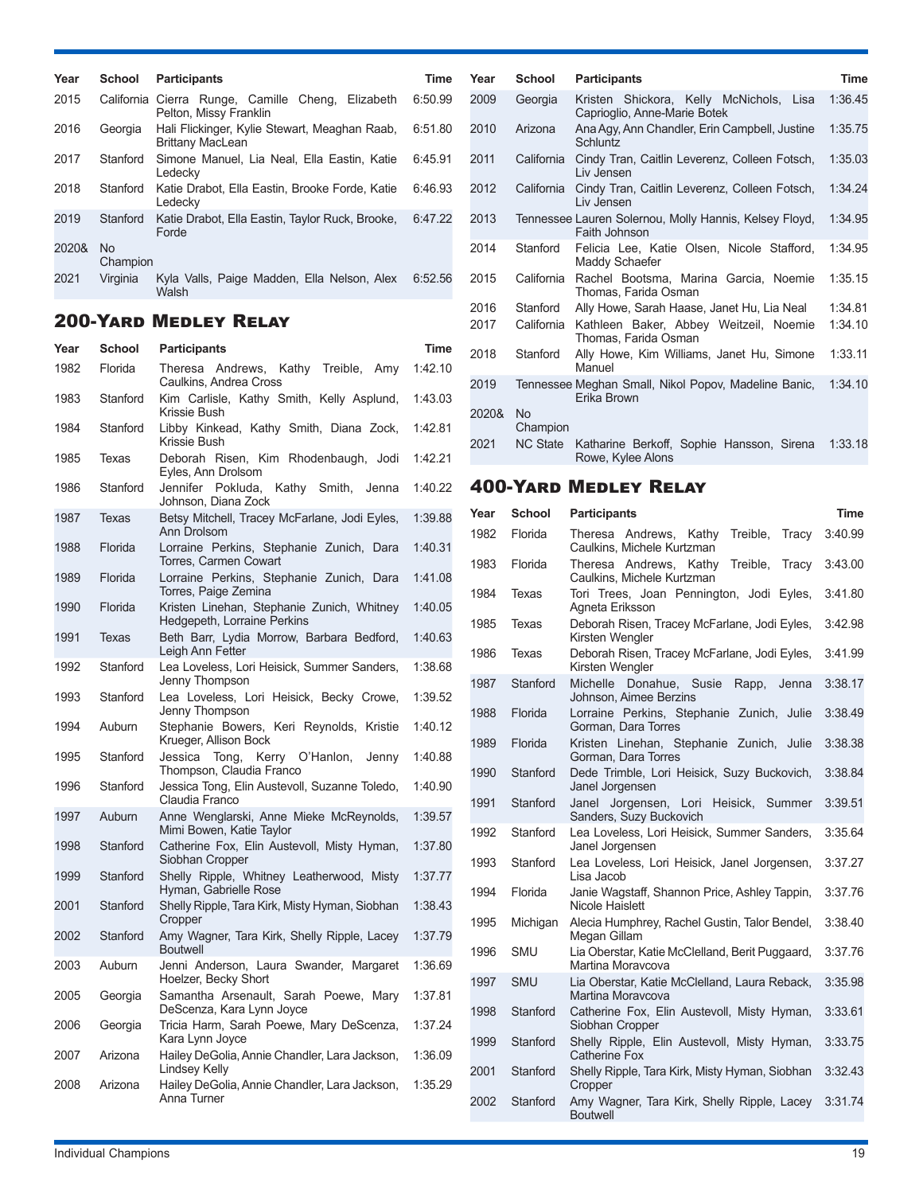| Year | School | Participants | Time |
|---|---|---|---|
| 2015 | California | Cierra Runge, Camille Cheng, Elizabeth Pelton, Missy Franklin | 6:50.99 |
| 2016 | Georgia | Hali Flickinger, Kylie Stewart, Meaghan Raab, Brittany MacLean | 6:51.80 |
| 2017 | Stanford | Simone Manuel, Lia Neal, Ella Eastin, Katie Ledecky | 6:45.91 |
| 2018 | Stanford | Katie Drabot, Ella Eastin, Brooke Forde, Katie Ledecky | 6:46.93 |
| 2019 | Stanford | Katie Drabot, Ella Eastin, Taylor Ruck, Brooke, Forde | 6:47.22 |
| 2020& | No Champion | | |
| 2021 | Virginia | Kyla Valls, Paige Madden, Ella Nelson, Alex Walsh | 6:52.56 |

## 200-Yard Medley Relay

| Year | School | Participants | Time |
|---|---|---|---|
| 1982 | Florida | Theresa Andrews, Kathy Treible, Amy Caulkins, Andrea Cross | 1:42.10 |
| 1983 | Stanford | Kim Carlisle, Kathy Smith, Kelly Asplund, Krissie Bush | 1:43.03 |
| 1984 | Stanford | Libby Kinkead, Kathy Smith, Diana Zock, Krissie Bush | 1:42.81 |
| 1985 | Texas | Deborah Risen, Kim Rhodenbaugh, Jodi Eyles, Ann Drolsom | 1:42.21 |
| 1986 | Stanford | Jennifer Pokluda, Kathy Smith, Jenna Johnson, Diana Zock | 1:40.22 |
| 1987 | Texas | Betsy Mitchell, Tracey McFarlane, Jodi Eyles, Ann Drolsom | 1:39.88 |
| 1988 | Florida | Lorraine Perkins, Stephanie Zunich, Dara Torres, Carmen Cowart | 1:40.31 |
| 1989 | Florida | Lorraine Perkins, Stephanie Zunich, Dara Torres, Paige Zemina | 1:41.08 |
| 1990 | Florida | Kristen Linehan, Stephanie Zunich, Whitney Hedgepeth, Lorraine Perkins | 1:40.05 |
| 1991 | Texas | Beth Barr, Lydia Morrow, Barbara Bedford, Leigh Ann Fetter | 1:40.63 |
| 1992 | Stanford | Lea Loveless, Lori Heisick, Summer Sanders, Jenny Thompson | 1:38.68 |
| 1993 | Stanford | Lea Loveless, Lori Heisick, Becky Crowe, Jenny Thompson | 1:39.52 |
| 1994 | Auburn | Stephanie Bowers, Keri Reynolds, Kristie Krueger, Allison Bock | 1:40.12 |
| 1995 | Stanford | Jessica Tong, Kerry O'Hanlon, Jenny Thompson, Claudia Franco | 1:40.88 |
| 1996 | Stanford | Jessica Tong, Elin Austevoll, Suzanne Toledo, Claudia Franco | 1:40.90 |
| 1997 | Auburn | Anne Wenglarski, Anne Mieke McReynolds, Mimi Bowen, Katie Taylor | 1:39.57 |
| 1998 | Stanford | Catherine Fox, Elin Austevoll, Misty Hyman, Siobhan Cropper | 1:37.80 |
| 1999 | Stanford | Shelly Ripple, Whitney Leatherwood, Misty Hyman, Gabrielle Rose | 1:37.77 |
| 2001 | Stanford | Shelly Ripple, Tara Kirk, Misty Hyman, Siobhan Cropper | 1:38.43 |
| 2002 | Stanford | Amy Wagner, Tara Kirk, Shelly Ripple, Lacey Boutwell | 1:37.79 |
| 2003 | Auburn | Jenni Anderson, Laura Swander, Margaret Hoelzer, Becky Short | 1:36.69 |
| 2005 | Georgia | Samantha Arsenault, Sarah Poewe, Mary DeScenza, Kara Lynn Joyce | 1:37.81 |
| 2006 | Georgia | Tricia Harm, Sarah Poewe, Mary DeScenza, Kara Lynn Joyce | 1:37.24 |
| 2007 | Arizona | Hailey DeGolia, Annie Chandler, Lara Jackson, Lindsey Kelly | 1:36.09 |
| 2008 | Arizona | Hailey DeGolia, Annie Chandler, Lara Jackson, Anna Turner | 1:35.29 |
| 2009 | Georgia | Kristen Shickora, Kelly McNichols, Lisa Caprioglio, Anne-Marie Botek | 1:36.45 |
| 2010 | Arizona | Ana Agy, Ann Chandler, Erin Campbell, Justine Schluntz | 1:35.75 |
| 2011 | California | Cindy Tran, Caitlin Leverenz, Colleen Fotsch, Liv Jensen | 1:35.03 |
| 2012 | California | Cindy Tran, Caitlin Leverenz, Colleen Fotsch, Liv Jensen | 1:34.24 |
| 2013 | Tennessee | Lauren Solernou, Molly Hannis, Kelsey Floyd, Faith Johnson | 1:34.95 |
| 2014 | Stanford | Felicia Lee, Katie Olsen, Nicole Stafford, Maddy Schaefer | 1:34.95 |
| 2015 | California | Rachel Bootsma, Marina Garcia, Noemie Thomas, Farida Osman | 1:35.15 |
| 2016 | Stanford | Ally Howe, Sarah Haase, Janet Hu, Lia Neal | 1:34.81 |
| 2017 | California | Kathleen Baker, Abbey Weitzeil, Noemie Thomas, Farida Osman | 1:34.10 |
| 2018 | Stanford | Ally Howe, Kim Williams, Janet Hu, Simone Manuel | 1:33.11 |
| 2019 | Tennessee | Meghan Small, Nikol Popov, Madeline Banic, Erika Brown | 1:34.10 |
| 2020& | No Champion | | |
| 2021 | NC State | Katharine Berkoff, Sophie Hansson, Sirena Rowe, Kylee Alons | 1:33.18 |

## 400-Yard Medley Relay

| Year | School | Participants | Time |
|---|---|---|---|
| 1982 | Florida | Theresa Andrews, Kathy Treible, Tracy Caulkins, Michele Kurtzman | 3:40.99 |
| 1983 | Florida | Theresa Andrews, Kathy Treible, Tracy Caulkins, Michele Kurtzman | 3:43.00 |
| 1984 | Texas | Tori Trees, Joan Pennington, Jodi Eyles, Agneta Eriksson | 3:41.80 |
| 1985 | Texas | Deborah Risen, Tracey McFarlane, Jodi Eyles, Kirsten Wengler | 3:42.98 |
| 1986 | Texas | Deborah Risen, Tracey McFarlane, Jodi Eyles, Kirsten Wengler | 3:41.99 |
| 1987 | Stanford | Michelle Donahue, Susie Rapp, Jenna Johnson, Aimee Berzins | 3:38.17 |
| 1988 | Florida | Lorraine Perkins, Stephanie Zunich, Julie Gorman, Dara Torres | 3:38.49 |
| 1989 | Florida | Kristen Linehan, Stephanie Zunich, Julie Gorman, Dara Torres | 3:38.38 |
| 1990 | Stanford | Dede Trimble, Lori Heisick, Suzy Buckovich, Janel Jorgensen | 3:38.84 |
| 1991 | Stanford | Janel Jorgensen, Lori Heisick, Summer Sanders, Suzy Buckovich | 3:39.51 |
| 1992 | Stanford | Lea Loveless, Lori Heisick, Summer Sanders, Janel Jorgensen | 3:35.64 |
| 1993 | Stanford | Lea Loveless, Lori Heisick, Janel Jorgensen, Lisa Jacob | 3:37.27 |
| 1994 | Florida | Janie Wagstaff, Shannon Price, Ashley Tappin, Nicole Haislett | 3:37.76 |
| 1995 | Michigan | Alecia Humphrey, Rachel Gustin, Talor Bendel, Megan Gillam | 3:38.40 |
| 1996 | SMU | Lia Oberstar, Katie McClelland, Berit Puggaard, Martina Moravcova | 3:37.76 |
| 1997 | SMU | Lia Oberstar, Katie McClelland, Laura Reback, Martina Moravcova | 3:35.98 |
| 1998 | Stanford | Catherine Fox, Elin Austevoll, Misty Hyman, Siobhan Cropper | 3:33.61 |
| 1999 | Stanford | Shelly Ripple, Elin Austevoll, Misty Hyman, Catherine Fox | 3:33.75 |
| 2001 | Stanford | Shelly Ripple, Tara Kirk, Misty Hyman, Siobhan Cropper | 3:32.43 |
| 2002 | Stanford | Amy Wagner, Tara Kirk, Shelly Ripple, Lacey Boutwell | 3:31.74 |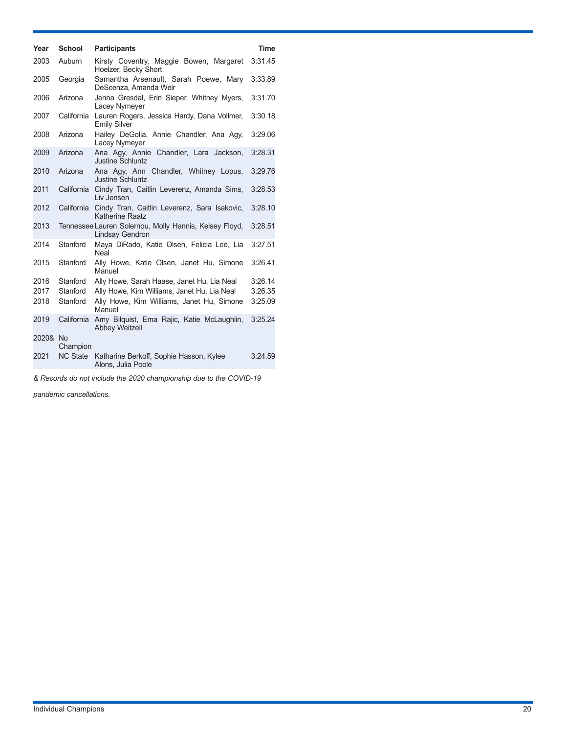| Year | School | Participants | Time |
| --- | --- | --- | --- |
| 2003 | Auburn | Kirsty Coventry, Maggie Bowen, Margaret Hoelzer, Becky Short | 3:31.45 |
| 2005 | Georgia | Samantha Arsenault, Sarah Poewe, Mary DeScenza, Amanda Weir | 3:33.89 |
| 2006 | Arizona | Jenna Gresdal, Erin Sieper, Whitney Myers, Lacey Nymeyer | 3:31.70 |
| 2007 | California | Lauren Rogers, Jessica Hardy, Dana Vollmer, Emily Silver | 3:30.18 |
| 2008 | Arizona | Hailey DeGolia, Annie Chandler, Ana Agy, Lacey Nymeyer | 3:29.06 |
| 2009 | Arizona | Ana Agy, Annie Chandler, Lara Jackson, Justine Schluntz | 3:28.31 |
| 2010 | Arizona | Ana Agy, Ann Chandler, Whitney Lopus, Justine Schluntz | 3:29.76 |
| 2011 | California | Cindy Tran, Caitlin Leverenz, Amanda Sims, Liv Jensen | 3:28.53 |
| 2012 | California | Cindy Tran, Caitlin Leverenz, Sara Isakovic, Katherine Raatz | 3:28.10 |
| 2013 | Tennessee | Lauren Solernou, Molly Hannis, Kelsey Floyd, Lindsay Gendron | 3:28.51 |
| 2014 | Stanford | Maya DiRado, Katie Olsen, Felicia Lee, Lia Neal | 3:27.51 |
| 2015 | Stanford | Ally Howe, Katie Olsen, Janet Hu, Simone Manuel | 3:26.41 |
| 2016 | Stanford | Ally Howe, Sarah Haase, Janet Hu, Lia Neal | 3:26.14 |
| 2017 | Stanford | Ally Howe, Kim Williams, Janet Hu, Lia Neal | 3:26.35 |
| 2018 | Stanford | Ally Howe, Kim Williams, Janet Hu, Simone Manuel | 3:25.09 |
| 2019 | California | Amy Bilquist, Ema Rajic, Katie McLaughlin, Abbey Weitzeil | 3:25.24 |
| 2020& | No Champion | | |
| 2021 | NC State | Katharine Berkoff, Sophie Hasson, Kylee Alons, Julia Poole | 3:24.59 |

*& Records do not include the 2020 championship due to the COVID-19 pandemic cancellations.*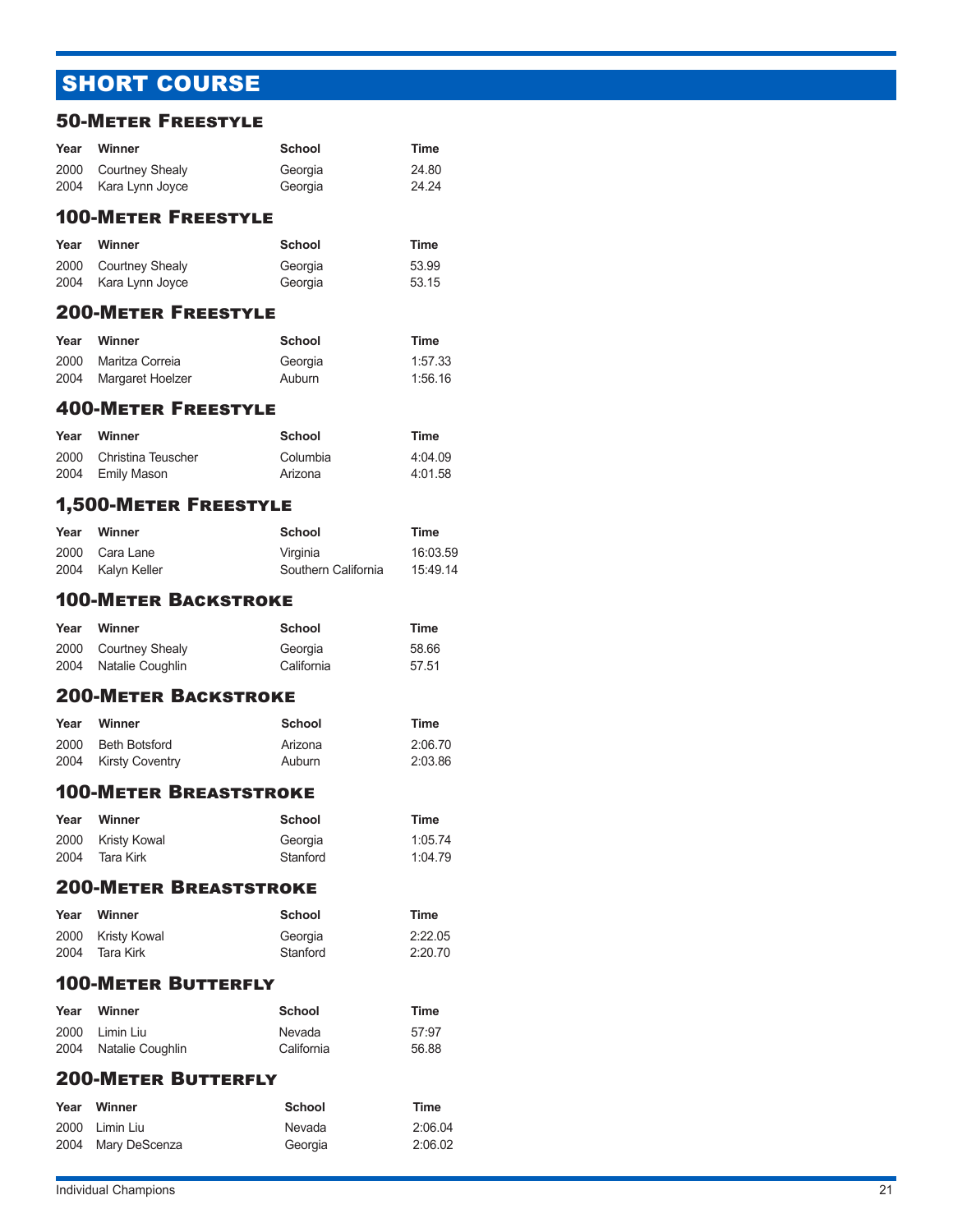# SHORT COURSE

## 50-Meter Freestyle

| Year | Winner | School | Time |
|---|---|---|---|
| 2000 | Courtney Shealy | Georgia | 24.80 |
| 2004 | Kara Lynn Joyce | Georgia | 24.24 |

## 100-Meter Freestyle

| Year | Winner | School | Time |
|---|---|---|---|
| 2000 | Courtney Shealy | Georgia | 53.99 |
| 2004 | Kara Lynn Joyce | Georgia | 53.15 |

## 200-Meter Freestyle

| Year | Winner | School | Time |
|---|---|---|---|
| 2000 | Maritza Correia | Georgia | 1:57.33 |
| 2004 | Margaret Hoelzer | Auburn | 1:56.16 |

## 400-Meter Freestyle

| Year | Winner | School | Time |
|---|---|---|---|
| 2000 | Christina Teuscher | Columbia | 4:04.09 |
| 2004 | Emily Mason | Arizona | 4:01.58 |

## 1,500-Meter Freestyle

| Year | Winner | School | Time |
|---|---|---|---|
| 2000 | Cara Lane | Virginia | 16:03.59 |
| 2004 | Kalyn Keller | Southern California | 15:49.14 |

## 100-Meter Backstroke

| Year | Winner | School | Time |
|---|---|---|---|
| 2000 | Courtney Shealy | Georgia | 58.66 |
| 2004 | Natalie Coughlin | California | 57.51 |

## 200-Meter Backstroke

| Year | Winner | School | Time |
|---|---|---|---|
| 2000 | Beth Botsford | Arizona | 2:06.70 |
| 2004 | Kirsty Coventry | Auburn | 2:03.86 |

## 100-Meter Breaststroke

| Year | Winner | School | Time |
|---|---|---|---|
| 2000 | Kristy Kowal | Georgia | 1:05.74 |
| 2004 | Tara Kirk | Stanford | 1:04.79 |

## 200-Meter Breaststroke

| Year | Winner | School | Time |
|---|---|---|---|
| 2000 | Kristy Kowal | Georgia | 2:22.05 |
| 2004 | Tara Kirk | Stanford | 2:20.70 |

## 100-Meter Butterfly

| Year | Winner | School | Time |
|---|---|---|---|
| 2000 | Limin Liu | Nevada | 57:97 |
| 2004 | Natalie Coughlin | California | 56.88 |

## 200-Meter Butterfly

| Year | Winner | School | Time |
|---|---|---|---|
| 2000 | Limin Liu | Nevada | 2:06.04 |
| 2004 | Mary DeScenza | Georgia | 2:06.02 |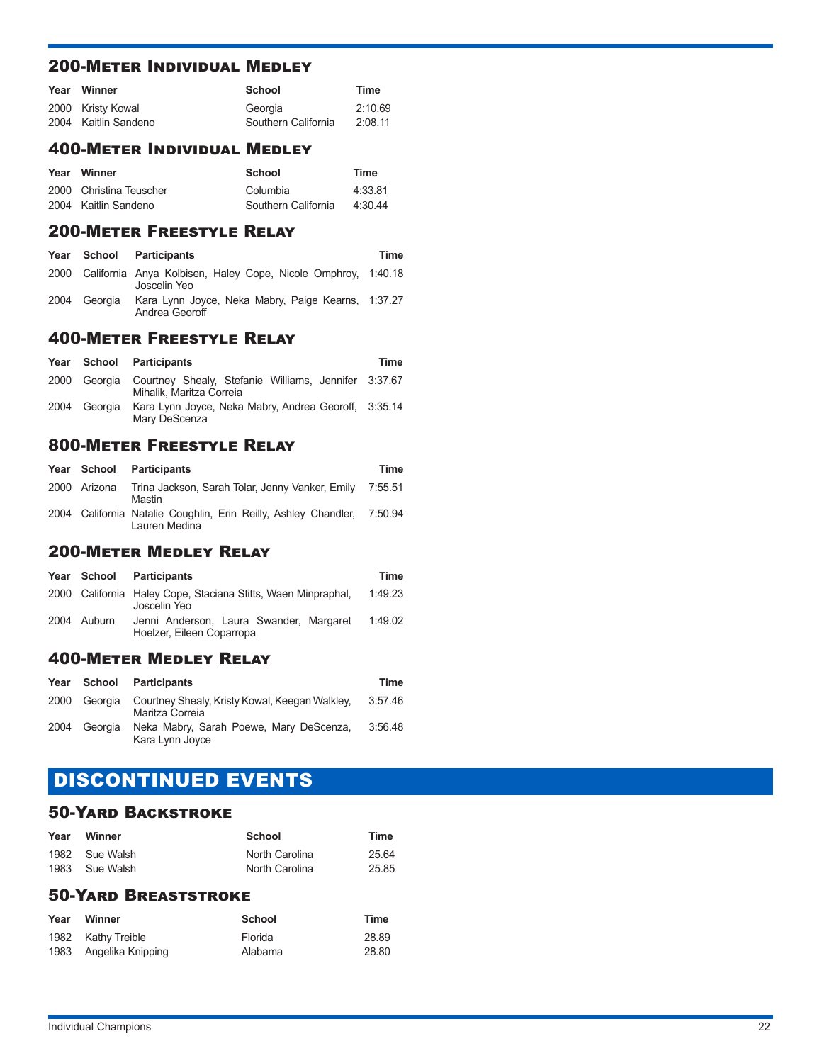## 200-Meter Individual Medley

| Year | Winner | School | Time |
|---|---|---|---|
| 2000 | Kristy Kowal | Georgia | 2:10.69 |
| 2004 | Kaitlin Sandeno | Southern California | 2:08.11 |

## 400-Meter Individual Medley

| Year | Winner | School | Time |
|---|---|---|---|
| 2000 | Christina Teuscher | Columbia | 4:33.81 |
| 2004 | Kaitlin Sandeno | Southern California | 4:30.44 |

## 200-Meter Freestyle Relay

| Year | School | Participants | Time |
|---|---|---|---|
| 2000 | California | Anya Kolbisen, Haley Cope, Nicole Omphroy, Joscelin Yeo | 1:40.18 |
| 2004 | Georgia | Kara Lynn Joyce, Neka Mabry, Paige Kearns, Andrea Georoff | 1:37.27 |

## 400-Meter Freestyle Relay

| Year | School | Participants | Time |
|---|---|---|---|
| 2000 | Georgia | Courtney Shealy, Stefanie Williams, Jennifer Mihalik, Maritza Correia | 3:37.67 |
| 2004 | Georgia | Kara Lynn Joyce, Neka Mabry, Andrea Georoff, Mary DeScenza | 3:35.14 |

## 800-Meter Freestyle Relay

| Year | School | Participants | Time |
|---|---|---|---|
| 2000 | Arizona | Trina Jackson, Sarah Tolar, Jenny Vanker, Emily Mastin | 7:55.51 |
| 2004 | California | Natalie Coughlin, Erin Reilly, Ashley Chandler, Lauren Medina | 7:50.94 |

## 200-Meter Medley Relay

| Year | School | Participants | Time |
|---|---|---|---|
| 2000 | California | Haley Cope, Staciana Stitts, Waen Minpraphal, Joscelin Yeo | 1:49.23 |
| 2004 | Auburn | Jenni Anderson, Laura Swander, Margaret Hoelzer, Eileen Coparropa | 1:49.02 |

## 400-Meter Medley Relay

| Year | School | Participants | Time |
|---|---|---|---|
| 2000 | Georgia | Courtney Shealy, Kristy Kowal, Keegan Walkley, Maritza Correia | 3:57.46 |
| 2004 | Georgia | Neka Mabry, Sarah Poewe, Mary DeScenza, Kara Lynn Joyce | 3:56.48 |

# DISCONTINUED EVENTS

## 50-Yard Backstroke

| Year | Winner | School | Time |
|---|---|---|---|
| 1982 | Sue Walsh | North Carolina | 25.64 |
| 1983 | Sue Walsh | North Carolina | 25.85 |

## 50-Yard Breaststroke

| Year | Winner | School | Time |
|---|---|---|---|
| 1982 | Kathy Treible | Florida | 28.89 |
| 1983 | Angelika Knipping | Alabama | 28.80 |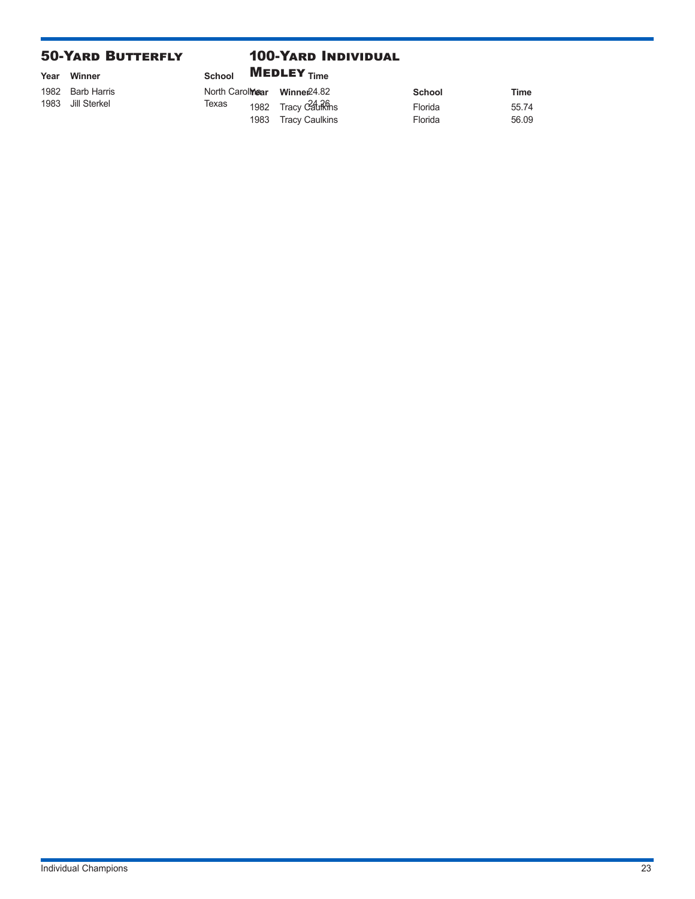## 50-Yard Butterfly

| Year | Winner | School | Time |
|---|---|---|---|
| 1982 | Barb Harris | North Carolina | 24.82 |
| 1983 | Jill Sterkel | Texas | 24.26 |

## 100-Yard Individual Medley

| Year | Winner | School | Time |
|---|---|---|---|
| 1982 | Tracy Caulkins | Florida | 55.74 |
| 1983 | Tracy Caulkins | Florida | 56.09 |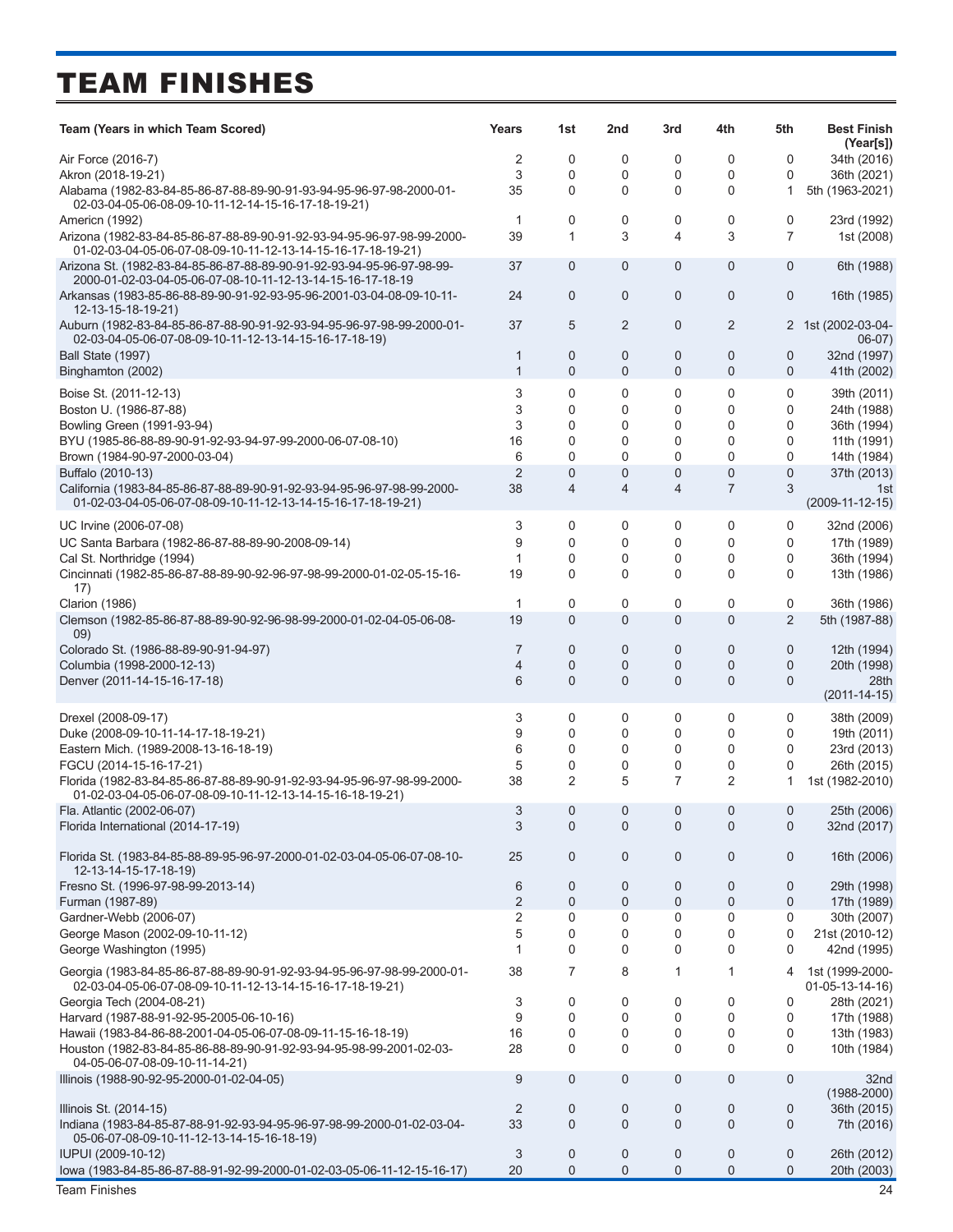# TEAM FINISHES

| Team (Years in which Team Scored) | Years | 1st | 2nd | 3rd | 4th | 5th | Best Finish (Year[s]) |
|---|---|---|---|---|---|---|---|
| Air Force (2016-7) | 2 | 0 | 0 | 0 | 0 | 0 | 34th (2016) |
| Akron (2018-19-21) | 3 | 0 | 0 | 0 | 0 | 0 | 36th (2021) |
| Alabama (1982-83-84-85-86-87-88-89-90-91-93-94-95-96-97-98-2000-01-02-03-04-05-06-08-09-10-11-12-14-15-16-17-18-19-21) | 35 | 0 | 0 | 0 | 0 | 1 | 5th (1963-2021) |
| Americn (1992) | 1 | 0 | 0 | 0 | 0 | 0 | 23rd (1992) |
| Arizona (1982-83-84-85-86-87-88-89-90-91-92-93-94-95-96-97-98-99-2000-01-02-03-04-05-06-07-08-09-10-11-12-13-14-15-16-17-18-19-21) | 39 | 1 | 3 | 4 | 3 | 7 | 1st (2008) |
| Arizona St. (1982-83-84-85-86-87-88-89-90-91-92-93-94-95-96-97-98-99-2000-01-02-03-04-05-06-07-08-10-11-12-13-14-15-16-17-18-19 | 37 | 0 | 0 | 0 | 0 | 0 | 6th (1988) |
| Arkansas (1983-85-86-88-89-90-91-92-93-95-96-2001-03-04-08-09-10-11-12-13-15-18-19-21) | 24 | 0 | 0 | 0 | 0 | 0 | 16th (1985) |
| Auburn (1982-83-84-85-86-87-88-90-91-92-93-94-95-96-97-98-99-2000-01-02-03-04-05-06-07-08-09-10-11-12-13-14-15-16-17-18-19) | 37 | 5 | 2 | 0 | 2 | 2 | 1st (2002-03-04-06-07) |
| Ball State (1997) | 1 | 0 | 0 | 0 | 0 | 0 | 32nd (1997) |
| Binghamton (2002) | 1 | 0 | 0 | 0 | 0 | 0 | 41th (2002) |
| Boise St. (2011-12-13) | 3 | 0 | 0 | 0 | 0 | 0 | 39th (2011) |
| Boston U. (1986-87-88) | 3 | 0 | 0 | 0 | 0 | 0 | 24th (1988) |
| Bowling Green (1991-93-94) | 3 | 0 | 0 | 0 | 0 | 0 | 36th (1994) |
| BYU (1985-86-88-89-90-91-92-93-94-97-99-2000-06-07-08-10) | 16 | 0 | 0 | 0 | 0 | 0 | 11th (1991) |
| Brown (1984-90-97-2000-03-04) | 6 | 0 | 0 | 0 | 0 | 0 | 14th (1984) |
| Buffalo (2010-13) | 2 | 0 | 0 | 0 | 0 | 0 | 37th (2013) |
| California (1983-84-85-86-87-88-89-90-91-92-93-94-95-96-97-98-99-2000-01-02-03-04-05-06-07-08-09-10-11-12-13-14-15-16-17-18-19-21) | 38 | 4 | 4 | 4 | 7 | 3 | 1st (2009-11-12-15) |
| UC Irvine (2006-07-08) | 3 | 0 | 0 | 0 | 0 | 0 | 32nd (2006) |
| UC Santa Barbara (1982-86-87-88-89-90-2008-09-14) | 9 | 0 | 0 | 0 | 0 | 0 | 17th (1989) |
| Cal St. Northridge (1994) | 1 | 0 | 0 | 0 | 0 | 0 | 36th (1994) |
| Cincinnati (1982-85-86-87-88-89-90-92-96-97-98-99-2000-01-02-05-15-16-17) | 19 | 0 | 0 | 0 | 0 | 0 | 13th (1986) |
| Clarion (1986) | 1 | 0 | 0 | 0 | 0 | 0 | 36th (1986) |
| Clemson (1982-85-86-87-88-89-90-92-96-98-99-2000-01-02-04-05-06-08-09) | 19 | 0 | 0 | 0 | 0 | 2 | 5th (1987-88) |
| Colorado St. (1986-88-89-90-91-94-97) | 7 | 0 | 0 | 0 | 0 | 0 | 12th (1994) |
| Columbia (1998-2000-12-13) | 4 | 0 | 0 | 0 | 0 | 0 | 20th (1998) |
| Denver (2011-14-15-16-17-18) | 6 | 0 | 0 | 0 | 0 | 0 | 28th (2011-14-15) |
| Drexel (2008-09-17) | 3 | 0 | 0 | 0 | 0 | 0 | 38th (2009) |
| Duke (2008-09-10-11-14-17-18-19-21) | 9 | 0 | 0 | 0 | 0 | 0 | 19th (2011) |
| Eastern Mich. (1989-2008-13-16-18-19) | 6 | 0 | 0 | 0 | 0 | 0 | 23rd (2013) |
| FGCU (2014-15-16-17-21) | 5 | 0 | 0 | 0 | 0 | 0 | 26th (2015) |
| Florida (1982-83-84-85-86-87-88-89-90-91-92-93-94-95-96-97-98-99-2000-01-02-03-04-05-06-07-08-09-10-11-12-13-14-15-16-18-19-21) | 38 | 2 | 5 | 7 | 2 | 1 | 1st (1982-2010) |
| Fla. Atlantic (2002-06-07) | 3 | 0 | 0 | 0 | 0 | 0 | 25th (2006) |
| Florida International (2014-17-19) | 3 | 0 | 0 | 0 | 0 | 0 | 32nd (2017) |
| Florida St. (1983-84-85-88-89-95-96-97-2000-01-02-03-04-05-06-07-08-10-12-13-14-15-17-18-19) | 25 | 0 | 0 | 0 | 0 | 0 | 16th (2006) |
| Fresno St. (1996-97-98-99-2013-14) | 6 | 0 | 0 | 0 | 0 | 0 | 29th (1998) |
| Furman (1987-89) | 2 | 0 | 0 | 0 | 0 | 0 | 17th (1989) |
| Gardner-Webb (2006-07) | 2 | 0 | 0 | 0 | 0 | 0 | 30th (2007) |
| George Mason (2002-09-10-11-12) | 5 | 0 | 0 | 0 | 0 | 0 | 21st (2010-12) |
| George Washington (1995) | 1 | 0 | 0 | 0 | 0 | 0 | 42nd (1995) |
| Georgia (1983-84-85-86-87-88-89-90-91-92-93-94-95-96-97-98-99-2000-01-02-03-04-05-06-07-08-09-10-11-12-13-14-15-16-17-18-19-21) | 38 | 7 | 8 | 1 | 1 | 4 | 1st (1999-2000-01-05-13-14-16) |
| Georgia Tech (2004-08-21) | 3 | 0 | 0 | 0 | 0 | 0 | 28th (2021) |
| Harvard (1987-88-91-92-95-2005-06-10-16) | 9 | 0 | 0 | 0 | 0 | 0 | 17th (1988) |
| Hawaii (1983-84-86-88-2001-04-05-06-07-08-09-11-15-16-18-19) | 16 | 0 | 0 | 0 | 0 | 0 | 13th (1983) |
| Houston (1982-83-84-85-86-88-89-90-91-92-93-94-95-98-99-2001-02-03-04-05-06-07-08-09-10-11-14-21) | 28 | 0 | 0 | 0 | 0 | 0 | 10th (1984) |
| Illinois (1988-90-92-95-2000-01-02-04-05) | 9 | 0 | 0 | 0 | 0 | 0 | 32nd (1988-2000) |
| Illinois St. (2014-15) | 2 | 0 | 0 | 0 | 0 | 0 | 36th (2015) |
| Indiana (1983-84-85-87-88-91-92-93-94-95-96-97-98-99-2000-01-02-03-04-05-06-07-08-09-10-11-12-13-14-15-16-18-19) | 33 | 0 | 0 | 0 | 0 | 0 | 7th (2016) |
| IUPUI (2009-10-12) | 3 | 0 | 0 | 0 | 0 | 0 | 26th (2012) |
| Iowa (1983-84-85-86-87-88-91-92-99-2000-01-02-03-05-06-11-12-15-16-17) | 20 | 0 | 0 | 0 | 0 | 0 | 20th (2003) |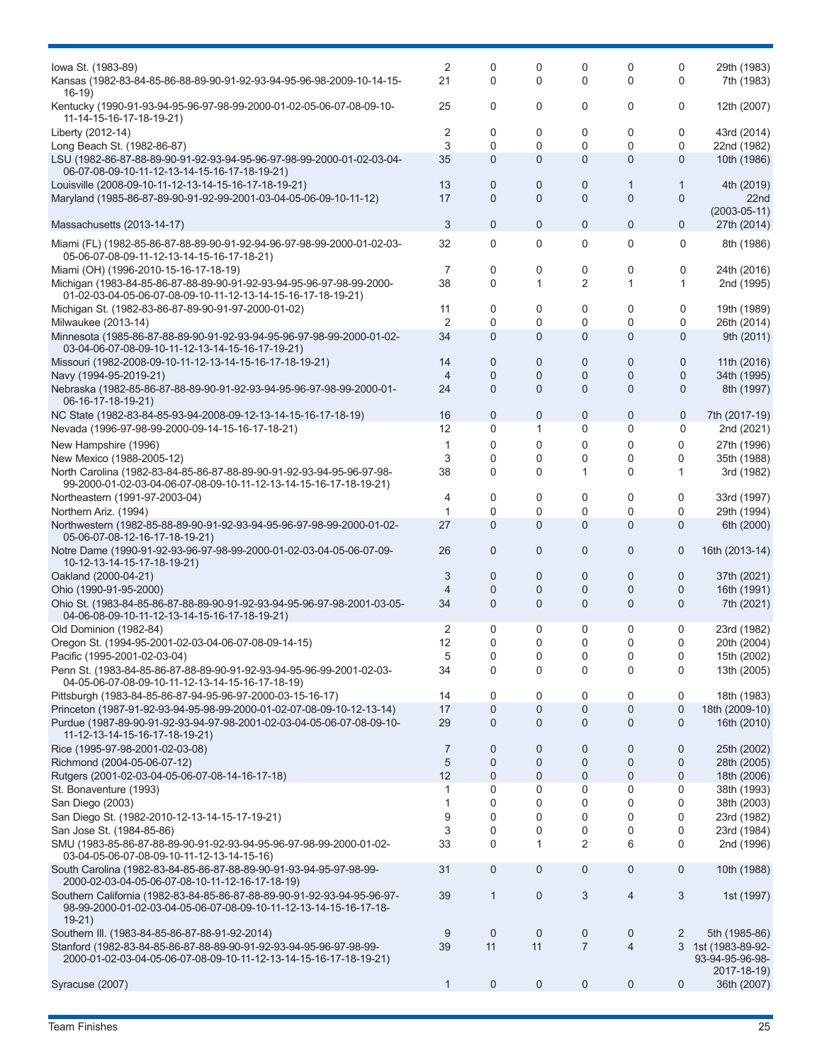| | | | | | | | |
|---|---|---|---|---|---|---|---|
| Iowa St. (1983-89) | 2 | 0 | 0 | 0 | 0 | 0 | 29th (1983) |
| Kansas (1982-83-84-85-86-88-89-90-91-92-93-94-95-96-98-2009-10-14-15-16-19) | 21 | 0 | 0 | 0 | 0 | 0 | 7th (1983) |
| Kentucky (1990-91-93-94-95-96-97-98-99-2000-01-02-05-06-07-08-09-10-11-14-15-16-17-18-19-21) | 25 | 0 | 0 | 0 | 0 | 0 | 12th (2007) |
| Liberty (2012-14) | 2 | 0 | 0 | 0 | 0 | 0 | 43rd (2014) |
| Long Beach St. (1982-86-87) | 3 | 0 | 0 | 0 | 0 | 0 | 22nd (1982) |
| LSU (1982-86-87-88-89-90-91-92-93-94-95-96-97-98-99-2000-01-02-03-04-06-07-08-09-10-11-12-13-14-15-16-17-18-19-21) | 35 | 0 | 0 | 0 | 0 | 0 | 10th (1986) |
| Louisville (2008-09-10-11-12-13-14-15-16-17-18-19-21) | 13 | 0 | 0 | 0 | 1 | 1 | 4th (2019) |
| Maryland (1985-86-87-89-90-91-92-99-2001-03-04-05-06-09-10-11-12) | 17 | 0 | 0 | 0 | 0 | 0 | 22nd (2003-05-11) |
| Massachusetts (2013-14-17) | 3 | 0 | 0 | 0 | 0 | 0 | 27th (2014) |
| Miami (FL) (1982-85-86-87-88-89-90-91-92-94-96-97-98-99-2000-01-02-03-05-06-07-08-09-11-12-13-14-15-16-17-18-21) | 32 | 0 | 0 | 0 | 0 | 0 | 8th (1986) |
| Miami (OH) (1996-2010-15-16-17-18-19) | 7 | 0 | 0 | 0 | 0 | 0 | 24th (2016) |
| Michigan (1983-84-85-86-87-88-89-90-91-92-93-94-95-96-97-98-99-2000-01-02-03-04-05-06-07-08-09-10-11-12-13-14-15-16-17-18-19-21) | 38 | 0 | 1 | 2 | 1 | 1 | 2nd (1995) |
| Michigan St. (1982-83-86-87-89-90-91-97-2000-01-02) | 11 | 0 | 0 | 0 | 0 | 0 | 19th (1989) |
| Milwaukee (2013-14) | 2 | 0 | 0 | 0 | 0 | 0 | 26th (2014) |
| Minnesota (1985-86-87-88-89-90-91-92-93-94-95-96-97-98-99-2000-01-02-03-04-06-07-08-09-10-11-12-13-14-15-16-17-19-21) | 34 | 0 | 0 | 0 | 0 | 0 | 9th (2011) |
| Missouri (1982-2008-09-10-11-12-13-14-15-16-17-18-19-21) | 14 | 0 | 0 | 0 | 0 | 0 | 11th (2016) |
| Navy (1994-95-2019-21) | 4 | 0 | 0 | 0 | 0 | 0 | 34th (1995) |
| Nebraska (1982-85-86-87-88-89-90-91-92-93-94-95-96-97-98-99-2000-01-06-16-17-18-19-21) | 24 | 0 | 0 | 0 | 0 | 0 | 8th (1997) |
| NC State (1982-83-84-85-93-94-2008-09-12-13-14-15-16-17-18-19) | 16 | 0 | 0 | 0 | 0 | 0 | 7th (2017-19) |
| Nevada (1996-97-98-99-2000-09-14-15-16-17-18-21) | 12 | 0 | 1 | 0 | 0 | 0 | 2nd (2021) |
| New Hampshire (1996) | 1 | 0 | 0 | 0 | 0 | 0 | 27th (1996) |
| New Mexico (1988-2005-12) | 3 | 0 | 0 | 0 | 0 | 0 | 35th (1988) |
| North Carolina (1982-83-84-85-86-87-88-89-90-91-92-93-94-95-96-97-98-99-2000-01-02-03-04-06-07-08-09-10-11-12-13-14-15-16-17-18-19-21) | 38 | 0 | 0 | 1 | 0 | 1 | 3rd (1982) |
| Northeastern (1991-97-2003-04) | 4 | 0 | 0 | 0 | 0 | 0 | 33rd (1997) |
| Northern Ariz. (1994) | 1 | 0 | 0 | 0 | 0 | 0 | 29th (1994) |
| Northwestern (1982-85-88-89-90-91-92-93-94-95-96-97-98-99-2000-01-02-05-06-07-08-12-16-17-18-19-21) | 27 | 0 | 0 | 0 | 0 | 0 | 6th (2000) |
| Notre Dame (1990-91-92-93-96-97-98-99-2000-01-02-03-04-05-06-07-09-10-12-13-14-15-17-18-19-21) | 26 | 0 | 0 | 0 | 0 | 0 | 16th (2013-14) |
| Oakland (2000-04-21) | 3 | 0 | 0 | 0 | 0 | 0 | 37th (2021) |
| Ohio (1990-91-95-2000) | 4 | 0 | 0 | 0 | 0 | 0 | 16th (1991) |
| Ohio St. (1983-84-85-86-87-88-89-90-91-92-93-94-95-96-97-98-2001-03-05-04-06-08-09-10-11-12-13-14-15-16-17-18-19-21) | 34 | 0 | 0 | 0 | 0 | 0 | 7th (2021) |
| Old Dominion (1982-84) | 2 | 0 | 0 | 0 | 0 | 0 | 23rd (1982) |
| Oregon St. (1994-95-2001-02-03-04-06-07-08-09-14-15) | 12 | 0 | 0 | 0 | 0 | 0 | 20th (2004) |
| Pacific (1995-2001-02-03-04) | 5 | 0 | 0 | 0 | 0 | 0 | 15th (2002) |
| Penn St. (1983-84-85-86-87-88-89-90-91-92-93-94-95-96-99-2001-02-03-04-05-06-07-08-09-10-11-12-13-14-15-16-17-18-19) | 34 | 0 | 0 | 0 | 0 | 0 | 13th (2005) |
| Pittsburgh (1983-84-85-86-87-94-95-96-97-2000-03-15-16-17) | 14 | 0 | 0 | 0 | 0 | 0 | 18th (1983) |
| Princeton (1987-91-92-93-94-95-98-99-2000-01-02-07-08-09-10-12-13-14) | 17 | 0 | 0 | 0 | 0 | 0 | 18th (2009-10) |
| Purdue (1987-89-90-91-92-93-94-97-98-2001-02-03-04-05-06-07-08-09-10-11-12-13-14-15-16-17-18-19-21) | 29 | 0 | 0 | 0 | 0 | 0 | 16th (2010) |
| Rice (1995-97-98-2001-02-03-08) | 7 | 0 | 0 | 0 | 0 | 0 | 25th (2002) |
| Richmond (2004-05-06-07-12) | 5 | 0 | 0 | 0 | 0 | 0 | 28th (2005) |
| Rutgers (2001-02-03-04-05-06-07-08-14-16-17-18) | 12 | 0 | 0 | 0 | 0 | 0 | 18th (2006) |
| St. Bonaventure (1993) | 1 | 0 | 0 | 0 | 0 | 0 | 38th (1993) |
| San Diego (2003) | 1 | 0 | 0 | 0 | 0 | 0 | 38th (2003) |
| San Diego St. (1982-2010-12-13-14-15-17-19-21) | 9 | 0 | 0 | 0 | 0 | 0 | 23rd (1982) |
| San Jose St. (1984-85-86) | 3 | 0 | 0 | 0 | 0 | 0 | 23rd (1984) |
| SMU (1983-85-86-87-88-89-90-91-92-93-94-95-96-97-98-99-2000-01-02-03-04-05-06-07-08-09-10-11-12-13-14-15-16) | 33 | 0 | 1 | 2 | 6 | 0 | 2nd (1996) |
| South Carolina (1982-83-84-85-86-87-88-89-90-91-93-94-95-97-98-99-2000-02-03-04-05-06-07-08-10-11-12-16-17-18-19) | 31 | 0 | 0 | 0 | 0 | 0 | 10th (1988) |
| Southern California (1982-83-84-85-86-87-88-89-90-91-92-93-94-95-96-97-98-99-2000-01-02-03-04-05-06-07-08-09-10-11-12-13-14-15-16-17-18-19-21) | 39 | 1 | 0 | 3 | 4 | 3 | 1st (1997) |
| Southern Ill. (1983-84-85-86-87-88-91-92-2014) | 9 | 0 | 0 | 0 | 0 | 2 | 5th (1985-86) |
| Stanford (1982-83-84-85-86-87-88-89-90-91-92-93-94-95-96-97-98-99-2000-01-02-03-04-05-06-07-08-09-10-11-12-13-14-15-16-17-18-19-21) | 39 | 11 | 11 | 7 | 4 | 3 | 1st (1983-89-92-93-94-95-96-98-2017-18-19) |
| Syracuse (2007) | 1 | 0 | 0 | 0 | 0 | 0 | 36th (2007) |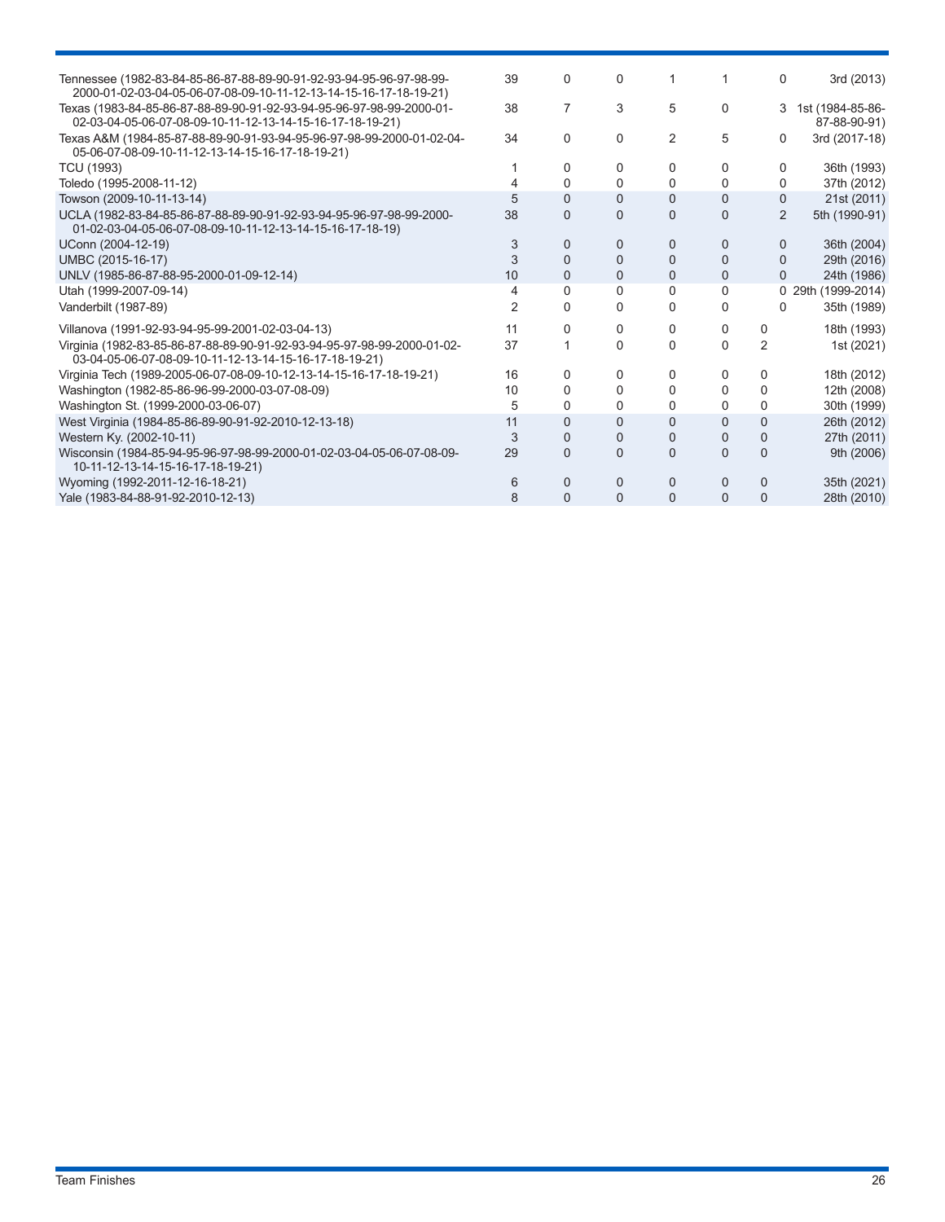| | | | | | | | |
|---|---|---|---|---|---|---|---|
| Tennessee (1982-83-84-85-86-87-88-89-90-91-92-93-94-95-96-97-98-99-2000-01-02-03-04-05-06-07-08-09-10-11-12-13-14-15-16-17-18-19-21) | 39 | 0 | 0 | 1 | 1 | 0 | 3rd (2013) |
| Texas (1983-84-85-86-87-88-89-90-91-92-93-94-95-96-97-98-99-2000-01-02-03-04-05-06-07-08-09-10-11-12-13-14-15-16-17-18-19-21) | 38 | 7 | 3 | 5 | 0 | 3 | 1st (1984-85-86-87-88-90-91) |
| Texas A&M (1984-85-87-88-89-90-91-93-94-95-96-97-98-99-2000-01-02-04-05-06-07-08-09-10-11-12-13-14-15-16-17-18-19-21) | 34 | 0 | 0 | 2 | 5 | 0 | 3rd (2017-18) |
| TCU (1993) | 1 | 0 | 0 | 0 | 0 | 0 | 36th (1993) |
| Toledo (1995-2008-11-12) | 4 | 0 | 0 | 0 | 0 | 0 | 37th (2012) |
| Towson (2009-10-11-13-14) | 5 | 0 | 0 | 0 | 0 | 0 | 21st (2011) |
| UCLA (1982-83-84-85-86-87-88-89-90-91-92-93-94-95-96-97-98-99-2000-01-02-03-04-05-06-07-08-09-10-11-12-13-14-15-16-17-18-19) | 38 | 0 | 0 | 0 | 0 | 2 | 5th (1990-91) |
| UConn (2004-12-19) | 3 | 0 | 0 | 0 | 0 | 0 | 36th (2004) |
| UMBC (2015-16-17) | 3 | 0 | 0 | 0 | 0 | 0 | 29th (2016) |
| UNLV (1985-86-87-88-95-2000-01-09-12-14) | 10 | 0 | 0 | 0 | 0 | 0 | 24th (1986) |
| Utah (1999-2007-09-14) | 4 | 0 | 0 | 0 | 0 | 0 | 29th (1999-2014) |
| Vanderbilt (1987-89) | 2 | 0 | 0 | 0 | 0 | 0 | 35th (1989) |
| Villanova (1991-92-93-94-95-99-2001-02-03-04-13) | 11 | 0 | 0 | 0 | 0 | 0 | 18th (1993) |
| Virginia (1982-83-85-86-87-88-89-90-91-92-93-94-95-97-98-99-2000-01-02-03-04-05-06-07-08-09-10-11-12-13-14-15-16-17-18-19-21) | 37 | 1 | 0 | 0 | 0 | 2 | 1st (2021) |
| Virginia Tech (1989-2005-06-07-08-09-10-12-13-14-15-16-17-18-19-21) | 16 | 0 | 0 | 0 | 0 | 0 | 18th (2012) |
| Washington (1982-85-86-96-99-2000-03-07-08-09) | 10 | 0 | 0 | 0 | 0 | 0 | 12th (2008) |
| Washington St. (1999-2000-03-06-07) | 5 | 0 | 0 | 0 | 0 | 0 | 30th (1999) |
| West Virginia (1984-85-86-89-90-91-92-2010-12-13-18) | 11 | 0 | 0 | 0 | 0 | 0 | 26th (2012) |
| Western Ky. (2002-10-11) | 3 | 0 | 0 | 0 | 0 | 0 | 27th (2011) |
| Wisconsin (1984-85-94-95-96-97-98-99-2000-01-02-03-04-05-06-07-08-09-10-11-12-13-14-15-16-17-18-19-21) | 29 | 0 | 0 | 0 | 0 | 0 | 9th (2006) |
| Wyoming (1992-2011-12-16-18-21) | 6 | 0 | 0 | 0 | 0 | 0 | 35th (2021) |
| Yale (1983-84-88-91-92-2010-12-13) | 8 | 0 | 0 | 0 | 0 | 0 | 28th (2010) |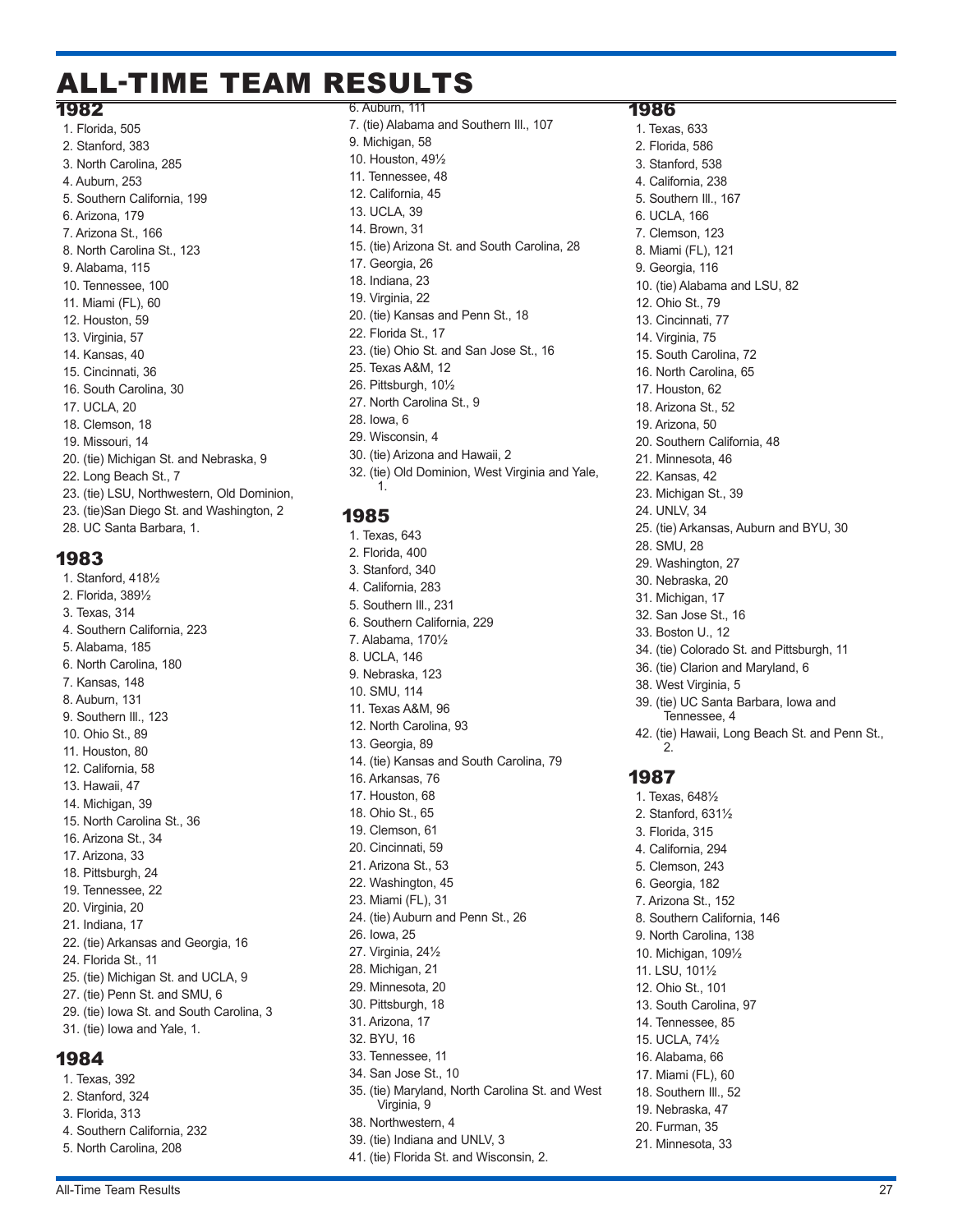# ALL-TIME TEAM RESULTS

## 1982

1. Florida, 505
2. Stanford, 383
3. North Carolina, 285
4. Auburn, 253
5. Southern California, 199
6. Arizona, 179
7. Arizona St., 166
8. North Carolina St., 123
9. Alabama, 115
10. Tennessee, 100
11. Miami (FL), 60
12. Houston, 59
13. Virginia, 57
14. Kansas, 40
15. Cincinnati, 36
16. South Carolina, 30
17. UCLA, 20
18. Clemson, 18
19. Missouri, 14
20. (tie) Michigan St. and Nebraska, 9
22. Long Beach St., 7
23. (tie) LSU, Northwestern, Old Dominion,
23. (tie)San Diego St. and Washington, 2
28. UC Santa Barbara, 1.

## 1983

1. Stanford, 418½
2. Florida, 389½
3. Texas, 314
4. Southern California, 223
5. Alabama, 185
6. North Carolina, 180
7. Kansas, 148
8. Auburn, 131
9. Southern Ill., 123
10. Ohio St., 89
11. Houston, 80
12. California, 58
13. Hawaii, 47
14. Michigan, 39
15. North Carolina St., 36
16. Arizona St., 34
17. Arizona, 33
18. Pittsburgh, 24
19. Tennessee, 22
20. Virginia, 20
21. Indiana, 17
22. (tie) Arkansas and Georgia, 16
24. Florida St., 11
25. (tie) Michigan St. and UCLA, 9
27. (tie) Penn St. and SMU, 6
29. (tie) Iowa St. and South Carolina, 3
31. (tie) Iowa and Yale, 1.

## 1984

1. Texas, 392
2. Stanford, 324
3. Florida, 313
4. Southern California, 232
5. North Carolina, 208
6. Auburn, 111
7. (tie) Alabama and Southern Ill., 107
9. Michigan, 58
10. Houston, 49½
11. Tennessee, 48
12. California, 45
13. UCLA, 39
14. Brown, 31
15. (tie) Arizona St. and South Carolina, 28
17. Georgia, 26
18. Indiana, 23
19. Virginia, 22
20. (tie) Kansas and Penn St., 18
22. Florida St., 17
23. (tie) Ohio St. and San Jose St., 16
25. Texas A&M, 12
26. Pittsburgh, 10½
27. North Carolina St., 9
28. Iowa, 6
29. Wisconsin, 4
30. (tie) Arizona and Hawaii, 2
32. (tie) Old Dominion, West Virginia and Yale, 1.

## 1985

1. Texas, 643
2. Florida, 400
3. Stanford, 340
4. California, 283
5. Southern Ill., 231
6. Southern California, 229
7. Alabama, 170½
8. UCLA, 146
9. Nebraska, 123
10. SMU, 114
11. Texas A&M, 96
12. North Carolina, 93
13. Georgia, 89
14. (tie) Kansas and South Carolina, 79
16. Arkansas, 76
17. Houston, 68
18. Ohio St., 65
19. Clemson, 61
20. Cincinnati, 59
21. Arizona St., 53
22. Washington, 45
23. Miami (FL), 31
24. (tie) Auburn and Penn St., 26
26. Iowa, 25
27. Virginia, 24½
28. Michigan, 21
29. Minnesota, 20
30. Pittsburgh, 18
31. Arizona, 17
32. BYU, 16
33. Tennessee, 11
34. San Jose St., 10
35. (tie) Maryland, North Carolina St. and West Virginia, 9
38. Northwestern, 4
39. (tie) Indiana and UNLV, 3
41. (tie) Florida St. and Wisconsin, 2.

## 1986

1. Texas, 633
2. Florida, 586
3. Stanford, 538
4. California, 238
5. Southern Ill., 167
6. UCLA, 166
7. Clemson, 123
8. Miami (FL), 121
9. Georgia, 116
10. (tie) Alabama and LSU, 82
12. Ohio St., 79
13. Cincinnati, 77
14. Virginia, 75
15. South Carolina, 72
16. North Carolina, 65
17. Houston, 62
18. Arizona St., 52
19. Arizona, 50
20. Southern California, 48
21. Minnesota, 46
22. Kansas, 42
23. Michigan St., 39
24. UNLV, 34
25. (tie) Arkansas, Auburn and BYU, 30
28. SMU, 28
29. Washington, 27
30. Nebraska, 20
31. Michigan, 17
32. San Jose St., 16
33. Boston U., 12
34. (tie) Colorado St. and Pittsburgh, 11
36. (tie) Clarion and Maryland, 6
38. West Virginia, 5
39. (tie) UC Santa Barbara, Iowa and Tennessee, 4
42. (tie) Hawaii, Long Beach St. and Penn St., 2.

## 1987

1. Texas, 648½
2. Stanford, 631½
3. Florida, 315
4. California, 294
5. Clemson, 243
6. Georgia, 182
7. Arizona St., 152
8. Southern California, 146
9. North Carolina, 138
10. Michigan, 109½
11. LSU, 101½
12. Ohio St., 101
13. South Carolina, 97
14. Tennessee, 85
15. UCLA, 74½
16. Alabama, 66
17. Miami (FL), 60
18. Southern Ill., 52
19. Nebraska, 47
20. Furman, 35
21. Minnesota, 33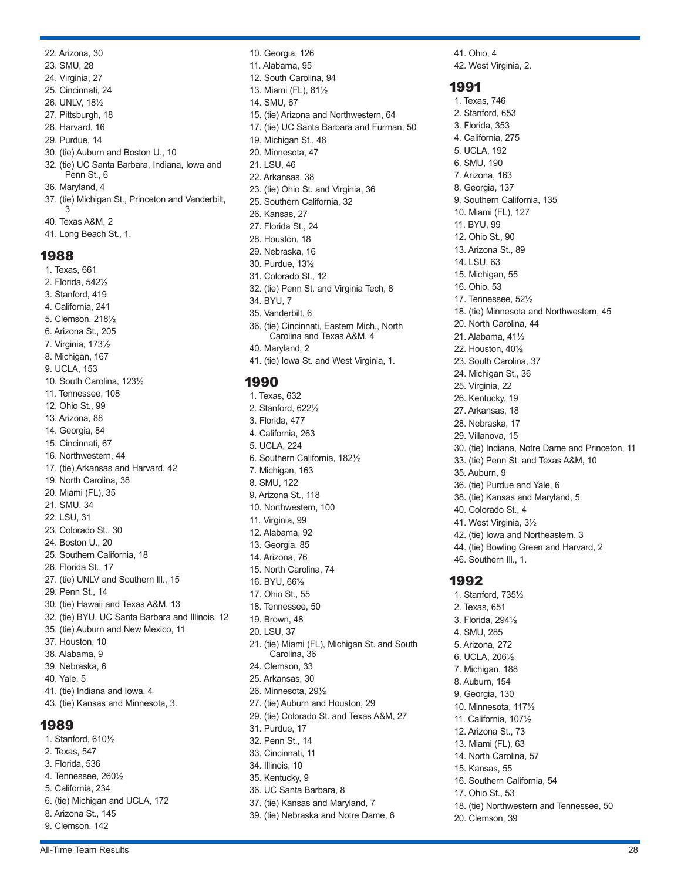22. Arizona, 30
23. SMU, 28
24. Virginia, 27
25. Cincinnati, 24
26. UNLV, 18½
27. Pittsburgh, 18
28. Harvard, 16
29. Purdue, 14
30. (tie) Auburn and Boston U., 10
32. (tie) UC Santa Barbara, Indiana, Iowa and Penn St., 6
36. Maryland, 4
37. (tie) Michigan St., Princeton and Vanderbilt, 3
40. Texas A&M, 2
41. Long Beach St., 1.

## 1988

1. Texas, 661
2. Florida, 542½
3. Stanford, 419
4. California, 241
5. Clemson, 218½
6. Arizona St., 205
7. Virginia, 173½
8. Michigan, 167
9. UCLA, 153
10. South Carolina, 123½
11. Tennessee, 108
12. Ohio St., 99
13. Arizona, 88
14. Georgia, 84
15. Cincinnati, 67
16. Northwestern, 44
17. (tie) Arkansas and Harvard, 42
19. North Carolina, 38
20. Miami (FL), 35
21. SMU, 34
22. LSU, 31
23. Colorado St., 30
24. Boston U., 20
25. Southern California, 18
26. Florida St., 17
27. (tie) UNLV and Southern Ill., 15
29. Penn St., 14
30. (tie) Hawaii and Texas A&M, 13
32. (tie) BYU, UC Santa Barbara and Illinois, 12
35. (tie) Auburn and New Mexico, 11
37. Houston, 10
38. Alabama, 9
39. Nebraska, 6
40. Yale, 5
41. (tie) Indiana and Iowa, 4
43. (tie) Kansas and Minnesota, 3.

## 1989

1. Stanford, 610½
2. Texas, 547
3. Florida, 536
4. Tennessee, 260½
5. California, 234
6. (tie) Michigan and UCLA, 172
8. Arizona St., 145
9. Clemson, 142
10. Georgia, 126
11. Alabama, 95
12. South Carolina, 94
13. Miami (FL), 81½
14. SMU, 67
15. (tie) Arizona and Northwestern, 64
17. (tie) UC Santa Barbara and Furman, 50
19. Michigan St., 48
20. Minnesota, 47
21. LSU, 46
22. Arkansas, 38
23. (tie) Ohio St. and Virginia, 36
25. Southern California, 32
26. Kansas, 27
27. Florida St., 24
28. Houston, 18
29. Nebraska, 16
30. Purdue, 13½
31. Colorado St., 12
32. (tie) Penn St. and Virginia Tech, 8
34. BYU, 7
35. Vanderbilt, 6
36. (tie) Cincinnati, Eastern Mich., North Carolina and Texas A&M, 4
40. Maryland, 2
41. (tie) Iowa St. and West Virginia, 1.

## 1990

1. Texas, 632
2. Stanford, 622½
3. Florida, 477
4. California, 263
5. UCLA, 224
6. Southern California, 182½
7. Michigan, 163
8. SMU, 122
9. Arizona St., 118
10. Northwestern, 100
11. Virginia, 99
12. Alabama, 92
13. Georgia, 85
14. Arizona, 76
15. North Carolina, 74
16. BYU, 66½
17. Ohio St., 55
18. Tennessee, 50
19. Brown, 48
20. LSU, 37
21. (tie) Miami (FL), Michigan St. and South Carolina, 36
24. Clemson, 33
25. Arkansas, 30
26. Minnesota, 29½
27. (tie) Auburn and Houston, 29
29. (tie) Colorado St. and Texas A&M, 27
31. Purdue, 17
32. Penn St., 14
33. Cincinnati, 11
34. Illinois, 10
35. Kentucky, 9
36. UC Santa Barbara, 8
37. (tie) Kansas and Maryland, 7
39. (tie) Nebraska and Notre Dame, 6
41. Ohio, 4
42. West Virginia, 2.

## 1991

1. Texas, 746
2. Stanford, 653
3. Florida, 353
4. California, 275
5. UCLA, 192
6. SMU, 190
7. Arizona, 163
8. Georgia, 137
9. Southern California, 135
10. Miami (FL), 127
11. BYU, 99
12. Ohio St., 90
13. Arizona St., 89
14. LSU, 63
15. Michigan, 55
16. Ohio, 53
17. Tennessee, 52½
18. (tie) Minnesota and Northwestern, 45
20. North Carolina, 44
21. Alabama, 41½
22. Houston, 40½
23. South Carolina, 37
24. Michigan St., 36
25. Virginia, 22
26. Kentucky, 19
27. Arkansas, 18
28. Nebraska, 17
29. Villanova, 15
30. (tie) Indiana, Notre Dame and Princeton, 11
33. (tie) Penn St. and Texas A&M, 10
35. Auburn, 9
36. (tie) Purdue and Yale, 6
38. (tie) Kansas and Maryland, 5
40. Colorado St., 4
41. West Virginia, 3½
42. (tie) Iowa and Northeastern, 3
44. (tie) Bowling Green and Harvard, 2
46. Southern Ill., 1.

## 1992

1. Stanford, 735½
2. Texas, 651
3. Florida, 294½
4. SMU, 285
5. Arizona, 272
6. UCLA, 206½
7. Michigan, 188
8. Auburn, 154
9. Georgia, 130
10. Minnesota, 117½
11. California, 107½
12. Arizona St., 73
13. Miami (FL), 63
14. North Carolina, 57
15. Kansas, 55
16. Southern California, 54
17. Ohio St., 53
18. (tie) Northwestern and Tennessee, 50
20. Clemson, 39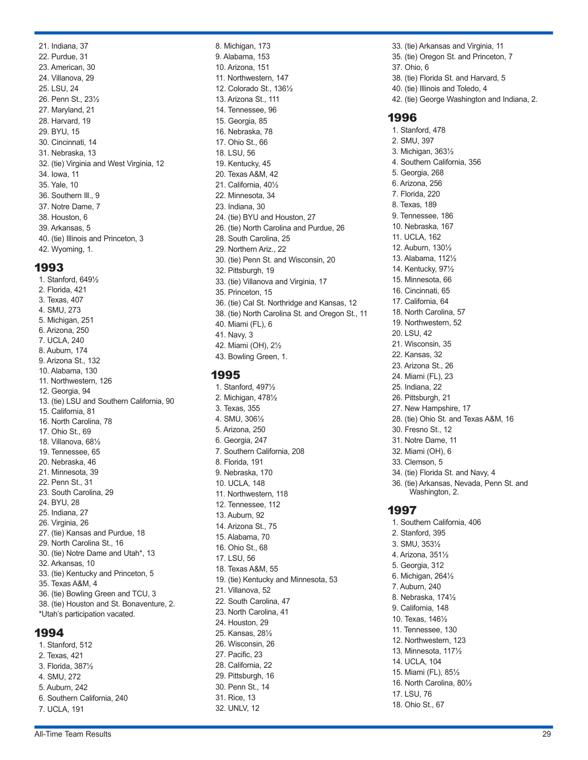21. Indiana, 37
22. Purdue, 31
23. American, 30
24. Villanova, 29
25. LSU, 24
26. Penn St., 23½
27. Maryland, 21
28. Harvard, 19
29. BYU, 15
30. Cincinnati, 14
31. Nebraska, 13
32. (tie) Virginia and West Virginia, 12
34. Iowa, 11
35. Yale, 10
36. Southern Ill., 9
37. Notre Dame, 7
38. Houston, 6
39. Arkansas, 5
40. (tie) Illinois and Princeton, 3
42. Wyoming, 1.

## 1993

1. Stanford, 649½
2. Florida, 421
3. Texas, 407
4. SMU, 273
5. Michigan, 251
6. Arizona, 250
7. UCLA, 240
8. Auburn, 174
9. Arizona St., 132
10. Alabama, 130
11. Northwestern, 126
12. Georgia, 94
13. (tie) LSU and Southern California, 90
15. California, 81
16. North Carolina, 78
17. Ohio St., 69
18. Villanova, 68½
19. Tennessee, 65
20. Nebraska, 46
21. Minnesota, 39
22. Penn St., 31
23. South Carolina, 29
24. BYU, 28
25. Indiana, 27
26. Virginia, 26
27. (tie) Kansas and Purdue, 18
29. North Carolina St., 16
30. (tie) Notre Dame and Utah*, 13
32. Arkansas, 10
33. (tie) Kentucky and Princeton, 5
35. Texas A&M, 4
36. (tie) Bowling Green and TCU, 3
38. (tie) Houston and St. Bonaventure, 2.

*Utah's participation vacated.

## 1994

1. Stanford, 512
2. Texas, 421
3. Florida, 387½
4. SMU, 272
5. Auburn, 242
6. Southern California, 240
7. UCLA, 191
8. Michigan, 173
9. Alabama, 153
10. Arizona, 151
11. Northwestern, 147
12. Colorado St., 136½
13. Arizona St., 111
14. Tennessee, 96
15. Georgia, 85
16. Nebraska, 78
17. Ohio St., 66
18. LSU, 56
19. Kentucky, 45
20. Texas A&M, 42
21. California, 40½
22. Minnesota, 34
23. Indiana, 30
24. (tie) BYU and Houston, 27
26. (tie) North Carolina and Purdue, 26
28. South Carolina, 25
29. Northern Ariz., 22
30. (tie) Penn St. and Wisconsin, 20
32. Pittsburgh, 19
33. (tie) Villanova and Virginia, 17
35. Princeton, 15
36. (tie) Cal St. Northridge and Kansas, 12
38. (tie) North Carolina St. and Oregon St., 11
40. Miami (FL), 6
41. Navy, 3
42. Miami (OH), 2½
43. Bowling Green, 1.

## 1995

1. Stanford, 497½
2. Michigan, 478½
3. Texas, 355
4. SMU, 306½
5. Arizona, 250
6. Georgia, 247
7. Southern California, 208
8. Florida, 191
9. Nebraska, 170
10. UCLA, 148
11. Northwestern, 118
12. Tennessee, 112
13. Auburn, 92
14. Arizona St., 75
15. Alabama, 70
16. Ohio St., 68
17. LSU, 56
18. Texas A&M, 55
19. (tie) Kentucky and Minnesota, 53
21. Villanova, 52
22. South Carolina, 47
23. North Carolina, 41
24. Houston, 29
25. Kansas, 28½
26. Wisconsin, 26
27. Pacific, 23
28. California, 22
29. Pittsburgh, 16
30. Penn St., 14
31. Rice, 13
32. UNLV, 12
33. (tie) Arkansas and Virginia, 11
35. (tie) Oregon St. and Princeton, 7
37. Ohio, 6
38. (tie) Florida St. and Harvard, 5
40. (tie) Illinois and Toledo, 4
42. (tie) George Washington and Indiana, 2.

## 1996

1. Stanford, 478
2. SMU, 397
3. Michigan, 363½
4. Southern California, 356
5. Georgia, 268
6. Arizona, 256
7. Florida, 220
8. Texas, 189
9. Tennessee, 186
10. Nebraska, 167
11. UCLA, 162
12. Auburn, 130½
13. Alabama, 112½
14. Kentucky, 97½
15. Minnesota, 66
16. Cincinnati, 65
17. California, 64
18. North Carolina, 57
19. Northwestern, 52
20. LSU, 42
21. Wisconsin, 35
22. Kansas, 32
23. Arizona St., 26
24. Miami (FL), 23
25. Indiana, 22
26. Pittsburgh, 21
27. New Hampshire, 17
28. (tie) Ohio St. and Texas A&M, 16
30. Fresno St., 12
31. Notre Dame, 11
32. Miami (OH), 6
33. Clemson, 5
34. (tie) Florida St. and Navy, 4
36. (tie) Arkansas, Nevada, Penn St. and Washington, 2.

## 1997

1. Southern California, 406
2. Stanford, 395
3. SMU, 353½
4. Arizona, 351½
5. Georgia, 312
6. Michigan, 264½
7. Auburn, 240
8. Nebraska, 174½
9. California, 148
10. Texas, 146½
11. Tennessee, 130
12. Northwestern, 123
13. Minnesota, 117½
14. UCLA, 104
15. Miami (FL), 85½
16. North Carolina, 80½
17. LSU, 76
18. Ohio St., 67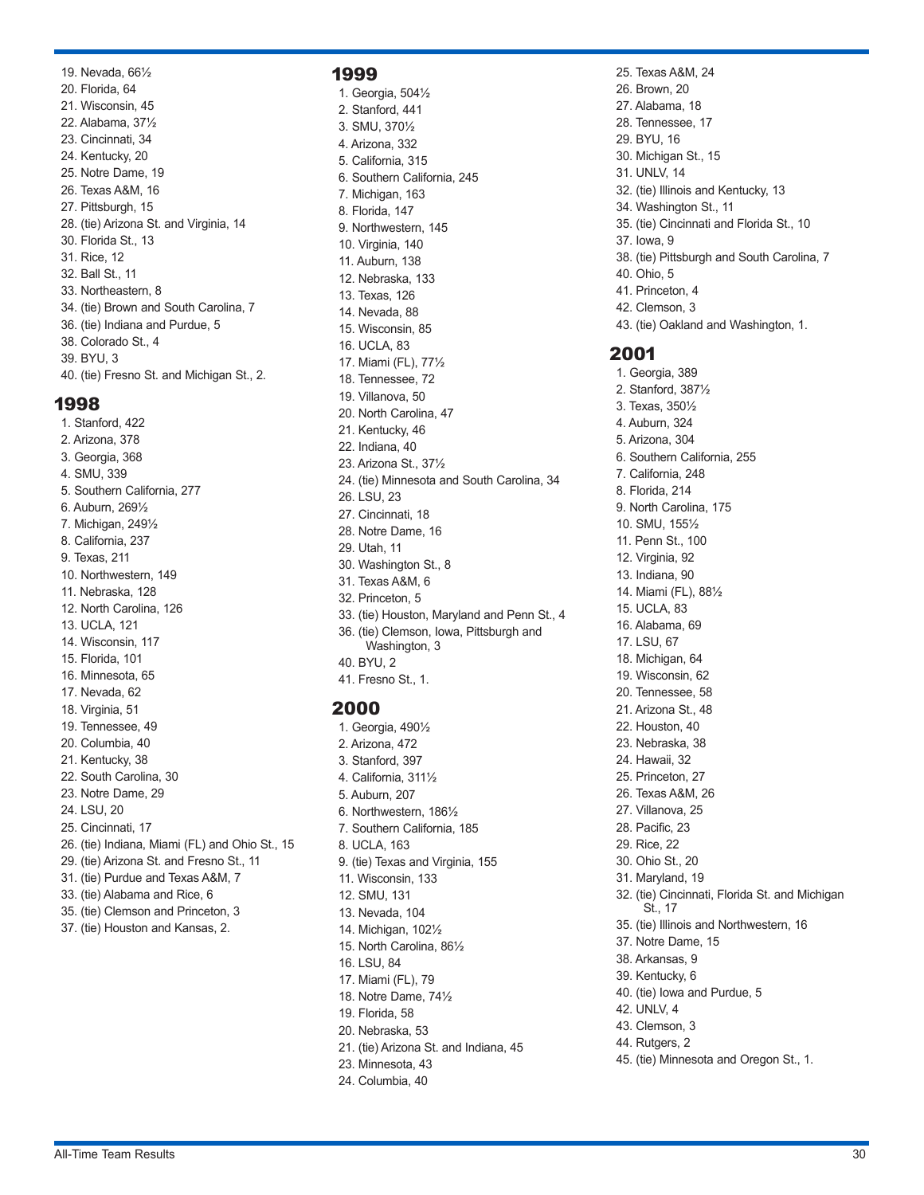19. Nevada, 66½
20. Florida, 64
21. Wisconsin, 45
22. Alabama, 37½
23. Cincinnati, 34
24. Kentucky, 20
25. Notre Dame, 19
26. Texas A&M, 16
27. Pittsburgh, 15
28. (tie) Arizona St. and Virginia, 14
30. Florida St., 13
31. Rice, 12
32. Ball St., 11
33. Northeastern, 8
34. (tie) Brown and South Carolina, 7
36. (tie) Indiana and Purdue, 5
38. Colorado St., 4
39. BYU, 3
40. (tie) Fresno St. and Michigan St., 2.

## 1998

1. Stanford, 422
2. Arizona, 378
3. Georgia, 368
4. SMU, 339
5. Southern California, 277
6. Auburn, 269½
7. Michigan, 249½
8. California, 237
9. Texas, 211
10. Northwestern, 149
11. Nebraska, 128
12. North Carolina, 126
13. UCLA, 121
14. Wisconsin, 117
15. Florida, 101
16. Minnesota, 65
17. Nevada, 62
18. Virginia, 51
19. Tennessee, 49
20. Columbia, 40
21. Kentucky, 38
22. South Carolina, 30
23. Notre Dame, 29
24. LSU, 20
25. Cincinnati, 17
26. (tie) Indiana, Miami (FL) and Ohio St., 15
29. (tie) Arizona St. and Fresno St., 11
31. (tie) Purdue and Texas A&M, 7
33. (tie) Alabama and Rice, 6
35. (tie) Clemson and Princeton, 3
37. (tie) Houston and Kansas, 2.

## 1999

1. Georgia, 504½
2. Stanford, 441
3. SMU, 370½
4. Arizona, 332
5. California, 315
6. Southern California, 245
7. Michigan, 163
8. Florida, 147
9. Northwestern, 145
10. Virginia, 140
11. Auburn, 138
12. Nebraska, 133
13. Texas, 126
14. Nevada, 88
15. Wisconsin, 85
16. UCLA, 83
17. Miami (FL), 77½
18. Tennessee, 72
19. Villanova, 50
20. North Carolina, 47
21. Kentucky, 46
22. Indiana, 40
23. Arizona St., 37½
24. (tie) Minnesota and South Carolina, 34
26. LSU, 23
27. Cincinnati, 18
28. Notre Dame, 16
29. Utah, 11
30. Washington St., 8
31. Texas A&M, 6
32. Princeton, 5
33. (tie) Houston, Maryland and Penn St., 4
36. (tie) Clemson, Iowa, Pittsburgh and Washington, 3
40. BYU, 2
41. Fresno St., 1.

## 2000

1. Georgia, 490½
2. Arizona, 472
3. Stanford, 397
4. California, 311½
5. Auburn, 207
6. Northwestern, 186½
7. Southern California, 185
8. UCLA, 163
9. (tie) Texas and Virginia, 155
11. Wisconsin, 133
12. SMU, 131
13. Nevada, 104
14. Michigan, 102½
15. North Carolina, 86½
16. LSU, 84
17. Miami (FL), 79
18. Notre Dame, 74½
19. Florida, 58
20. Nebraska, 53
21. (tie) Arizona St. and Indiana, 45
23. Minnesota, 43
24. Columbia, 40
25. Texas A&M, 24
26. Brown, 20
27. Alabama, 18
28. Tennessee, 17
29. BYU, 16
30. Michigan St., 15
31. UNLV, 14
32. (tie) Illinois and Kentucky, 13
34. Washington St., 11
35. (tie) Cincinnati and Florida St., 10
37. Iowa, 9
38. (tie) Pittsburgh and South Carolina, 7
40. Ohio, 5
41. Princeton, 4
42. Clemson, 3
43. (tie) Oakland and Washington, 1.

## 2001

1. Georgia, 389
2. Stanford, 387½
3. Texas, 350½
4. Auburn, 324
5. Arizona, 304
6. Southern California, 255
7. California, 248
8. Florida, 214
9. North Carolina, 175
10. SMU, 155½
11. Penn St., 100
12. Virginia, 92
13. Indiana, 90
14. Miami (FL), 88½
15. UCLA, 83
16. Alabama, 69
17. LSU, 67
18. Michigan, 64
19. Wisconsin, 62
20. Tennessee, 58
21. Arizona St., 48
22. Houston, 40
23. Nebraska, 38
24. Hawaii, 32
25. Princeton, 27
26. Texas A&M, 26
27. Villanova, 25
28. Pacific, 23
29. Rice, 22
30. Ohio St., 20
31. Maryland, 19
32. (tie) Cincinnati, Florida St. and Michigan St., 17
35. (tie) Illinois and Northwestern, 16
37. Notre Dame, 15
38. Arkansas, 9
39. Kentucky, 6
40. (tie) Iowa and Purdue, 5
42. UNLV, 4
43. Clemson, 3
44. Rutgers, 2
45. (tie) Minnesota and Oregon St., 1.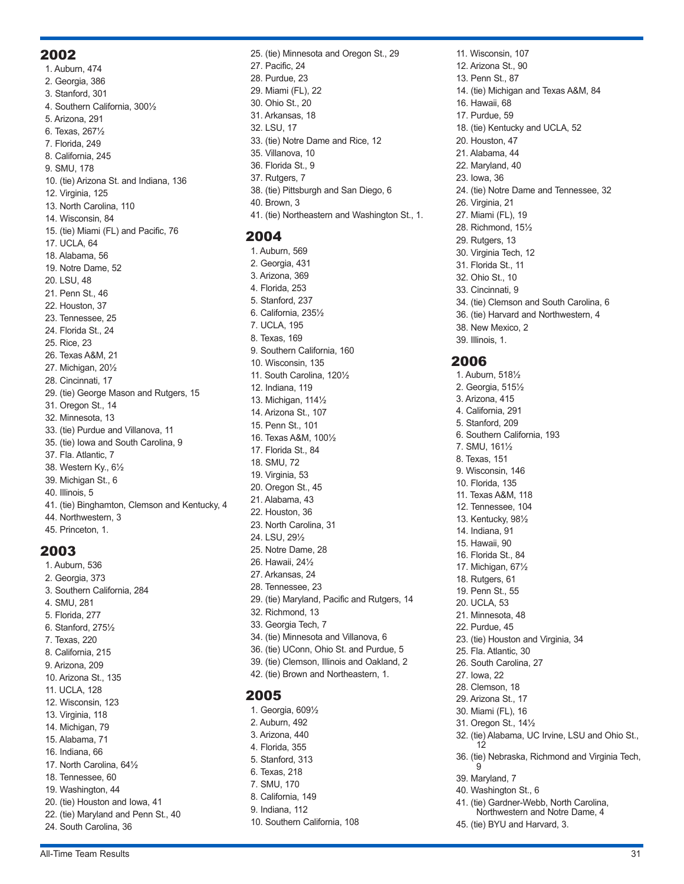## 2002

1. Auburn, 474
2. Georgia, 386
3. Stanford, 301
4. Southern California, 300½
5. Arizona, 291
6. Texas, 267½
7. Florida, 249
8. California, 245
9. SMU, 178
10. (tie) Arizona St. and Indiana, 136
12. Virginia, 125
13. North Carolina, 110
14. Wisconsin, 84
15. (tie) Miami (FL) and Pacific, 76
17. UCLA, 64
18. Alabama, 56
19. Notre Dame, 52
20. LSU, 48
21. Penn St., 46
22. Houston, 37
23. Tennessee, 25
24. Florida St., 24
25. Rice, 23
26. Texas A&M, 21
27. Michigan, 20½
28. Cincinnati, 17
29. (tie) George Mason and Rutgers, 15
31. Oregon St., 14
32. Minnesota, 13
33. (tie) Purdue and Villanova, 11
35. (tie) Iowa and South Carolina, 9
37. Fla. Atlantic, 7
38. Western Ky., 6½
39. Michigan St., 6
40. Illinois, 5
41. (tie) Binghamton, Clemson and Kentucky, 4
44. Northwestern, 3
45. Princeton, 1.

## 2003

1. Auburn, 536
2. Georgia, 373
3. Southern California, 284
4. SMU, 281
5. Florida, 277
6. Stanford, 275½
7. Texas, 220
8. California, 215
9. Arizona, 209
10. Arizona St., 135
11. UCLA, 128
12. Wisconsin, 123
13. Virginia, 118
14. Michigan, 79
15. Alabama, 71
16. Indiana, 66
17. North Carolina, 64½
18. Tennessee, 60
19. Washington, 44
20. (tie) Houston and Iowa, 41
22. (tie) Maryland and Penn St., 40
24. South Carolina, 36
25. (tie) Minnesota and Oregon St., 29
27. Pacific, 24
28. Purdue, 23
29. Miami (FL), 22
30. Ohio St., 20
31. Arkansas, 18
32. LSU, 17
33. (tie) Notre Dame and Rice, 12
35. Villanova, 10
36. Florida St., 9
37. Rutgers, 7
38. (tie) Pittsburgh and San Diego, 6
40. Brown, 3
41. (tie) Northeastern and Washington St., 1.

## 2004

1. Auburn, 569
2. Georgia, 431
3. Arizona, 369
4. Florida, 253
5. Stanford, 237
6. California, 235½
7. UCLA, 195
8. Texas, 169
9. Southern California, 160
10. Wisconsin, 135
11. South Carolina, 120½
12. Indiana, 119
13. Michigan, 114½
14. Arizona St., 107
15. Penn St., 101
16. Texas A&M, 100½
17. Florida St., 84
18. SMU, 72
19. Virginia, 53
20. Oregon St., 45
21. Alabama, 43
22. Houston, 36
23. North Carolina, 31
24. LSU, 29½
25. Notre Dame, 28
26. Hawaii, 24½
27. Arkansas, 24
28. Tennessee, 23
29. (tie) Maryland, Pacific and Rutgers, 14
32. Richmond, 13
33. Georgia Tech, 7
34. (tie) Minnesota and Villanova, 6
36. (tie) UConn, Ohio St. and Purdue, 5
39. (tie) Clemson, Illinois and Oakland, 2
42. (tie) Brown and Northeastern, 1.

## 2005

1. Georgia, 609½
2. Auburn, 492
3. Arizona, 440
4. Florida, 355
5. Stanford, 313
6. Texas, 218
7. SMU, 170
8. California, 149
9. Indiana, 112
10. Southern California, 108
11. Wisconsin, 107
12. Arizona St., 90
13. Penn St., 87
14. (tie) Michigan and Texas A&M, 84
16. Hawaii, 68
17. Purdue, 59
18. (tie) Kentucky and UCLA, 52
20. Houston, 47
21. Alabama, 44
22. Maryland, 40
23. Iowa, 36
24. (tie) Notre Dame and Tennessee, 32
26. Virginia, 21
27. Miami (FL), 19
28. Richmond, 15½
29. Rutgers, 13
30. Virginia Tech, 12
31. Florida St., 11
32. Ohio St., 10
33. Cincinnati, 9
34. (tie) Clemson and South Carolina, 6
36. (tie) Harvard and Northwestern, 4
38. New Mexico, 2
39. Illinois, 1.

## 2006

1. Auburn, 518½
2. Georgia, 515½
3. Arizona, 415
4. California, 291
5. Stanford, 209
6. Southern California, 193
7. SMU, 161½
8. Texas, 151
9. Wisconsin, 146
10. Florida, 135
11. Texas A&M, 118
12. Tennessee, 104
13. Kentucky, 98½
14. Indiana, 91
15. Hawaii, 90
16. Florida St., 84
17. Michigan, 67½
18. Rutgers, 61
19. Penn St., 55
20. UCLA, 53
21. Minnesota, 48
22. Purdue, 45
23. (tie) Houston and Virginia, 34
25. Fla. Atlantic, 30
26. South Carolina, 27
27. Iowa, 22
28. Clemson, 18
29. Arizona St., 17
30. Miami (FL), 16
31. Oregon St., 14½
32. (tie) Alabama, UC Irvine, LSU and Ohio St., 12
36. (tie) Nebraska, Richmond and Virginia Tech, 9
39. Maryland, 7
40. Washington St., 6
41. (tie) Gardner-Webb, North Carolina, Northwestern and Notre Dame, 4
45. (tie) BYU and Harvard, 3.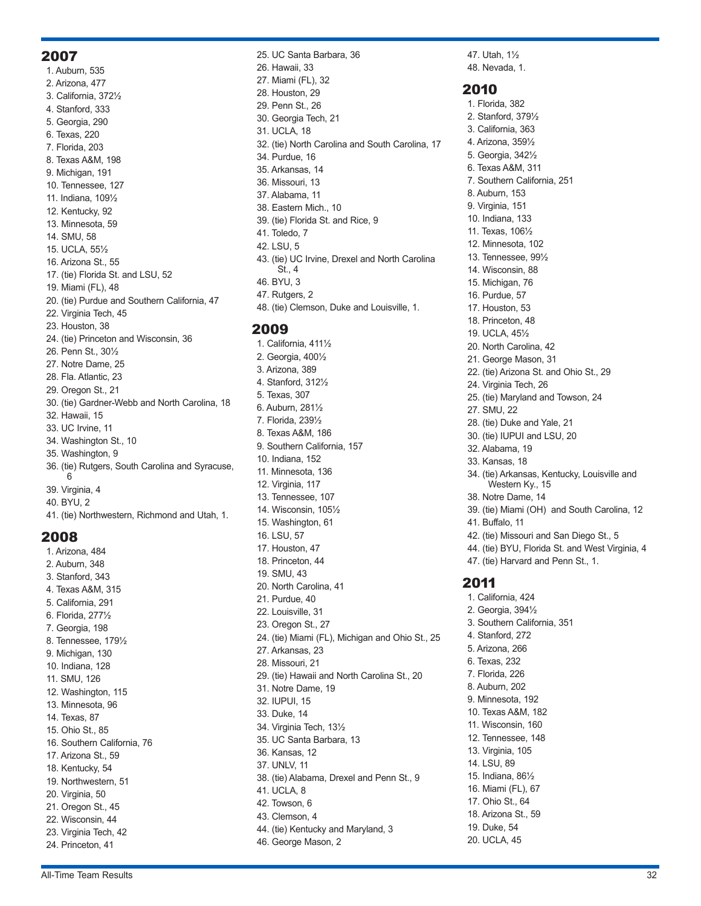## 2007

1. Auburn, 535
2. Arizona, 477
3. California, 372½
4. Stanford, 333
5. Georgia, 290
6. Texas, 220
7. Florida, 203
8. Texas A&M, 198
9. Michigan, 191
10. Tennessee, 127
11. Indiana, 109½
12. Kentucky, 92
13. Minnesota, 59
14. SMU, 58
15. UCLA, 55½
16. Arizona St., 55
17. (tie) Florida St. and LSU, 52
19. Miami (FL), 48
20. (tie) Purdue and Southern California, 47
22. Virginia Tech, 45
23. Houston, 38
24. (tie) Princeton and Wisconsin, 36
26. Penn St., 30½
27. Notre Dame, 25
28. Fla. Atlantic, 23
29. Oregon St., 21
30. (tie) Gardner-Webb and North Carolina, 18
32. Hawaii, 15
33. UC Irvine, 11
34. Washington St., 10
35. Washington, 9
36. (tie) Rutgers, South Carolina and Syracuse, 6
39. Virginia, 4
40. BYU, 2
41. (tie) Northwestern, Richmond and Utah, 1.

## 2008

1. Arizona, 484
2. Auburn, 348
3. Stanford, 343
4. Texas A&M, 315
5. California, 291
6. Florida, 277½
7. Georgia, 198
8. Tennessee, 179½
9. Michigan, 130
10. Indiana, 128
11. SMU, 126
12. Washington, 115
13. Minnesota, 96
14. Texas, 87
15. Ohio St., 85
16. Southern California, 76
17. Arizona St., 59
18. Kentucky, 54
19. Northwestern, 51
20. Virginia, 50
21. Oregon St., 45
22. Wisconsin, 44
23. Virginia Tech, 42
24. Princeton, 41
25. UC Santa Barbara, 36
26. Hawaii, 33
27. Miami (FL), 32
28. Houston, 29
29. Penn St., 26
30. Georgia Tech, 21
31. UCLA, 18
32. (tie) North Carolina and South Carolina, 17
34. Purdue, 16
35. Arkansas, 14
36. Missouri, 13
37. Alabama, 11
38. Eastern Mich., 10
39. (tie) Florida St. and Rice, 9
41. Toledo, 7
42. LSU, 5
43. (tie) UC Irvine, Drexel and North Carolina St., 4
46. BYU, 3
47. Rutgers, 2
48. (tie) Clemson, Duke and Louisville, 1.

## 2009

1. California, 411½
2. Georgia, 400½
3. Arizona, 389
4. Stanford, 312½
5. Texas, 307
6. Auburn, 281½
7. Florida, 239½
8. Texas A&M, 186
9. Southern California, 157
10. Indiana, 152
11. Minnesota, 136
12. Virginia, 117
13. Tennessee, 107
14. Wisconsin, 105½
15. Washington, 61
16. LSU, 57
17. Houston, 47
18. Princeton, 44
19. SMU, 43
20. North Carolina, 41
21. Purdue, 40
22. Louisville, 31
23. Oregon St., 27
24. (tie) Miami (FL), Michigan and Ohio St., 25
27. Arkansas, 23
28. Missouri, 21
29. (tie) Hawaii and North Carolina St., 20
31. Notre Dame, 19
32. IUPUI, 15
33. Duke, 14
34. Virginia Tech, 13½
35. UC Santa Barbara, 13
36. Kansas, 12
37. UNLV, 11
38. (tie) Alabama, Drexel and Penn St., 9
41. UCLA, 8
42. Towson, 6
43. Clemson, 4
44. (tie) Kentucky and Maryland, 3
46. George Mason, 2
47. Utah, 1½
48. Nevada, 1.

## 2010

1. Florida, 382
2. Stanford, 379½
3. California, 363
4. Arizona, 359½
5. Georgia, 342½
6. Texas A&M, 311
7. Southern California, 251
8. Auburn, 153
9. Virginia, 151
10. Indiana, 133
11. Texas, 106½
12. Minnesota, 102
13. Tennessee, 99½
14. Wisconsin, 88
15. Michigan, 76
16. Purdue, 57
17. Houston, 53
18. Princeton, 48
19. UCLA, 45½
20. North Carolina, 42
21. George Mason, 31
22. (tie) Arizona St. and Ohio St., 29
24. Virginia Tech, 26
25. (tie) Maryland and Towson, 24
27. SMU, 22
28. (tie) Duke and Yale, 21
30. (tie) IUPUI and LSU, 20
32. Alabama, 19
33. Kansas, 18
34. (tie) Arkansas, Kentucky, Louisville and Western Ky., 15
38. Notre Dame, 14
39. (tie) Miami (OH) and South Carolina, 12
41. Buffalo, 11
42. (tie) Missouri and San Diego St., 5
44. (tie) BYU, Florida St. and West Virginia, 4
47. (tie) Harvard and Penn St., 1.

## 2011

1. California, 424
2. Georgia, 394½
3. Southern California, 351
4. Stanford, 272
5. Arizona, 266
6. Texas, 232
7. Florida, 226
8. Auburn, 202
9. Minnesota, 192
10. Texas A&M, 182
11. Wisconsin, 160
12. Tennessee, 148
13. Virginia, 105
14. LSU, 89
15. Indiana, 86½
16. Miami (FL), 67
17. Ohio St., 64
18. Arizona St., 59
19. Duke, 54
20. UCLA, 45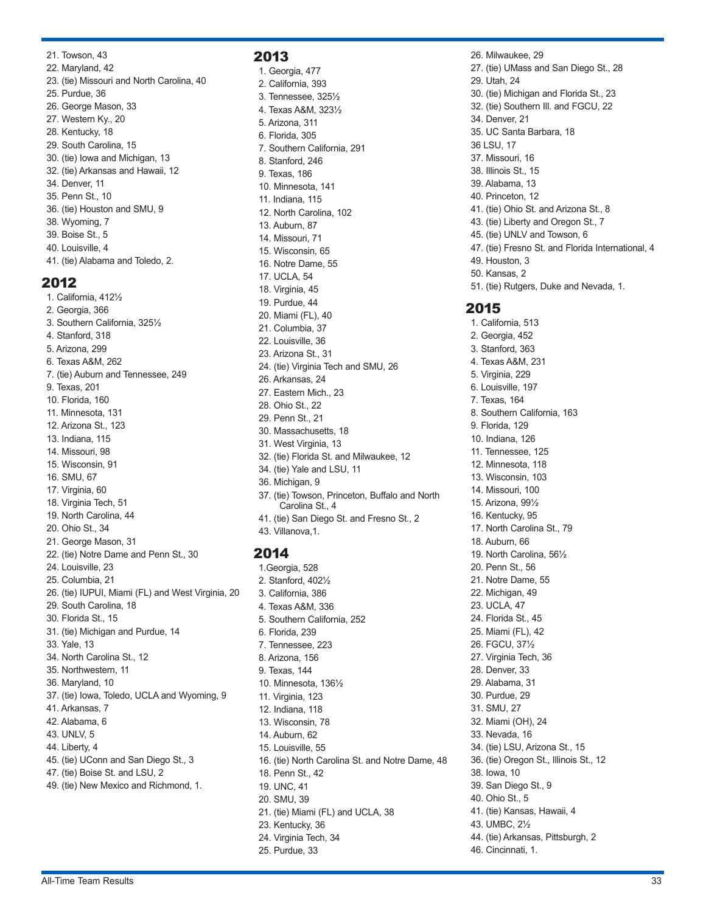21. Towson, 43
22. Maryland, 42
23. (tie) Missouri and North Carolina, 40
25. Purdue, 36
26. George Mason, 33
27. Western Ky., 20
28. Kentucky, 18
29. South Carolina, 15
30. (tie) Iowa and Michigan, 13
32. (tie) Arkansas and Hawaii, 12
34. Denver, 11
35. Penn St., 10
36. (tie) Houston and SMU, 9
38. Wyoming, 7
39. Boise St., 5
40. Louisville, 4
41. (tie) Alabama and Toledo, 2.

## 2012

1. California, 412½
2. Georgia, 366
3. Southern California, 325½
4. Stanford, 318
5. Arizona, 299
6. Texas A&M, 262
7. (tie) Auburn and Tennessee, 249
9. Texas, 201
10. Florida, 160
11. Minnesota, 131
12. Arizona St., 123
13. Indiana, 115
14. Missouri, 98
15. Wisconsin, 91
16. SMU, 67
17. Virginia, 60
18. Virginia Tech, 51
19. North Carolina, 44
20. Ohio St., 34
21. George Mason, 31
22. (tie) Notre Dame and Penn St., 30
24. Louisville, 23
25. Columbia, 21
26. (tie) IUPUI, Miami (FL) and West Virginia, 20
29. South Carolina, 18
30. Florida St., 15
31. (tie) Michigan and Purdue, 14
33. Yale, 13
34. North Carolina St., 12
35. Northwestern, 11
36. Maryland, 10
37. (tie) Iowa, Toledo, UCLA and Wyoming, 9
41. Arkansas, 7
42. Alabama, 6
43. UNLV, 5
44. Liberty, 4
45. (tie) UConn and San Diego St., 3
47. (tie) Boise St. and LSU, 2
49. (tie) New Mexico and Richmond, 1.

## 2013

1. Georgia, 477
2. California, 393
3. Tennessee, 325½
4. Texas A&M, 323½
5. Arizona, 311
6. Florida, 305
7. Southern California, 291
8. Stanford, 246
9. Texas, 186
10. Minnesota, 141
11. Indiana, 115
12. North Carolina, 102
13. Auburn, 87
14. Missouri, 71
15. Wisconsin, 65
16. Notre Dame, 55
17. UCLA, 54
18. Virginia, 45
19. Purdue, 44
20. Miami (FL), 40
21. Columbia, 37
22. Louisville, 36
23. Arizona St., 31
24. (tie) Virginia Tech and SMU, 26
26. Arkansas, 24
27. Eastern Mich., 23
28. Ohio St., 22
29. Penn St., 21
30. Massachusetts, 18
31. West Virginia, 13
32. (tie) Florida St. and Milwaukee, 12
34. (tie) Yale and LSU, 11
36. Michigan, 9
37. (tie) Towson, Princeton, Buffalo and North Carolina St., 4
41. (tie) San Diego St. and Fresno St., 2
43. Villanova,1.

## 2014

1. Georgia, 528
2. Stanford, 402½
3. California, 386
4. Texas A&M, 336
5. Southern California, 252
6. Florida, 239
7. Tennessee, 223
8. Arizona, 156
9. Texas, 144
10. Minnesota, 136½
11. Virginia, 123
12. Indiana, 118
13. Wisconsin, 78
14. Auburn, 62
15. Louisville, 55
16. (tie) North Carolina St. and Notre Dame, 48
18. Penn St., 42
19. UNC, 41
20. SMU, 39
21. (tie) Miami (FL) and UCLA, 38
23. Kentucky, 36
24. Virginia Tech, 34
25. Purdue, 33
26. Milwaukee, 29
27. (tie) UMass and San Diego St., 28
29. Utah, 24
30. (tie) Michigan and Florida St., 23
32. (tie) Southern Ill. and FGCU, 22
34. Denver, 21
35. UC Santa Barbara, 18
36. LSU, 17
37. Missouri, 16
38. Illinois St., 15
39. Alabama, 13
40. Princeton, 12
41. (tie) Ohio St. and Arizona St., 8
43. (tie) Liberty and Oregon St., 7
45. (tie) UNLV and Towson, 6
47. (tie) Fresno St. and Florida International, 4
49. Houston, 3
50. Kansas, 2
51. (tie) Rutgers, Duke and Nevada, 1.

## 2015

1. California, 513
2. Georgia, 452
3. Stanford, 363
4. Texas A&M, 231
5. Virginia, 229
6. Louisville, 197
7. Texas, 164
8. Southern California, 163
9. Florida, 129
10. Indiana, 126
11. Tennessee, 125
12. Minnesota, 118
13. Wisconsin, 103
14. Missouri, 100
15. Arizona, 99½
16. Kentucky, 95
17. North Carolina St., 79
18. Auburn, 66
19. North Carolina, 56½
20. Penn St., 56
21. Notre Dame, 55
22. Michigan, 49
23. UCLA, 47
24. Florida St., 45
25. Miami (FL), 42
26. FGCU, 37½
27. Virginia Tech, 36
28. Denver, 33
29. Alabama, 31
30. Purdue, 29
31. SMU, 27
32. Miami (OH), 24
33. Nevada, 16
34. (tie) LSU, Arizona St., 15
36. (tie) Oregon St., Illinois St., 12
38. Iowa, 10
39. San Diego St., 9
40. Ohio St., 5
41. (tie) Kansas, Hawaii, 4
43. UMBC, 2½
44. (tie) Arkansas, Pittsburgh, 2
46. Cincinnati, 1.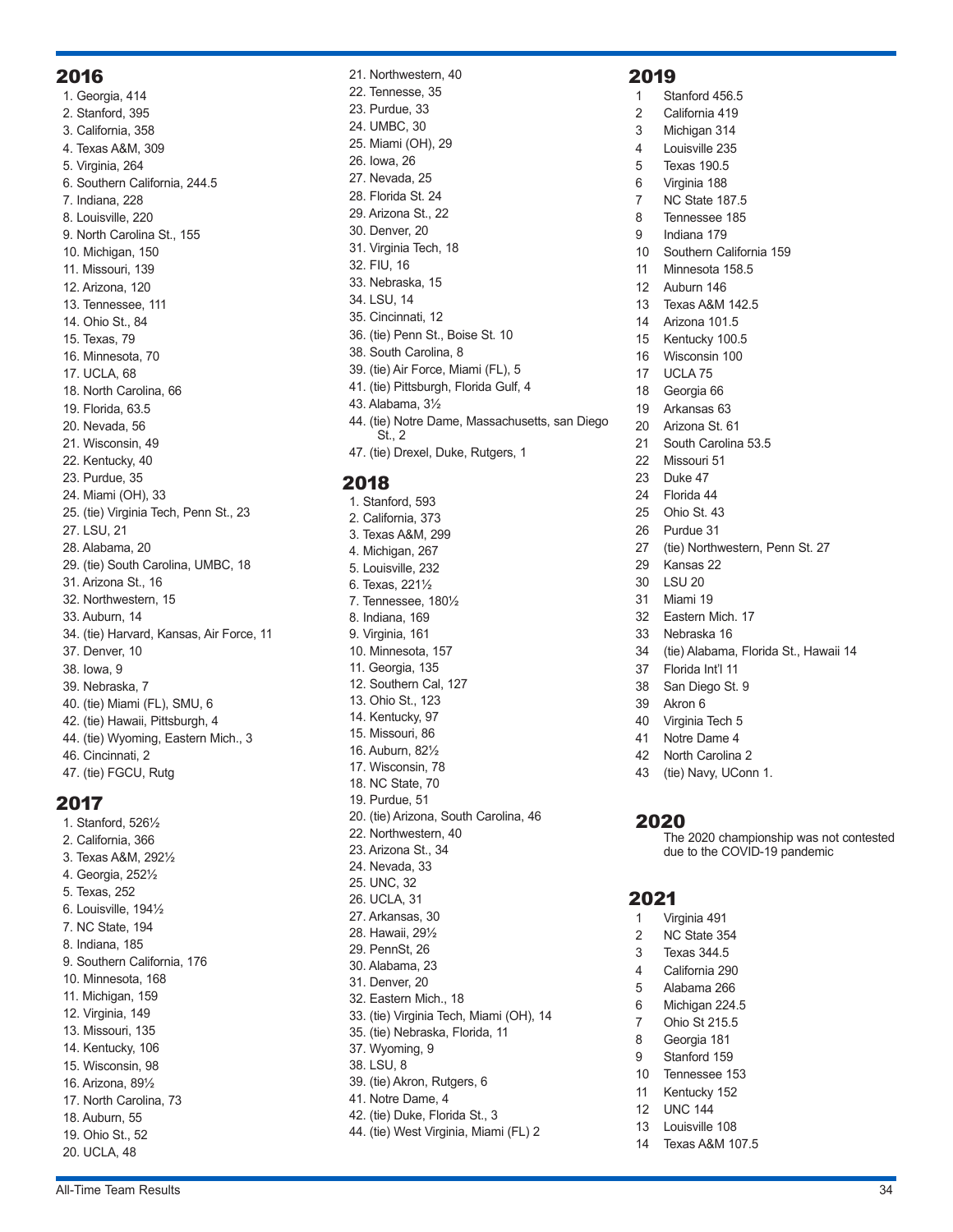## 2016

1. Georgia, 414
2. Stanford, 395
3. California, 358
4. Texas A&M, 309
5. Virginia, 264
6. Southern California, 244.5
7. Indiana, 228
8. Louisville, 220
9. North Carolina St., 155
10. Michigan, 150
11. Missouri, 139
12. Arizona, 120
13. Tennessee, 111
14. Ohio St., 84
15. Texas, 79
16. Minnesota, 70
17. UCLA, 68
18. North Carolina, 66
19. Florida, 63.5
20. Nevada, 56
21. Wisconsin, 49
22. Kentucky, 40
23. Purdue, 35
24. Miami (OH), 33
25. (tie) Virginia Tech, Penn St., 23
27. LSU, 21
28. Alabama, 20
29. (tie) South Carolina, UMBC, 18
31. Arizona St., 16
32. Northwestern, 15
33. Auburn, 14
34. (tie) Harvard, Kansas, Air Force, 11
37. Denver, 10
38. Iowa, 9
39. Nebraska, 7
40. (tie) Miami (FL), SMU, 6
42. (tie) Hawaii, Pittsburgh, 4
44. (tie) Wyoming, Eastern Mich., 3
46. Cincinnati, 2
47. (tie) FGCU, Rutg

## 2017

1. Stanford, 526½
2. California, 366
3. Texas A&M, 292½
4. Georgia, 252½
5. Texas, 252
6. Louisville, 194½
7. NC State, 194
8. Indiana, 185
9. Southern California, 176
10. Minnesota, 168
11. Michigan, 159
12. Virginia, 149
13. Missouri, 135
14. Kentucky, 106
15. Wisconsin, 98
16. Arizona, 89½
17. North Carolina, 73
18. Auburn, 55
19. Ohio St., 52
20. UCLA, 48
21. Northwestern, 40
22. Tennessee, 35
23. Purdue, 33
24. UMBC, 30
25. Miami (OH), 29
26. Iowa, 26
27. Nevada, 25
28. Florida St. 24
29. Arizona St., 22
30. Denver, 20
31. Virginia Tech, 18
32. FIU, 16
33. Nebraska, 15
34. LSU, 14
35. Cincinnati, 12
36. (tie) Penn St., Boise St. 10
38. South Carolina, 8
39. (tie) Air Force, Miami (FL), 5
41. (tie) Pittsburgh, Florida Gulf, 4
43. Alabama, 3½
44. (tie) Notre Dame, Massachusetts, san Diego St., 2
47. (tie) Drexel, Duke, Rutgers, 1

## 2018

1. Stanford, 593
2. California, 373
3. Texas A&M, 299
4. Michigan, 267
5. Louisville, 232
6. Texas, 221½
7. Tennessee, 180½
8. Indiana, 169
9. Virginia, 161
10. Minnesota, 157
11. Georgia, 135
12. Southern Cal, 127
13. Ohio St., 123
14. Kentucky, 97
15. Missouri, 86
16. Auburn, 82½
17. Wisconsin, 78
18. NC State, 70
19. Purdue, 51
20. (tie) Arizona, South Carolina, 46
22. Northwestern, 40
23. Arizona St., 34
24. Nevada, 33
25. UNC, 32
26. UCLA, 31
27. Arkansas, 30
28. Hawaii, 29½
29. PennSt, 26
30. Alabama, 23
31. Denver, 20
32. Eastern Mich., 18
33. (tie) Virginia Tech, Miami (OH), 14
35. (tie) Nebraska, Florida, 11
37. Wyoming, 9
38. LSU, 8
39. (tie) Akron, Rutgers, 6
41. Notre Dame, 4
42. (tie) Duke, Florida St., 3
44. (tie) West Virginia, Miami (FL) 2

## 2019

1 Stanford 456.5
2 California 419
3 Michigan 314
4 Louisville 235
5 Texas 190.5
6 Virginia 188
7 NC State 187.5
8 Tennessee 185
9 Indiana 179
10 Southern California 159
11 Minnesota 158.5
12 Auburn 146
13 Texas A&M 142.5
14 Arizona 101.5
15 Kentucky 100.5
16 Wisconsin 100
17 UCLA 75
18 Georgia 66
19 Arkansas 63
20 Arizona St. 61
21 South Carolina 53.5
22 Missouri 51
23 Duke 47
24 Florida 44
25 Ohio St. 43
26 Purdue 31
27 (tie) Northwestern, Penn St. 27
29 Kansas 22
30 LSU 20
31 Miami 19
32 Eastern Mich. 17
33 Nebraska 16
34 (tie) Alabama, Florida St., Hawaii 14
37 Florida Int'l 11
38 San Diego St. 9
39 Akron 6
40 Virginia Tech 5
41 Notre Dame 4
42 North Carolina 2
43 (tie) Navy, UConn 1.

## 2020

The 2020 championship was not contested due to the COVID-19 pandemic

## 2021

1 Virginia 491
2 NC State 354
3 Texas 344.5
4 California 290
5 Alabama 266
6 Michigan 224.5
7 Ohio St 215.5
8 Georgia 181
9 Stanford 159
10 Tennessee 153
11 Kentucky 152
12 UNC 144
13 Louisville 108
14 Texas A&M 107.5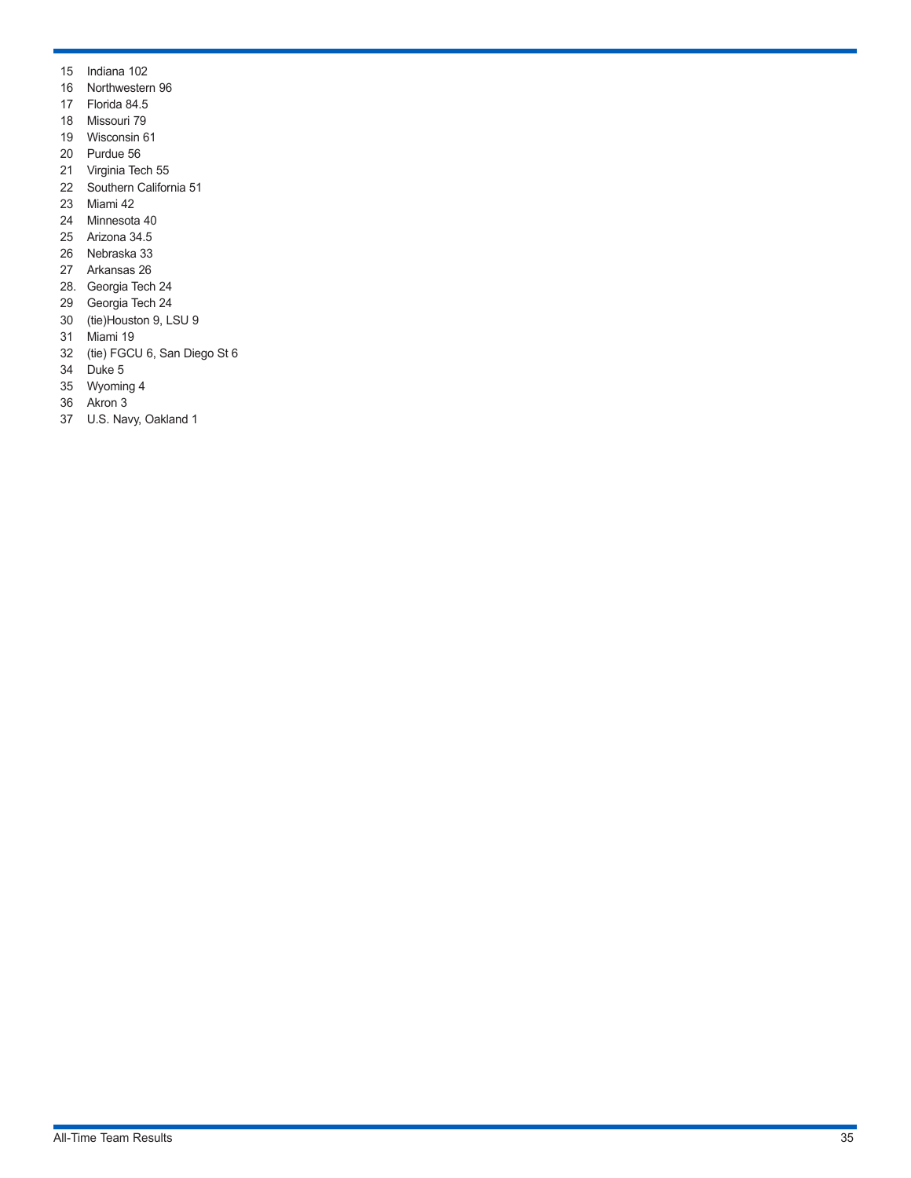15 Indiana 102
16 Northwestern 96
17 Florida 84.5
18 Missouri 79
19 Wisconsin 61
20 Purdue 56
21 Virginia Tech 55
22 Southern California 51
23 Miami 42
24 Minnesota 40
25 Arizona 34.5
26 Nebraska 33
27 Arkansas 26
28. Georgia Tech 24
29 Georgia Tech 24
30 (tie)Houston 9, LSU 9
31 Miami 19
32 (tie) FGCU 6, San Diego St 6
34 Duke 5
35 Wyoming 4
36 Akron 3
37 U.S. Navy, Oakland 1